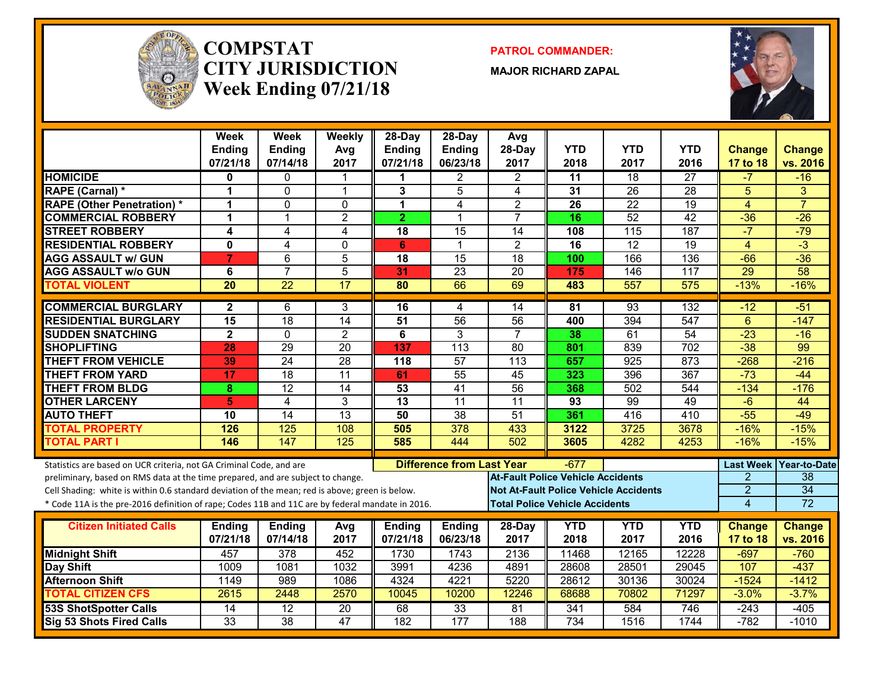# COMPSTAT
# CITY JURISDICTION
## Week Ending 07/21/18

**PATROL COMMANDER:**

**MAJOR RICHARD ZAPAL**

| | Week Ending 07/21/18 | Week Ending 07/14/18 | Weekly Avg 2017 | 28-Day Ending 07/21/18 | 28-Day Ending 06/23/18 | Avg 28-Day 2017 | YTD 2018 | YTD 2017 | YTD 2016 | Change 17 to 18 | Change vs. 2016 |
|---|---|---|---|---|---|---|---|---|---|---|---|
| HOMICIDE | 0 | 0 | 1 | 1 | 2 | 2 | 11 | 18 | 27 | -7 | -16 |
| RAPE (Carnal) * | 1 | 0 | 1 | 3 | 5 | 4 | 31 | 26 | 28 | 5 | 3 |
| RAPE (Other Penetration) * | 1 | 0 | 0 | 1 | 4 | 2 | 26 | 22 | 19 | 4 | 7 |
| COMMERCIAL ROBBERY | 1 | 1 | 2 | 2 | 1 | 7 | 16 | 52 | 42 | -36 | -26 |
| STREET ROBBERY | 4 | 4 | 4 | 18 | 15 | 14 | 108 | 115 | 187 | -7 | -79 |
| RESIDENTIAL ROBBERY | 0 | 4 | 0 | 6 | 1 | 2 | 16 | 12 | 19 | 4 | -3 |
| AGG ASSAULT w/ GUN | 7 | 6 | 5 | 18 | 15 | 18 | 100 | 166 | 136 | -66 | -36 |
| AGG ASSAULT w/o GUN | 6 | 7 | 5 | 31 | 23 | 20 | 175 | 146 | 117 | 29 | 58 |
| TOTAL VIOLENT | 20 | 22 | 17 | 80 | 66 | 69 | 483 | 557 | 575 | -13% | -16% |
| COMMERCIAL BURGLARY | 2 | 6 | 3 | 16 | 4 | 14 | 81 | 93 | 132 | -12 | -51 |
| RESIDENTIAL BURGLARY | 15 | 18 | 14 | 51 | 56 | 56 | 400 | 394 | 547 | 6 | -147 |
| SUDDEN SNATCHING | 2 | 0 | 2 | 6 | 3 | 7 | 38 | 61 | 54 | -23 | -16 |
| SHOPLIFTING | 28 | 29 | 20 | 137 | 113 | 80 | 801 | 839 | 702 | -38 | 99 |
| THEFT FROM VEHICLE | 39 | 24 | 28 | 118 | 57 | 113 | 657 | 925 | 873 | -268 | -216 |
| THEFT FROM YARD | 17 | 18 | 11 | 61 | 55 | 45 | 323 | 396 | 367 | -73 | -44 |
| THEFT FROM BLDG | 8 | 12 | 14 | 53 | 41 | 56 | 368 | 502 | 544 | -134 | -176 |
| OTHER LARCENY | 5 | 4 | 3 | 13 | 11 | 11 | 93 | 99 | 49 | -6 | 44 |
| AUTO THEFT | 10 | 14 | 13 | 50 | 38 | 51 | 361 | 416 | 410 | -55 | -49 |
| TOTAL PROPERTY | 126 | 125 | 108 | 505 | 378 | 433 | 3122 | 3725 | 3678 | -16% | -15% |
| TOTAL PART I | 146 | 147 | 125 | 585 | 444 | 502 | 3605 | 4282 | 4253 | -16% | -15% |

Statistics are based on UCR criteria, not GA Criminal Code, and are preliminary, based on RMS data at the time prepared, and are subject to change.

Cell Shading: white is within 0.6 standard deviation of the mean; red is above; green is below.

* Code 11A is the pre-2016 definition of rape; Codes 11B and 11C are by federal mandate in 2016.

**Difference from Last Year:** -677

| | Last Week | Year-to-Date |
|---|---|---|
| At-Fault Police Vehicle Accidents | 2 | 38 |
| Not At-Fault Police Vehicle Accidents | 2 | 34 |
| Total Police Vehicle Accidents | 4 | 72 |

| Citizen Initiated Calls | Ending 07/21/18 | Ending 07/14/18 | Avg 2017 | Ending 07/21/18 | Ending 06/23/18 | 28-Day 2017 | YTD 2018 | YTD 2017 | YTD 2016 | Change 17 to 18 | Change vs. 2016 |
|---|---|---|---|---|---|---|---|---|---|---|---|
| Midnight Shift | 457 | 378 | 452 | 1730 | 1743 | 2136 | 11468 | 12165 | 12228 | -697 | -760 |
| Day Shift | 1009 | 1081 | 1032 | 3991 | 4236 | 4891 | 28608 | 28501 | 29045 | 107 | -437 |
| Afternoon Shift | 1149 | 989 | 1086 | 4324 | 4221 | 5220 | 28612 | 30136 | 30024 | -1524 | -1412 |
| TOTAL CITIZEN CFS | 2615 | 2448 | 2570 | 10045 | 10200 | 12246 | 68688 | 70802 | 71297 | -3.0% | -3.7% |
| 53S ShotSpotter Calls | 14 | 12 | 20 | 68 | 33 | 81 | 341 | 584 | 746 | -243 | -405 |
| Sig 53 Shots Fired Calls | 33 | 38 | 47 | 182 | 177 | 188 | 734 | 1516 | 1744 | -782 | -1010 |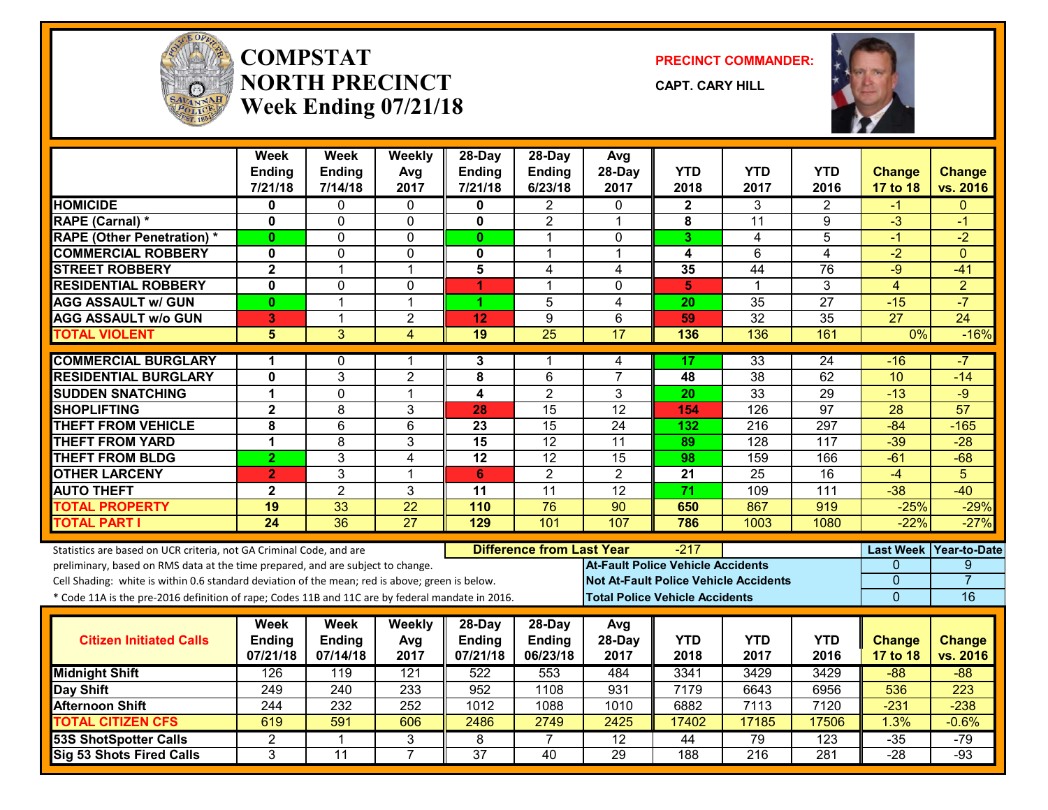# COMPSTAT NORTH PRECINCT Week Ending 07/21/18

**PRECINCT COMMANDER:**

**CAPT. CARY HILL**

| | Week Ending 7/21/18 | Week Ending 7/14/18 | Weekly Avg 2017 | 28-Day Ending 7/21/18 | 28-Day Ending 6/23/18 | Avg 28-Day 2017 | YTD 2018 | YTD 2017 | YTD 2016 | Change 17 to 18 | Change vs. 2016 |
|---|---|---|---|---|---|---|---|---|---|---|---|
| HOMICIDE | 0 | 0 | 0 | 0 | 2 | 0 | 2 | 3 | 2 | -1 | 0 |
| RAPE (Carnal) * | 0 | 0 | 0 | 0 | 2 | 1 | 8 | 11 | 9 | -3 | -1 |
| RAPE (Other Penetration) * | 0 | 0 | 0 | 0 | 1 | 0 | 3 | 4 | 5 | -1 | -2 |
| COMMERCIAL ROBBERY | 0 | 0 | 0 | 0 | 1 | 1 | 4 | 6 | 4 | -2 | 0 |
| STREET ROBBERY | 2 | 1 | 1 | 5 | 4 | 4 | 35 | 44 | 76 | -9 | -41 |
| RESIDENTIAL ROBBERY | 0 | 0 | 0 | 1 | 1 | 0 | 5 | 1 | 3 | 4 | 2 |
| AGG ASSAULT w/ GUN | 0 | 1 | 1 | 1 | 5 | 4 | 20 | 35 | 27 | -15 | -7 |
| AGG ASSAULT w/o GUN | 3 | 1 | 2 | 12 | 9 | 6 | 59 | 32 | 35 | 27 | 24 |
| TOTAL VIOLENT | 5 | 3 | 4 | 19 | 25 | 17 | 136 | 136 | 161 | 0% | -16% |
| COMMERCIAL BURGLARY | 1 | 0 | 1 | 3 | 1 | 4 | 17 | 33 | 24 | -16 | -7 |
| RESIDENTIAL BURGLARY | 0 | 3 | 2 | 8 | 6 | 7 | 48 | 38 | 62 | 10 | -14 |
| SUDDEN SNATCHING | 1 | 0 | 1 | 4 | 2 | 3 | 20 | 33 | 29 | -13 | -9 |
| SHOPLIFTING | 2 | 8 | 3 | 28 | 15 | 12 | 154 | 126 | 97 | 28 | 57 |
| THEFT FROM VEHICLE | 8 | 6 | 6 | 23 | 15 | 24 | 132 | 216 | 297 | -84 | -165 |
| THEFT FROM YARD | 1 | 8 | 3 | 15 | 12 | 11 | 89 | 128 | 117 | -39 | -28 |
| THEFT FROM BLDG | 2 | 3 | 4 | 12 | 12 | 15 | 98 | 159 | 166 | -61 | -68 |
| OTHER LARCENY | 2 | 3 | 1 | 6 | 2 | 2 | 21 | 25 | 16 | -4 | 5 |
| AUTO THEFT | 2 | 2 | 3 | 11 | 11 | 12 | 71 | 109 | 111 | -38 | -40 |
| TOTAL PROPERTY | 19 | 33 | 22 | 110 | 76 | 90 | 650 | 867 | 919 | -25% | -29% |
| TOTAL PART I | 24 | 36 | 27 | 129 | 101 | 107 | 786 | 1003 | 1080 | -22% | -27% |

Statistics are based on UCR criteria, not GA Criminal Code, and are preliminary, based on RMS data at the time prepared, and are subject to change.

Cell Shading: white is within 0.6 standard deviation of the mean; red is above; green is below.

\* Code 11A is the pre-2016 definition of rape; Codes 11B and 11C are by federal mandate in 2016.

**Difference from Last Year:** -217

| | Last Week | Year-to-Date |
|---|---|---|
| At-Fault Police Vehicle Accidents | 0 | 9 |
| Not At-Fault Police Vehicle Accidents | 0 | 7 |
| Total Police Vehicle Accidents | 0 | 16 |

| Citizen Initiated Calls | Week Ending 07/21/18 | Week Ending 07/14/18 | Weekly Avg 2017 | 28-Day Ending 07/21/18 | 28-Day Ending 06/23/18 | Avg 28-Day 2017 | YTD 2018 | YTD 2017 | YTD 2016 | Change 17 to 18 | Change vs. 2016 |
|---|---|---|---|---|---|---|---|---|---|---|---|
| Midnight Shift | 126 | 119 | 121 | 522 | 553 | 484 | 3341 | 3429 | 3429 | -88 | -88 |
| Day Shift | 249 | 240 | 233 | 952 | 1108 | 931 | 7179 | 6643 | 6956 | 536 | 223 |
| Afternoon Shift | 244 | 232 | 252 | 1012 | 1088 | 1010 | 6882 | 7113 | 7120 | -231 | -238 |
| TOTAL CITIZEN CFS | 619 | 591 | 606 | 2486 | 2749 | 2425 | 17402 | 17185 | 17506 | 1.3% | -0.6% |
| 53S ShotSpotter Calls | 2 | 1 | 3 | 8 | 7 | 12 | 44 | 79 | 123 | -35 | -79 |
| Sig 53 Shots Fired Calls | 3 | 11 | 7 | 37 | 40 | 29 | 188 | 216 | 281 | -28 | -93 |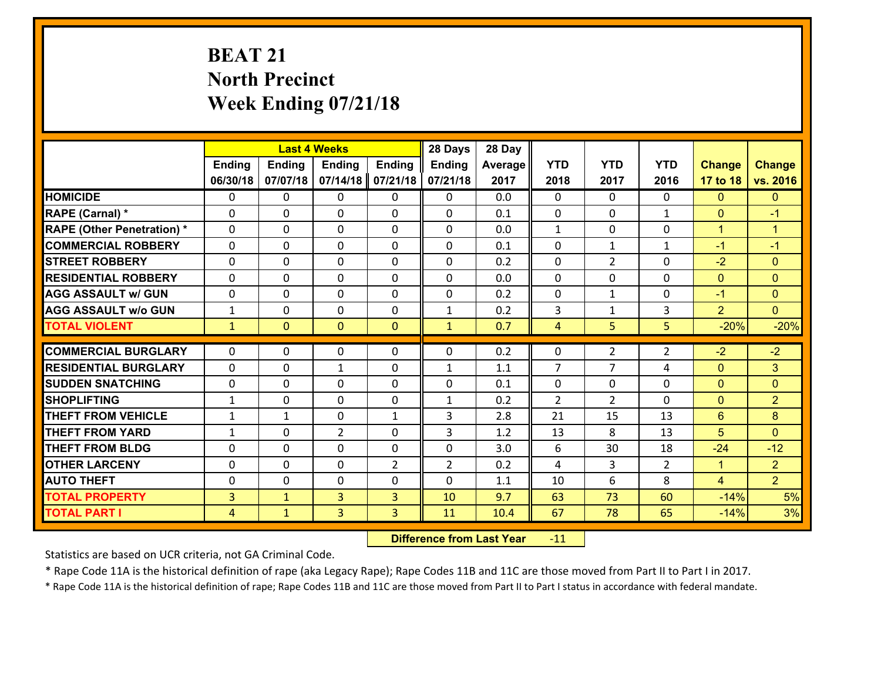# BEAT 21
# North Precinct
# Week Ending 07/21/18

| | Last 4 Weeks | | | | 28 Days | 28 Day | | | | | |
|---|---|---|---|---|---|---|---|---|---|---|---|
| | Ending 06/30/18 | Ending 07/07/18 | Ending 07/14/18 | Ending 07/21/18 | Ending 07/21/18 | Average 2017 | YTD 2018 | YTD 2017 | YTD 2016 | Change 17 to 18 | Change vs. 2016 |
| **HOMICIDE** | 0 | 0 | 0 | 0 | 0 | 0.0 | 0 | 0 | 0 | 0 | 0 |
| **RAPE (Carnal) *** | 0 | 0 | 0 | 0 | 0 | 0.1 | 0 | 0 | 1 | 0 | -1 |
| **RAPE (Other Penetration) *** | 0 | 0 | 0 | 0 | 0 | 0.0 | 1 | 0 | 0 | 1 | 1 |
| **COMMERCIAL ROBBERY** | 0 | 0 | 0 | 0 | 0 | 0.1 | 0 | 1 | 1 | -1 | -1 |
| **STREET ROBBERY** | 0 | 0 | 0 | 0 | 0 | 0.2 | 0 | 2 | 0 | -2 | 0 |
| **RESIDENTIAL ROBBERY** | 0 | 0 | 0 | 0 | 0 | 0.0 | 0 | 0 | 0 | 0 | 0 |
| **AGG ASSAULT w/ GUN** | 0 | 0 | 0 | 0 | 0 | 0.2 | 0 | 1 | 0 | -1 | 0 |
| **AGG ASSAULT w/o GUN** | 1 | 0 | 0 | 0 | 1 | 0.2 | 3 | 1 | 3 | 2 | 0 |
| **TOTAL VIOLENT** | 1 | 0 | 0 | 0 | 1 | 0.7 | 4 | 5 | 5 | -20% | -20% |
| **COMMERCIAL BURGLARY** | 0 | 0 | 0 | 0 | 0 | 0.2 | 0 | 2 | 2 | -2 | -2 |
| **RESIDENTIAL BURGLARY** | 0 | 0 | 1 | 0 | 1 | 1.1 | 7 | 7 | 4 | 0 | 3 |
| **SUDDEN SNATCHING** | 0 | 0 | 0 | 0 | 0 | 0.1 | 0 | 0 | 0 | 0 | 0 |
| **SHOPLIFTING** | 1 | 0 | 0 | 0 | 1 | 0.2 | 2 | 2 | 0 | 0 | 2 |
| **THEFT FROM VEHICLE** | 1 | 1 | 0 | 1 | 3 | 2.8 | 21 | 15 | 13 | 6 | 8 |
| **THEFT FROM YARD** | 1 | 0 | 2 | 0 | 3 | 1.2 | 13 | 8 | 13 | 5 | 0 |
| **THEFT FROM BLDG** | 0 | 0 | 0 | 0 | 0 | 3.0 | 6 | 30 | 18 | -24 | -12 |
| **OTHER LARCENY** | 0 | 0 | 0 | 2 | 2 | 0.2 | 4 | 3 | 2 | 1 | 2 |
| **AUTO THEFT** | 0 | 0 | 0 | 0 | 0 | 1.1 | 10 | 6 | 8 | 4 | 2 |
| **TOTAL PROPERTY** | 3 | 1 | 3 | 3 | 10 | 9.7 | 63 | 73 | 60 | -14% | 5% |
| **TOTAL PART I** | 4 | 1 | 3 | 3 | 11 | 10.4 | 67 | 78 | 65 | -14% | 3% |

**Difference from Last Year** -11

Statistics are based on UCR criteria, not GA Criminal Code.

* Rape Code 11A is the historical definition of rape (aka Legacy Rape); Rape Codes 11B and 11C are those moved from Part II to Part I in 2017.

* Rape Code 11A is the historical definition of rape; Rape Codes 11B and 11C are those moved from Part II to Part I status in accordance with federal mandate.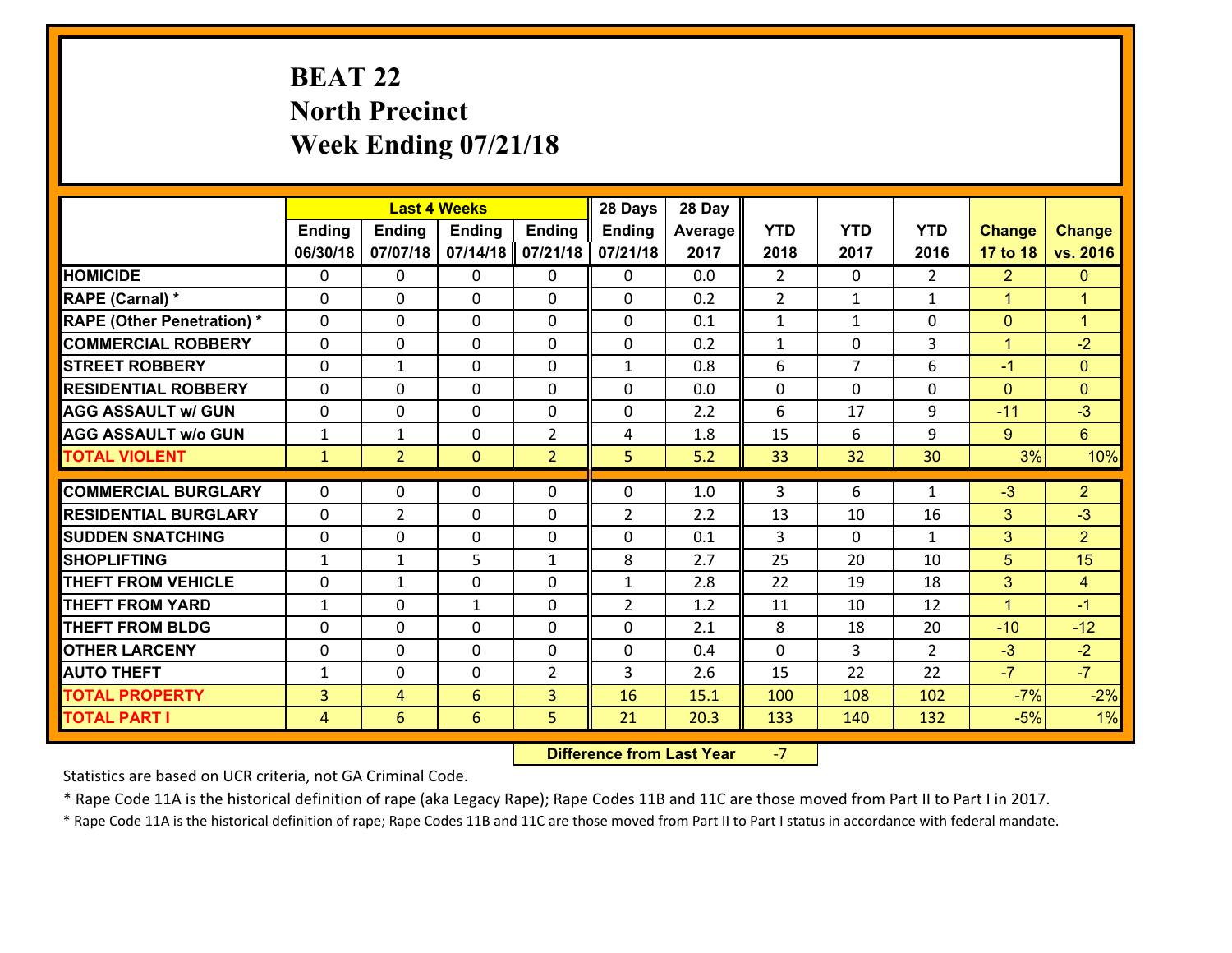# BEAT 22
# North Precinct
# Week Ending 07/21/18

| | Last 4 Weeks | | | | 28 Days | 28 Day | | | | | |
|---|---|---|---|---|---|---|---|---|---|---|---|
| | Ending 06/30/18 | Ending 07/07/18 | Ending 07/14/18 | Ending 07/21/18 | Ending 07/21/18 | Average 2017 | YTD 2018 | YTD 2017 | YTD 2016 | Change 17 to 18 | Change vs. 2016 |
| HOMICIDE | 0 | 0 | 0 | 0 | 0 | 0.0 | 2 | 0 | 2 | 2 | 0 |
| RAPE (Carnal) * | 0 | 0 | 0 | 0 | 0 | 0.2 | 2 | 1 | 1 | 1 | 1 |
| RAPE (Other Penetration) * | 0 | 0 | 0 | 0 | 0 | 0.1 | 1 | 1 | 0 | 0 | 1 |
| COMMERCIAL ROBBERY | 0 | 0 | 0 | 0 | 0 | 0.2 | 1 | 0 | 3 | 1 | -2 |
| STREET ROBBERY | 0 | 1 | 0 | 0 | 1 | 0.8 | 6 | 7 | 6 | -1 | 0 |
| RESIDENTIAL ROBBERY | 0 | 0 | 0 | 0 | 0 | 0.0 | 0 | 0 | 0 | 0 | 0 |
| AGG ASSAULT w/ GUN | 0 | 0 | 0 | 0 | 0 | 2.2 | 6 | 17 | 9 | -11 | -3 |
| AGG ASSAULT w/o GUN | 1 | 1 | 0 | 2 | 4 | 1.8 | 15 | 6 | 9 | 9 | 6 |
| TOTAL VIOLENT | 1 | 2 | 0 | 2 | 5 | 5.2 | 33 | 32 | 30 | 3% | 10% |
| COMMERCIAL BURGLARY | 0 | 0 | 0 | 0 | 0 | 1.0 | 3 | 6 | 1 | -3 | 2 |
| RESIDENTIAL BURGLARY | 0 | 2 | 0 | 0 | 2 | 2.2 | 13 | 10 | 16 | 3 | -3 |
| SUDDEN SNATCHING | 0 | 0 | 0 | 0 | 0 | 0.1 | 3 | 0 | 1 | 3 | 2 |
| SHOPLIFTING | 1 | 1 | 5 | 1 | 8 | 2.7 | 25 | 20 | 10 | 5 | 15 |
| THEFT FROM VEHICLE | 0 | 1 | 0 | 0 | 1 | 2.8 | 22 | 19 | 18 | 3 | 4 |
| THEFT FROM YARD | 1 | 0 | 1 | 0 | 2 | 1.2 | 11 | 10 | 12 | 1 | -1 |
| THEFT FROM BLDG | 0 | 0 | 0 | 0 | 0 | 2.1 | 8 | 18 | 20 | -10 | -12 |
| OTHER LARCENY | 0 | 0 | 0 | 0 | 0 | 0.4 | 0 | 3 | 2 | -3 | -2 |
| AUTO THEFT | 1 | 0 | 0 | 2 | 3 | 2.6 | 15 | 22 | 22 | -7 | -7 |
| TOTAL PROPERTY | 3 | 4 | 6 | 3 | 16 | 15.1 | 100 | 108 | 102 | -7% | -2% |
| TOTAL PART I | 4 | 6 | 6 | 5 | 21 | 20.3 | 133 | 140 | 132 | -5% | 1% |

**Difference from Last Year** -7

Statistics are based on UCR criteria, not GA Criminal Code.

* Rape Code 11A is the historical definition of rape (aka Legacy Rape); Rape Codes 11B and 11C are those moved from Part II to Part I in 2017.

* Rape Code 11A is the historical definition of rape; Rape Codes 11B and 11C are those moved from Part II to Part I status in accordance with federal mandate.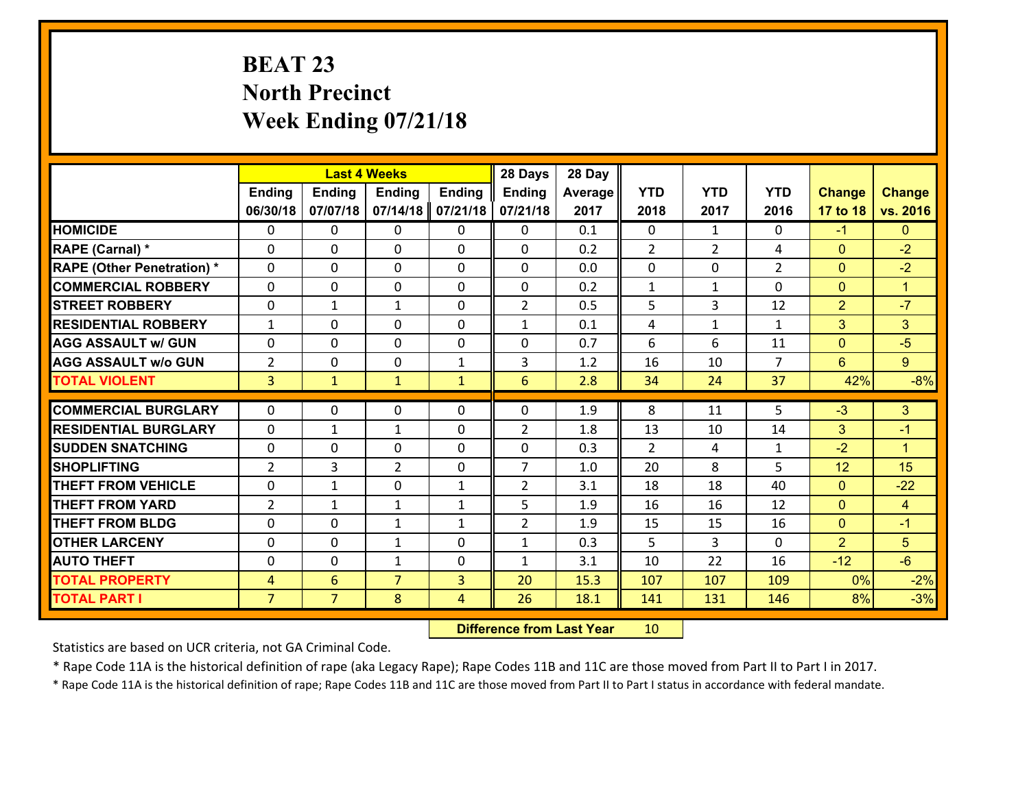# BEAT 23
# North Precinct
# Week Ending 07/21/18

| | Last 4 Weeks | | | | 28 Days | 28 Day | | | | | |
|---|---|---|---|---|---|---|---|---|---|---|---|
| | Ending 06/30/18 | Ending 07/07/18 | Ending 07/14/18 | Ending 07/21/18 | Ending 07/21/18 | Average 2017 | YTD 2018 | YTD 2017 | YTD 2016 | Change 17 to 18 | Change vs. 2016 |
| HOMICIDE | 0 | 0 | 0 | 0 | 0 | 0.1 | 0 | 1 | 0 | -1 | 0 |
| RAPE (Carnal) * | 0 | 0 | 0 | 0 | 0 | 0.2 | 2 | 2 | 4 | 0 | -2 |
| RAPE (Other Penetration) * | 0 | 0 | 0 | 0 | 0 | 0.0 | 0 | 0 | 2 | 0 | -2 |
| COMMERCIAL ROBBERY | 0 | 0 | 0 | 0 | 0 | 0.2 | 1 | 1 | 0 | 0 | 1 |
| STREET ROBBERY | 0 | 1 | 1 | 0 | 2 | 0.5 | 5 | 3 | 12 | 2 | -7 |
| RESIDENTIAL ROBBERY | 1 | 0 | 0 | 0 | 1 | 0.1 | 4 | 1 | 1 | 3 | 3 |
| AGG ASSAULT w/ GUN | 0 | 0 | 0 | 0 | 0 | 0.7 | 6 | 6 | 11 | 0 | -5 |
| AGG ASSAULT w/o GUN | 2 | 0 | 0 | 1 | 3 | 1.2 | 16 | 10 | 7 | 6 | 9 |
| TOTAL VIOLENT | 3 | 1 | 1 | 1 | 6 | 2.8 | 34 | 24 | 37 | 42% | -8% |
| COMMERCIAL BURGLARY | 0 | 0 | 0 | 0 | 0 | 1.9 | 8 | 11 | 5 | -3 | 3 |
| RESIDENTIAL BURGLARY | 0 | 1 | 1 | 0 | 2 | 1.8 | 13 | 10 | 14 | 3 | -1 |
| SUDDEN SNATCHING | 0 | 0 | 0 | 0 | 0 | 0.3 | 2 | 4 | 1 | -2 | 1 |
| SHOPLIFTING | 2 | 3 | 2 | 0 | 7 | 1.0 | 20 | 8 | 5 | 12 | 15 |
| THEFT FROM VEHICLE | 0 | 1 | 0 | 1 | 2 | 3.1 | 18 | 18 | 40 | 0 | -22 |
| THEFT FROM YARD | 2 | 1 | 1 | 1 | 5 | 1.9 | 16 | 16 | 12 | 0 | 4 |
| THEFT FROM BLDG | 0 | 0 | 1 | 1 | 2 | 1.9 | 15 | 15 | 16 | 0 | -1 |
| OTHER LARCENY | 0 | 0 | 1 | 0 | 1 | 0.3 | 5 | 3 | 0 | 2 | 5 |
| AUTO THEFT | 0 | 0 | 1 | 0 | 1 | 3.1 | 10 | 22 | 16 | -12 | -6 |
| TOTAL PROPERTY | 4 | 6 | 7 | 3 | 20 | 15.3 | 107 | 107 | 109 | 0% | -2% |
| TOTAL PART I | 7 | 7 | 8 | 4 | 26 | 18.1 | 141 | 131 | 146 | 8% | -3% |

**Difference from Last Year** 10

Statistics are based on UCR criteria, not GA Criminal Code.

* Rape Code 11A is the historical definition of rape (aka Legacy Rape); Rape Codes 11B and 11C are those moved from Part II to Part I in 2017.

* Rape Code 11A is the historical definition of rape; Rape Codes 11B and 11C are those moved from Part II to Part I status in accordance with federal mandate.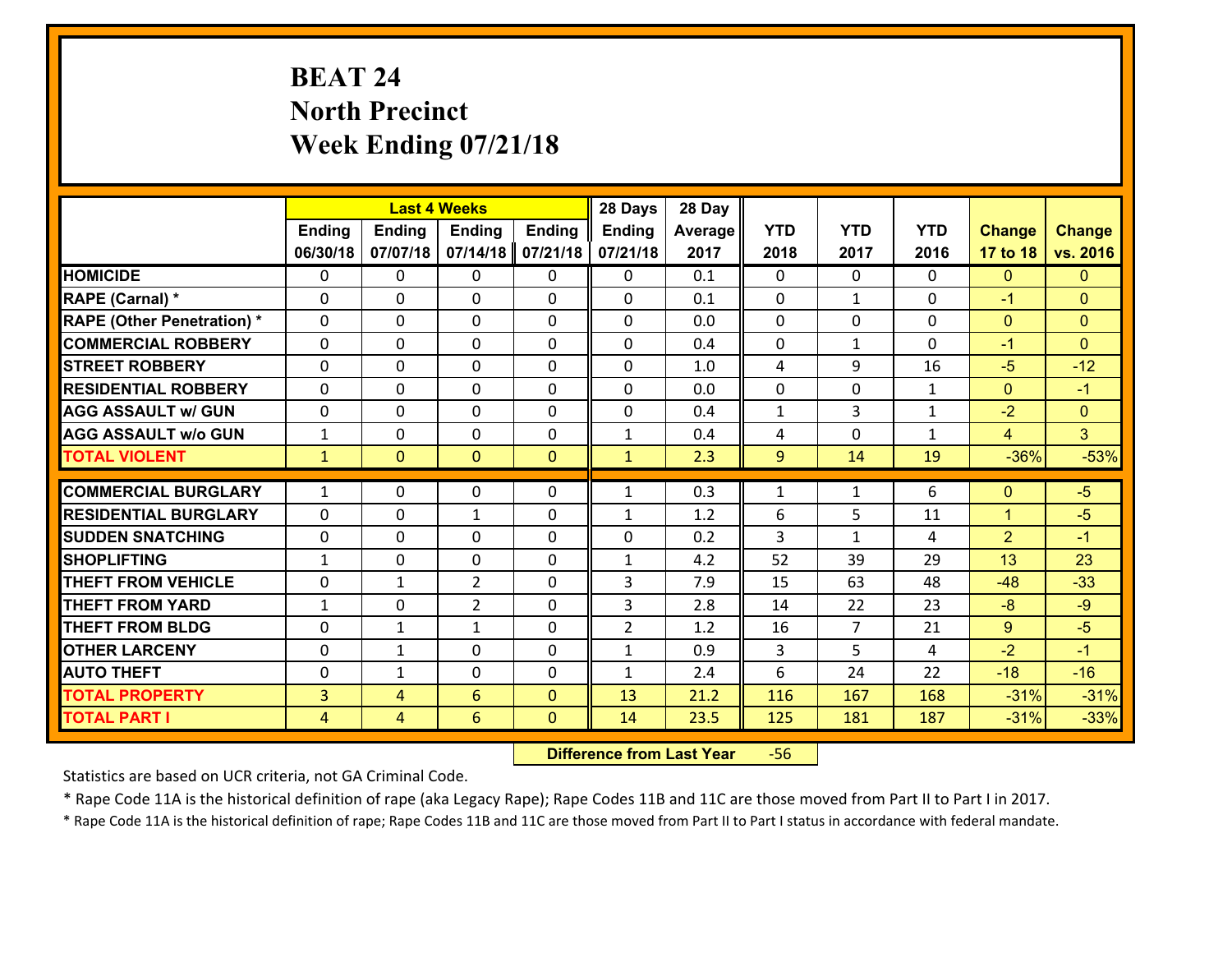# BEAT 24
# North Precinct
# Week Ending 07/21/18

| | Last 4 Weeks | | | | 28 Days | 28 Day | | | | | |
|---|---|---|---|---|---|---|---|---|---|---|---|
| | Ending 06/30/18 | Ending 07/07/18 | Ending 07/14/18 | Ending 07/21/18 | Ending 07/21/18 | Average 2017 | YTD 2018 | YTD 2017 | YTD 2016 | Change 17 to 18 | Change vs. 2016 |
| HOMICIDE | 0 | 0 | 0 | 0 | 0 | 0.1 | 0 | 0 | 0 | 0 | 0 |
| RAPE (Carnal) * | 0 | 0 | 0 | 0 | 0 | 0.1 | 0 | 1 | 0 | -1 | 0 |
| RAPE (Other Penetration) * | 0 | 0 | 0 | 0 | 0 | 0.0 | 0 | 0 | 0 | 0 | 0 |
| COMMERCIAL ROBBERY | 0 | 0 | 0 | 0 | 0 | 0.4 | 0 | 1 | 0 | -1 | 0 |
| STREET ROBBERY | 0 | 0 | 0 | 0 | 0 | 1.0 | 4 | 9 | 16 | -5 | -12 |
| RESIDENTIAL ROBBERY | 0 | 0 | 0 | 0 | 0 | 0.0 | 0 | 0 | 1 | 0 | -1 |
| AGG ASSAULT w/ GUN | 0 | 0 | 0 | 0 | 0 | 0.4 | 1 | 3 | 1 | -2 | 0 |
| AGG ASSAULT w/o GUN | 1 | 0 | 0 | 0 | 1 | 0.4 | 4 | 0 | 1 | 4 | 3 |
| TOTAL VIOLENT | 1 | 0 | 0 | 0 | 1 | 2.3 | 9 | 14 | 19 | -36% | -53% |
| COMMERCIAL BURGLARY | 1 | 0 | 0 | 0 | 1 | 0.3 | 1 | 1 | 6 | 0 | -5 |
| RESIDENTIAL BURGLARY | 0 | 0 | 1 | 0 | 1 | 1.2 | 6 | 5 | 11 | 1 | -5 |
| SUDDEN SNATCHING | 0 | 0 | 0 | 0 | 0 | 0.2 | 3 | 1 | 4 | 2 | -1 |
| SHOPLIFTING | 1 | 0 | 0 | 0 | 1 | 4.2 | 52 | 39 | 29 | 13 | 23 |
| THEFT FROM VEHICLE | 0 | 1 | 2 | 0 | 3 | 7.9 | 15 | 63 | 48 | -48 | -33 |
| THEFT FROM YARD | 1 | 0 | 2 | 0 | 3 | 2.8 | 14 | 22 | 23 | -8 | -9 |
| THEFT FROM BLDG | 0 | 1 | 1 | 0 | 2 | 1.2 | 16 | 7 | 21 | 9 | -5 |
| OTHER LARCENY | 0 | 1 | 0 | 0 | 1 | 0.9 | 3 | 5 | 4 | -2 | -1 |
| AUTO THEFT | 0 | 1 | 0 | 0 | 1 | 2.4 | 6 | 24 | 22 | -18 | -16 |
| TOTAL PROPERTY | 3 | 4 | 6 | 0 | 13 | 21.2 | 116 | 167 | 168 | -31% | -31% |
| TOTAL PART I | 4 | 4 | 6 | 0 | 14 | 23.5 | 125 | 181 | 187 | -31% | -33% |

**Difference from Last Year** -56

Statistics are based on UCR criteria, not GA Criminal Code.

* Rape Code 11A is the historical definition of rape (aka Legacy Rape); Rape Codes 11B and 11C are those moved from Part II to Part I in 2017.

* Rape Code 11A is the historical definition of rape; Rape Codes 11B and 11C are those moved from Part II to Part I status in accordance with federal mandate.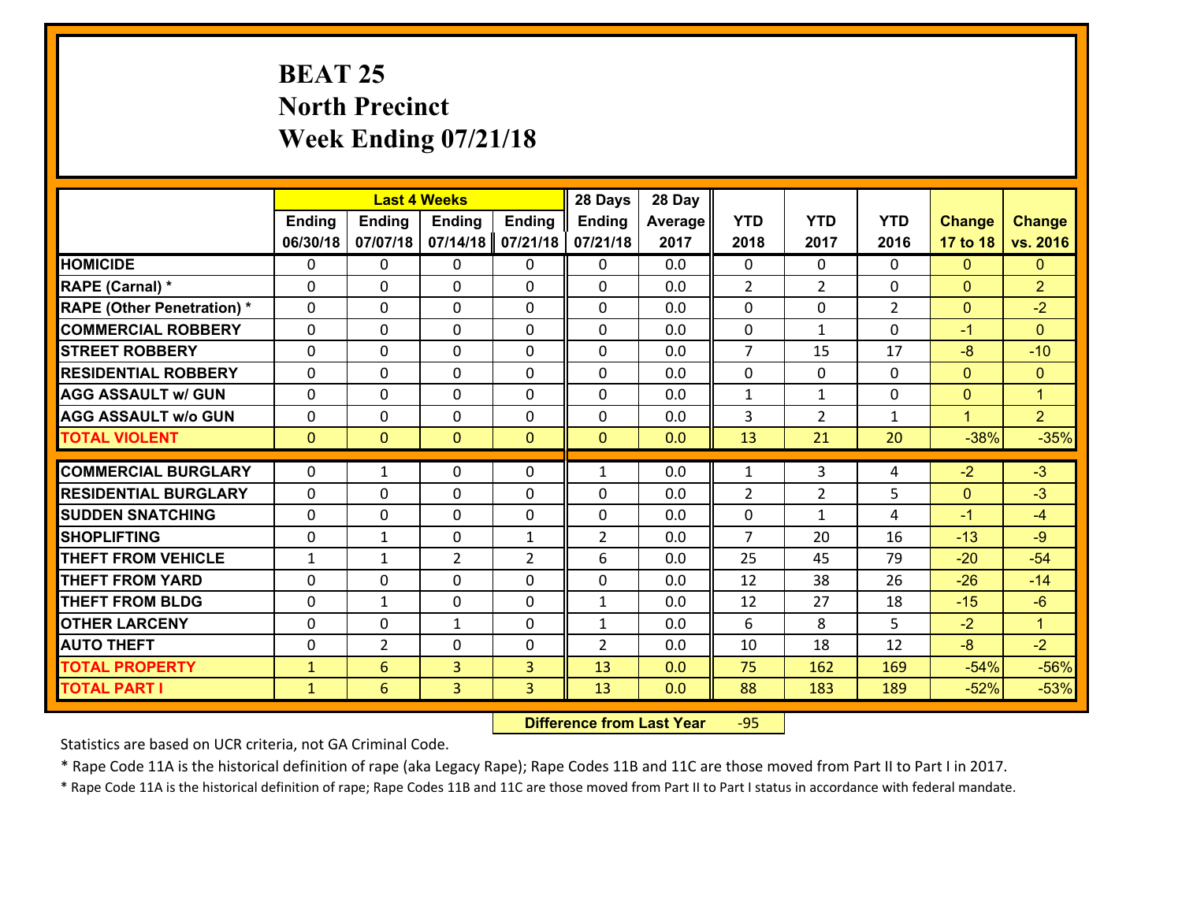# BEAT 25
## North Precinct
## Week Ending 07/21/18

| | Last 4 Weeks | | | | 28 Days | 28 Day | | | | | |
|---|---|---|---|---|---|---|---|---|---|---|---|
| | Ending 06/30/18 | Ending 07/07/18 | Ending 07/14/18 | Ending 07/21/18 | Ending 07/21/18 | Average 2017 | YTD 2018 | YTD 2017 | YTD 2016 | Change 17 to 18 | Change vs. 2016 |
| **HOMICIDE** | 0 | 0 | 0 | 0 | 0 | 0.0 | 0 | 0 | 0 | 0 | 0 |
| **RAPE (Carnal) *** | 0 | 0 | 0 | 0 | 0 | 0.0 | 2 | 2 | 0 | 0 | 2 |
| **RAPE (Other Penetration) *** | 0 | 0 | 0 | 0 | 0 | 0.0 | 0 | 0 | 2 | 0 | -2 |
| **COMMERCIAL ROBBERY** | 0 | 0 | 0 | 0 | 0 | 0.0 | 0 | 1 | 0 | -1 | 0 |
| **STREET ROBBERY** | 0 | 0 | 0 | 0 | 0 | 0.0 | 7 | 15 | 17 | -8 | -10 |
| **RESIDENTIAL ROBBERY** | 0 | 0 | 0 | 0 | 0 | 0.0 | 0 | 0 | 0 | 0 | 0 |
| **AGG ASSAULT w/ GUN** | 0 | 0 | 0 | 0 | 0 | 0.0 | 1 | 1 | 0 | 0 | 1 |
| **AGG ASSAULT w/o GUN** | 0 | 0 | 0 | 0 | 0 | 0.0 | 3 | 2 | 1 | 1 | 2 |
| **TOTAL VIOLENT** | 0 | 0 | 0 | 0 | 0 | 0.0 | 13 | 21 | 20 | -38% | -35% |
| **COMMERCIAL BURGLARY** | 0 | 1 | 0 | 0 | 1 | 0.0 | 1 | 3 | 4 | -2 | -3 |
| **RESIDENTIAL BURGLARY** | 0 | 0 | 0 | 0 | 0 | 0.0 | 2 | 2 | 5 | 0 | -3 |
| **SUDDEN SNATCHING** | 0 | 0 | 0 | 0 | 0 | 0.0 | 0 | 1 | 4 | -1 | -4 |
| **SHOPLIFTING** | 0 | 1 | 0 | 1 | 2 | 0.0 | 7 | 20 | 16 | -13 | -9 |
| **THEFT FROM VEHICLE** | 1 | 1 | 2 | 2 | 6 | 0.0 | 25 | 45 | 79 | -20 | -54 |
| **THEFT FROM YARD** | 0 | 0 | 0 | 0 | 0 | 0.0 | 12 | 38 | 26 | -26 | -14 |
| **THEFT FROM BLDG** | 0 | 1 | 0 | 0 | 1 | 0.0 | 12 | 27 | 18 | -15 | -6 |
| **OTHER LARCENY** | 0 | 0 | 1 | 0 | 1 | 0.0 | 6 | 8 | 5 | -2 | 1 |
| **AUTO THEFT** | 0 | 2 | 0 | 0 | 2 | 0.0 | 10 | 18 | 12 | -8 | -2 |
| **TOTAL PROPERTY** | 1 | 6 | 3 | 3 | 13 | 0.0 | 75 | 162 | 169 | -54% | -56% |
| **TOTAL PART I** | 1 | 6 | 3 | 3 | 13 | 0.0 | 88 | 183 | 189 | -52% | -53% |

**Difference from Last Year** -95

Statistics are based on UCR criteria, not GA Criminal Code.

* Rape Code 11A is the historical definition of rape (aka Legacy Rape); Rape Codes 11B and 11C are those moved from Part II to Part I in 2017.

* Rape Code 11A is the historical definition of rape; Rape Codes 11B and 11C are those moved from Part II to Part I status in accordance with federal mandate.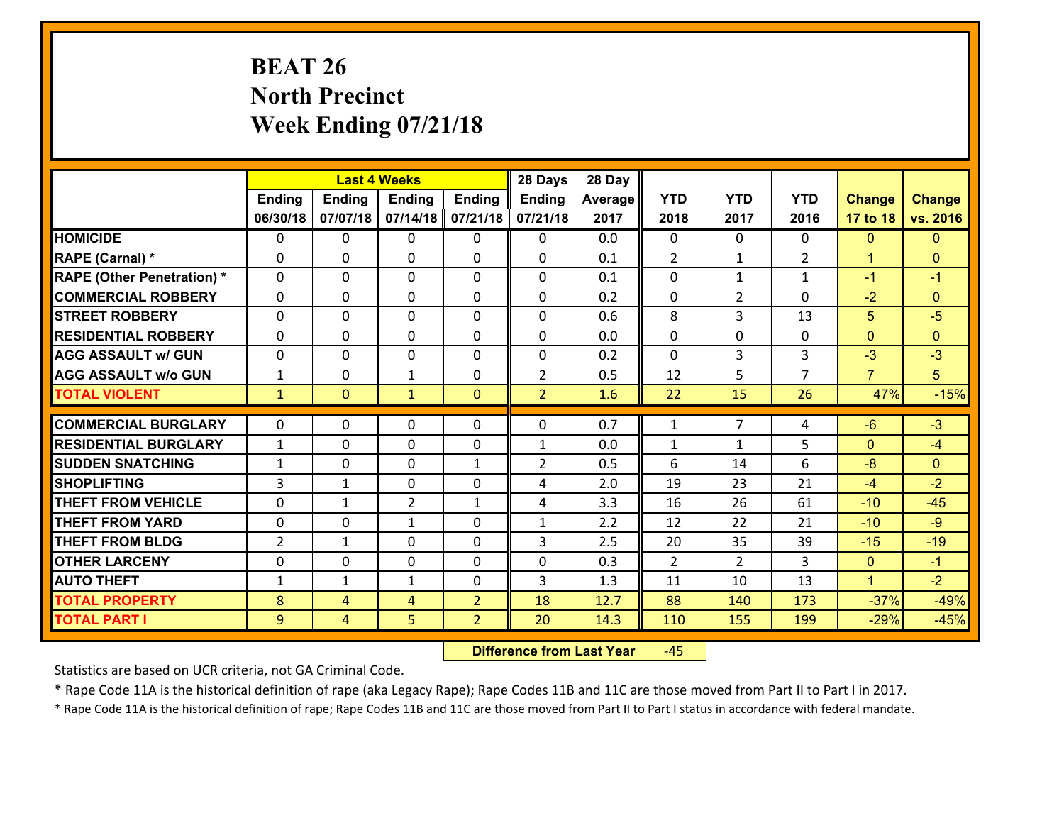# BEAT 26
# North Precinct
# Week Ending 07/21/18

| | Last 4 Weeks | | | | 28 Days | 28 Day | | | | | |
|---|---|---|---|---|---|---|---|---|---|---|---|
| | Ending 06/30/18 | Ending 07/07/18 | Ending 07/14/18 | Ending 07/21/18 | Ending 07/21/18 | Average 2017 | YTD 2018 | YTD 2017 | YTD 2016 | Change 17 to 18 | Change vs. 2016 |
| HOMICIDE | 0 | 0 | 0 | 0 | 0 | 0.0 | 0 | 0 | 0 | 0 | 0 |
| RAPE (Carnal) * | 0 | 0 | 0 | 0 | 0 | 0.1 | 2 | 1 | 2 | 1 | 0 |
| RAPE (Other Penetration) * | 0 | 0 | 0 | 0 | 0 | 0.1 | 0 | 1 | 1 | -1 | -1 |
| COMMERCIAL ROBBERY | 0 | 0 | 0 | 0 | 0 | 0.2 | 0 | 2 | 0 | -2 | 0 |
| STREET ROBBERY | 0 | 0 | 0 | 0 | 0 | 0.6 | 8 | 3 | 13 | 5 | -5 |
| RESIDENTIAL ROBBERY | 0 | 0 | 0 | 0 | 0 | 0.0 | 0 | 0 | 0 | 0 | 0 |
| AGG ASSAULT w/ GUN | 0 | 0 | 0 | 0 | 0 | 0.2 | 0 | 3 | 3 | -3 | -3 |
| AGG ASSAULT w/o GUN | 1 | 0 | 1 | 0 | 2 | 0.5 | 12 | 5 | 7 | 7 | 5 |
| TOTAL VIOLENT | 1 | 0 | 1 | 0 | 2 | 1.6 | 22 | 15 | 26 | 47% | -15% |
| COMMERCIAL BURGLARY | 0 | 0 | 0 | 0 | 0 | 0.7 | 1 | 7 | 4 | -6 | -3 |
| RESIDENTIAL BURGLARY | 1 | 0 | 0 | 0 | 1 | 0.0 | 1 | 1 | 5 | 0 | -4 |
| SUDDEN SNATCHING | 1 | 0 | 0 | 1 | 2 | 0.5 | 6 | 14 | 6 | -8 | 0 |
| SHOPLIFTING | 3 | 1 | 0 | 0 | 4 | 2.0 | 19 | 23 | 21 | -4 | -2 |
| THEFT FROM VEHICLE | 0 | 1 | 2 | 1 | 4 | 3.3 | 16 | 26 | 61 | -10 | -45 |
| THEFT FROM YARD | 0 | 0 | 1 | 0 | 1 | 2.2 | 12 | 22 | 21 | -10 | -9 |
| THEFT FROM BLDG | 2 | 1 | 0 | 0 | 3 | 2.5 | 20 | 35 | 39 | -15 | -19 |
| OTHER LARCENY | 0 | 0 | 0 | 0 | 0 | 0.3 | 2 | 2 | 3 | 0 | -1 |
| AUTO THEFT | 1 | 1 | 1 | 0 | 3 | 1.3 | 11 | 10 | 13 | 1 | -2 |
| TOTAL PROPERTY | 8 | 4 | 4 | 2 | 18 | 12.7 | 88 | 140 | 173 | -37% | -49% |
| TOTAL PART I | 9 | 4 | 5 | 2 | 20 | 14.3 | 110 | 155 | 199 | -29% | -45% |

**Difference from Last Year** -45

Statistics are based on UCR criteria, not GA Criminal Code.

* Rape Code 11A is the historical definition of rape (aka Legacy Rape); Rape Codes 11B and 11C are those moved from Part II to Part I in 2017.

* Rape Code 11A is the historical definition of rape; Rape Codes 11B and 11C are those moved from Part II to Part I status in accordance with federal mandate.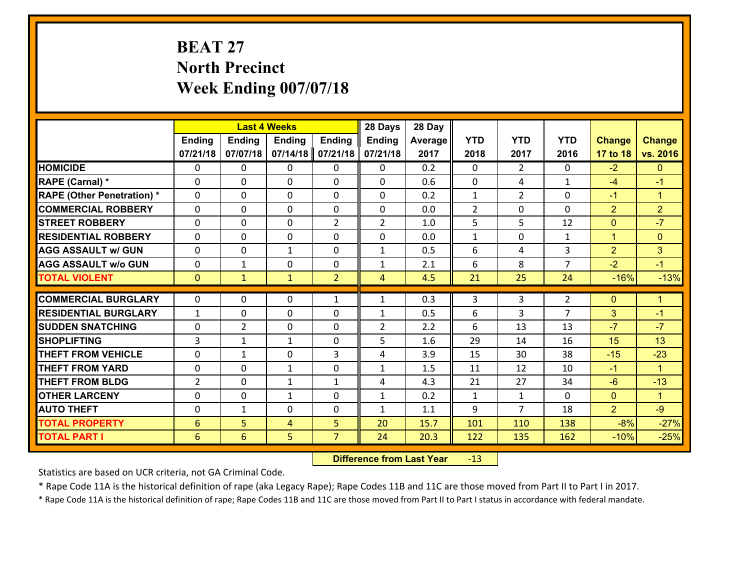# BEAT 27
## North Precinct
## Week Ending 007/07/18

| | Last 4 Weeks | | | | 28 Days | 28 Day | | | | | |
|---|---|---|---|---|---|---|---|---|---|---|---|
| | Ending 07/21/18 | Ending 07/07/18 | Ending 07/14/18 | Ending 07/21/18 | Ending 07/21/18 | Average 2017 | YTD 2018 | YTD 2017 | YTD 2016 | Change 17 to 18 | Change vs. 2016 |
| HOMICIDE | 0 | 0 | 0 | 0 | 0 | 0.2 | 0 | 2 | 0 | -2 | 0 |
| RAPE (Carnal) * | 0 | 0 | 0 | 0 | 0 | 0.6 | 0 | 4 | 1 | -4 | -1 |
| RAPE (Other Penetration) * | 0 | 0 | 0 | 0 | 0 | 0.2 | 1 | 2 | 0 | -1 | 1 |
| COMMERCIAL ROBBERY | 0 | 0 | 0 | 0 | 0 | 0.0 | 2 | 0 | 0 | 2 | 2 |
| STREET ROBBERY | 0 | 0 | 0 | 2 | 2 | 1.0 | 5 | 5 | 12 | 0 | -7 |
| RESIDENTIAL ROBBERY | 0 | 0 | 0 | 0 | 0 | 0.0 | 1 | 0 | 1 | 1 | 0 |
| AGG ASSAULT w/ GUN | 0 | 0 | 1 | 0 | 1 | 0.5 | 6 | 4 | 3 | 2 | 3 |
| AGG ASSAULT w/o GUN | 0 | 1 | 0 | 0 | 1 | 2.1 | 6 | 8 | 7 | -2 | -1 |
| TOTAL VIOLENT | 0 | 1 | 1 | 2 | 4 | 4.5 | 21 | 25 | 24 | -16% | -13% |
| COMMERCIAL BURGLARY | 0 | 0 | 0 | 1 | 1 | 0.3 | 3 | 3 | 2 | 0 | 1 |
| RESIDENTIAL BURGLARY | 1 | 0 | 0 | 0 | 1 | 0.5 | 6 | 3 | 7 | 3 | -1 |
| SUDDEN SNATCHING | 0 | 2 | 0 | 0 | 2 | 2.2 | 6 | 13 | 13 | -7 | -7 |
| SHOPLIFTING | 3 | 1 | 1 | 0 | 5 | 1.6 | 29 | 14 | 16 | 15 | 13 |
| THEFT FROM VEHICLE | 0 | 1 | 0 | 3 | 4 | 3.9 | 15 | 30 | 38 | -15 | -23 |
| THEFT FROM YARD | 0 | 0 | 1 | 0 | 1 | 1.5 | 11 | 12 | 10 | -1 | 1 |
| THEFT FROM BLDG | 2 | 0 | 1 | 1 | 4 | 4.3 | 21 | 27 | 34 | -6 | -13 |
| OTHER LARCENY | 0 | 0 | 1 | 0 | 1 | 0.2 | 1 | 1 | 0 | 0 | 1 |
| AUTO THEFT | 0 | 1 | 0 | 0 | 1 | 1.1 | 9 | 7 | 18 | 2 | -9 |
| TOTAL PROPERTY | 6 | 5 | 4 | 5 | 20 | 15.7 | 101 | 110 | 138 | -8% | -27% |
| TOTAL PART I | 6 | 6 | 5 | 7 | 24 | 20.3 | 122 | 135 | 162 | -10% | -25% |

**Difference from Last Year** -13

Statistics are based on UCR criteria, not GA Criminal Code.

* Rape Code 11A is the historical definition of rape (aka Legacy Rape); Rape Codes 11B and 11C are those moved from Part II to Part I in 2017.

* Rape Code 11A is the historical definition of rape; Rape Codes 11B and 11C are those moved from Part II to Part I status in accordance with federal mandate.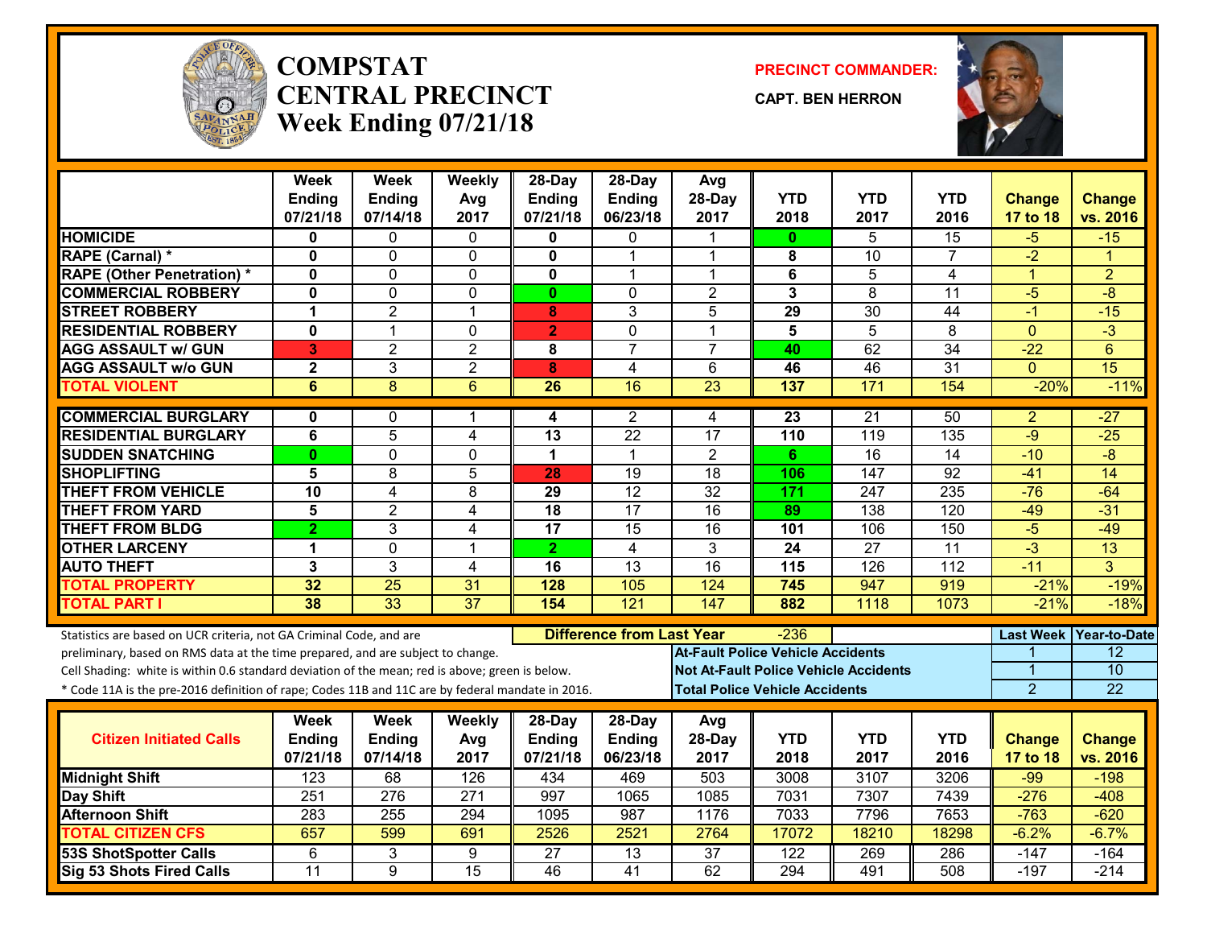# COMPSTAT CENTRAL PRECINCT
## Week Ending 07/21/18

**PRECINCT COMMANDER:**
**CAPT. BEN HERRON**

| | Week Ending 07/21/18 | Week Ending 07/14/18 | Weekly Avg 2017 | 28-Day Ending 07/21/18 | 28-Day Ending 06/23/18 | Avg 28-Day 2017 | YTD 2018 | YTD 2017 | YTD 2016 | Change 17 to 18 | Change vs. 2016 |
|---|---|---|---|---|---|---|---|---|---|---|---|
| HOMICIDE | 0 | 0 | 0 | 0 | 0 | 1 | 0 | 5 | 15 | -5 | -15 |
| RAPE (Carnal) * | 0 | 0 | 0 | 0 | 1 | 1 | 8 | 10 | 7 | -2 | 1 |
| RAPE (Other Penetration) * | 0 | 0 | 0 | 0 | 1 | 1 | 6 | 5 | 4 | 1 | 2 |
| COMMERCIAL ROBBERY | 0 | 0 | 0 | 0 | 0 | 2 | 3 | 8 | 11 | -5 | -8 |
| STREET ROBBERY | 1 | 2 | 1 | 8 | 3 | 5 | 29 | 30 | 44 | -1 | -15 |
| RESIDENTIAL ROBBERY | 0 | 1 | 0 | 2 | 0 | 1 | 5 | 5 | 8 | 0 | -3 |
| AGG ASSAULT w/ GUN | 3 | 2 | 2 | 8 | 7 | 7 | 40 | 62 | 34 | -22 | 6 |
| AGG ASSAULT w/o GUN | 2 | 3 | 2 | 8 | 4 | 6 | 46 | 46 | 31 | 0 | 15 |
| TOTAL VIOLENT | 6 | 8 | 6 | 26 | 16 | 23 | 137 | 171 | 154 | -20% | -11% |
| COMMERCIAL BURGLARY | 0 | 0 | 1 | 4 | 2 | 4 | 23 | 21 | 50 | 2 | -27 |
| RESIDENTIAL BURGLARY | 6 | 5 | 4 | 13 | 22 | 17 | 110 | 119 | 135 | -9 | -25 |
| SUDDEN SNATCHING | 0 | 0 | 0 | 1 | 1 | 2 | 6 | 16 | 14 | -10 | -8 |
| SHOPLIFTING | 5 | 8 | 5 | 28 | 19 | 18 | 106 | 147 | 92 | -41 | 14 |
| THEFT FROM VEHICLE | 10 | 4 | 8 | 29 | 12 | 32 | 171 | 247 | 235 | -76 | -64 |
| THEFT FROM YARD | 5 | 2 | 4 | 18 | 17 | 16 | 89 | 138 | 120 | -49 | -31 |
| THEFT FROM BLDG | 2 | 3 | 4 | 17 | 15 | 16 | 101 | 106 | 150 | -5 | -49 |
| OTHER LARCENY | 1 | 0 | 1 | 2 | 4 | 3 | 24 | 27 | 11 | -3 | 13 |
| AUTO THEFT | 3 | 3 | 4 | 16 | 13 | 16 | 115 | 126 | 112 | -11 | 3 |
| TOTAL PROPERTY | 32 | 25 | 31 | 128 | 105 | 124 | 745 | 947 | 919 | -21% | -19% |
| TOTAL PART I | 38 | 33 | 37 | 154 | 121 | 147 | 882 | 1118 | 1073 | -21% | -18% |

Statistics are based on UCR criteria, not GA Criminal Code, and are preliminary, based on RMS data at the time prepared, and are subject to change.
Cell Shading: white is within 0.6 standard deviation of the mean; red is above; green is below.
* Code 11A is the pre-2016 definition of rape; Codes 11B and 11C are by federal mandate in 2016.

**Difference from Last Year:** -236

| | Last Week | Year-to-Date |
|---|---|---|
| At-Fault Police Vehicle Accidents | 1 | 12 |
| Not At-Fault Police Vehicle Accidents | 1 | 10 |
| Total Police Vehicle Accidents | 2 | 22 |

| Citizen Initiated Calls | Week Ending 07/21/18 | Week Ending 07/14/18 | Weekly Avg 2017 | 28-Day Ending 07/21/18 | 28-Day Ending 06/23/18 | Avg 28-Day 2017 | YTD 2018 | YTD 2017 | YTD 2016 | Change 17 to 18 | Change vs. 2016 |
|---|---|---|---|---|---|---|---|---|---|---|---|
| Midnight Shift | 123 | 68 | 126 | 434 | 469 | 503 | 3008 | 3107 | 3206 | -99 | -198 |
| Day Shift | 251 | 276 | 271 | 997 | 1065 | 1085 | 7031 | 7307 | 7439 | -276 | -408 |
| Afternoon Shift | 283 | 255 | 294 | 1095 | 987 | 1176 | 7033 | 7796 | 7653 | -763 | -620 |
| TOTAL CITIZEN CFS | 657 | 599 | 691 | 2526 | 2521 | 2764 | 17072 | 18210 | 18298 | -6.2% | -6.7% |
| 53S ShotSpotter Calls | 6 | 3 | 9 | 27 | 13 | 37 | 122 | 269 | 286 | -147 | -164 |
| Sig 53 Shots Fired Calls | 11 | 9 | 15 | 46 | 41 | 62 | 294 | 491 | 508 | -197 | -214 |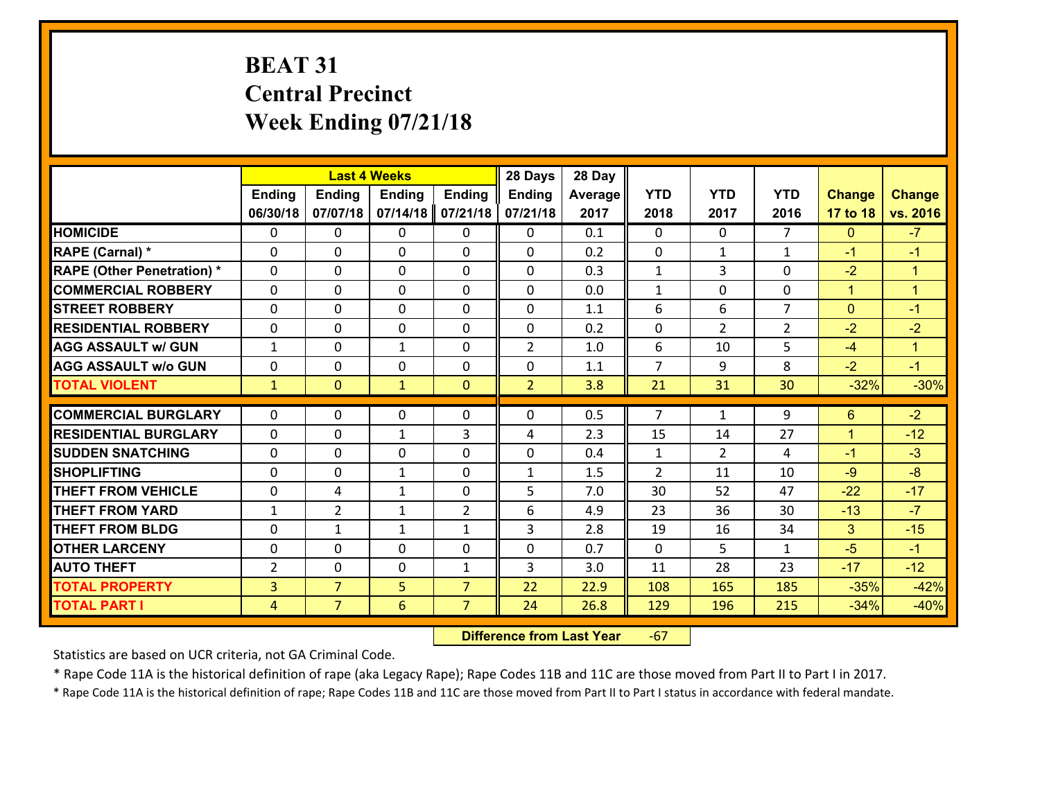# BEAT 31
## Central Precinct
## Week Ending 07/21/18

| | Last 4 Weeks | | | | 28 Days | 28 Day | | | | | |
|---|---|---|---|---|---|---|---|---|---|---|---|
| | Ending 06/30/18 | Ending 07/07/18 | Ending 07/14/18 | Ending 07/21/18 | Ending 07/21/18 | Average 2017 | YTD 2018 | YTD 2017 | YTD 2016 | Change 17 to 18 | Change vs. 2016 |
| **HOMICIDE** | 0 | 0 | 0 | 0 | 0 | 0.1 | 0 | 0 | 7 | 0 | -7 |
| **RAPE (Carnal) *** | 0 | 0 | 0 | 0 | 0 | 0.2 | 0 | 1 | 1 | -1 | -1 |
| **RAPE (Other Penetration) *** | 0 | 0 | 0 | 0 | 0 | 0.3 | 1 | 3 | 0 | -2 | 1 |
| **COMMERCIAL ROBBERY** | 0 | 0 | 0 | 0 | 0 | 0.0 | 1 | 0 | 0 | 1 | 1 |
| **STREET ROBBERY** | 0 | 0 | 0 | 0 | 0 | 1.1 | 6 | 6 | 7 | 0 | -1 |
| **RESIDENTIAL ROBBERY** | 0 | 0 | 0 | 0 | 0 | 0.2 | 0 | 2 | 2 | -2 | -2 |
| **AGG ASSAULT w/ GUN** | 1 | 0 | 1 | 0 | 2 | 1.0 | 6 | 10 | 5 | -4 | 1 |
| **AGG ASSAULT w/o GUN** | 0 | 0 | 0 | 0 | 0 | 1.1 | 7 | 9 | 8 | -2 | -1 |
| **TOTAL VIOLENT** | 1 | 0 | 1 | 0 | 2 | 3.8 | 21 | 31 | 30 | -32% | -30% |
| **COMMERCIAL BURGLARY** | 0 | 0 | 0 | 0 | 0 | 0.5 | 7 | 1 | 9 | 6 | -2 |
| **RESIDENTIAL BURGLARY** | 0 | 0 | 1 | 3 | 4 | 2.3 | 15 | 14 | 27 | 1 | -12 |
| **SUDDEN SNATCHING** | 0 | 0 | 0 | 0 | 0 | 0.4 | 1 | 2 | 4 | -1 | -3 |
| **SHOPLIFTING** | 0 | 0 | 1 | 0 | 1 | 1.5 | 2 | 11 | 10 | -9 | -8 |
| **THEFT FROM VEHICLE** | 0 | 4 | 1 | 0 | 5 | 7.0 | 30 | 52 | 47 | -22 | -17 |
| **THEFT FROM YARD** | 1 | 2 | 1 | 2 | 6 | 4.9 | 23 | 36 | 30 | -13 | -7 |
| **THEFT FROM BLDG** | 0 | 1 | 1 | 1 | 3 | 2.8 | 19 | 16 | 34 | 3 | -15 |
| **OTHER LARCENY** | 0 | 0 | 0 | 0 | 0 | 0.7 | 0 | 5 | 1 | -5 | -1 |
| **AUTO THEFT** | 2 | 0 | 0 | 1 | 3 | 3.0 | 11 | 28 | 23 | -17 | -12 |
| **TOTAL PROPERTY** | 3 | 7 | 5 | 7 | 22 | 22.9 | 108 | 165 | 185 | -35% | -42% |
| **TOTAL PART I** | 4 | 7 | 6 | 7 | 24 | 26.8 | 129 | 196 | 215 | -34% | -40% |

**Difference from Last Year** -67

Statistics are based on UCR criteria, not GA Criminal Code.

* Rape Code 11A is the historical definition of rape (aka Legacy Rape); Rape Codes 11B and 11C are those moved from Part II to Part I in 2017.

* Rape Code 11A is the historical definition of rape; Rape Codes 11B and 11C are those moved from Part II to Part I status in accordance with federal mandate.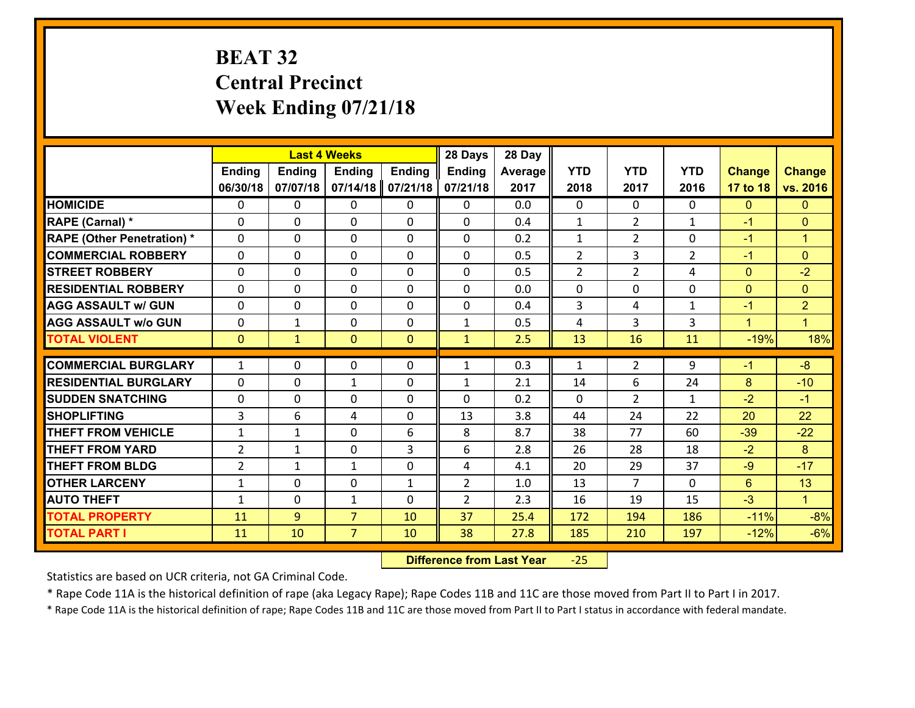# BEAT 32
## Central Precinct
## Week Ending 07/21/18

| | Last 4 Weeks | | | | 28 Days | 28 Day | | | | | |
|---|---|---|---|---|---|---|---|---|---|---|---|
| | Ending 06/30/18 | Ending 07/07/18 | Ending 07/14/18 | Ending 07/21/18 | Ending 07/21/18 | Average 2017 | YTD 2018 | YTD 2017 | YTD 2016 | Change 17 to 18 | Change vs. 2016 |
| HOMICIDE | 0 | 0 | 0 | 0 | 0 | 0.0 | 0 | 0 | 0 | 0 | 0 |
| RAPE (Carnal) * | 0 | 0 | 0 | 0 | 0 | 0.4 | 1 | 2 | 1 | -1 | 0 |
| RAPE (Other Penetration) * | 0 | 0 | 0 | 0 | 0 | 0.2 | 1 | 2 | 0 | -1 | 1 |
| COMMERCIAL ROBBERY | 0 | 0 | 0 | 0 | 0 | 0.5 | 2 | 3 | 2 | -1 | 0 |
| STREET ROBBERY | 0 | 0 | 0 | 0 | 0 | 0.5 | 2 | 2 | 4 | 0 | -2 |
| RESIDENTIAL ROBBERY | 0 | 0 | 0 | 0 | 0 | 0.0 | 0 | 0 | 0 | 0 | 0 |
| AGG ASSAULT w/ GUN | 0 | 0 | 0 | 0 | 0 | 0.4 | 3 | 4 | 1 | -1 | 2 |
| AGG ASSAULT w/o GUN | 0 | 1 | 0 | 0 | 1 | 0.5 | 4 | 3 | 3 | 1 | 1 |
| TOTAL VIOLENT | 0 | 1 | 0 | 0 | 1 | 2.5 | 13 | 16 | 11 | -19% | 18% |
| COMMERCIAL BURGLARY | 1 | 0 | 0 | 0 | 1 | 0.3 | 1 | 2 | 9 | -1 | -8 |
| RESIDENTIAL BURGLARY | 0 | 0 | 1 | 0 | 1 | 2.1 | 14 | 6 | 24 | 8 | -10 |
| SUDDEN SNATCHING | 0 | 0 | 0 | 0 | 0 | 0.2 | 0 | 2 | 1 | -2 | -1 |
| SHOPLIFTING | 3 | 6 | 4 | 0 | 13 | 3.8 | 44 | 24 | 22 | 20 | 22 |
| THEFT FROM VEHICLE | 1 | 1 | 0 | 6 | 8 | 8.7 | 38 | 77 | 60 | -39 | -22 |
| THEFT FROM YARD | 2 | 1 | 0 | 3 | 6 | 2.8 | 26 | 28 | 18 | -2 | 8 |
| THEFT FROM BLDG | 2 | 1 | 1 | 0 | 4 | 4.1 | 20 | 29 | 37 | -9 | -17 |
| OTHER LARCENY | 1 | 0 | 0 | 1 | 2 | 1.0 | 13 | 7 | 0 | 6 | 13 |
| AUTO THEFT | 1 | 0 | 1 | 0 | 2 | 2.3 | 16 | 19 | 15 | -3 | 1 |
| TOTAL PROPERTY | 11 | 9 | 7 | 10 | 37 | 25.4 | 172 | 194 | 186 | -11% | -8% |
| TOTAL PART I | 11 | 10 | 7 | 10 | 38 | 27.8 | 185 | 210 | 197 | -12% | -6% |

**Difference from Last Year** -25

Statistics are based on UCR criteria, not GA Criminal Code.

* Rape Code 11A is the historical definition of rape (aka Legacy Rape); Rape Codes 11B and 11C are those moved from Part II to Part I in 2017.

* Rape Code 11A is the historical definition of rape; Rape Codes 11B and 11C are those moved from Part II to Part I status in accordance with federal mandate.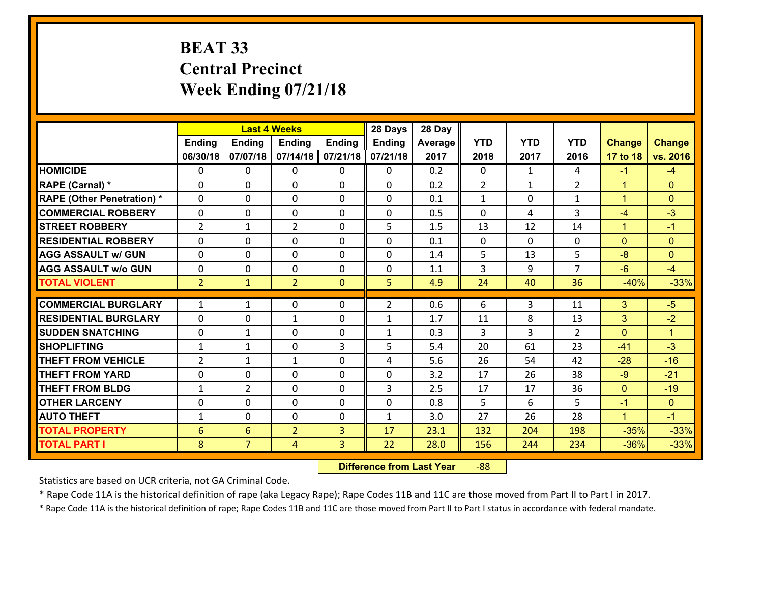# BEAT 33
## Central Precinct
## Week Ending 07/21/18

| | Last 4 Weeks | | | | 28 Days | 28 Day | | | | | |
|---|---|---|---|---|---|---|---|---|---|---|---|
| | Ending 06/30/18 | Ending 07/07/18 | Ending 07/14/18 | Ending 07/21/18 | Ending 07/21/18 | Average 2017 | YTD 2018 | YTD 2017 | YTD 2016 | Change 17 to 18 | Change vs. 2016 |
| **HOMICIDE** | 0 | 0 | 0 | 0 | 0 | 0.2 | 0 | 1 | 4 | -1 | -4 |
| **RAPE (Carnal) *** | 0 | 0 | 0 | 0 | 0 | 0.2 | 2 | 1 | 2 | 1 | 0 |
| **RAPE (Other Penetration) *** | 0 | 0 | 0 | 0 | 0 | 0.1 | 1 | 0 | 1 | 1 | 0 |
| **COMMERCIAL ROBBERY** | 0 | 0 | 0 | 0 | 0 | 0.5 | 0 | 4 | 3 | -4 | -3 |
| **STREET ROBBERY** | 2 | 1 | 2 | 0 | 5 | 1.5 | 13 | 12 | 14 | 1 | -1 |
| **RESIDENTIAL ROBBERY** | 0 | 0 | 0 | 0 | 0 | 0.1 | 0 | 0 | 0 | 0 | 0 |
| **AGG ASSAULT w/ GUN** | 0 | 0 | 0 | 0 | 0 | 1.4 | 5 | 13 | 5 | -8 | 0 |
| **AGG ASSAULT w/o GUN** | 0 | 0 | 0 | 0 | 0 | 1.1 | 3 | 9 | 7 | -6 | -4 |
| **TOTAL VIOLENT** | 2 | 1 | 2 | 0 | 5 | 4.9 | 24 | 40 | 36 | -40% | -33% |
| **COMMERCIAL BURGLARY** | 1 | 1 | 0 | 0 | 2 | 0.6 | 6 | 3 | 11 | 3 | -5 |
| **RESIDENTIAL BURGLARY** | 0 | 0 | 1 | 0 | 1 | 1.7 | 11 | 8 | 13 | 3 | -2 |
| **SUDDEN SNATCHING** | 0 | 1 | 0 | 0 | 1 | 0.3 | 3 | 3 | 2 | 0 | 1 |
| **SHOPLIFTING** | 1 | 1 | 0 | 3 | 5 | 5.4 | 20 | 61 | 23 | -41 | -3 |
| **THEFT FROM VEHICLE** | 2 | 1 | 1 | 0 | 4 | 5.6 | 26 | 54 | 42 | -28 | -16 |
| **THEFT FROM YARD** | 0 | 0 | 0 | 0 | 0 | 3.2 | 17 | 26 | 38 | -9 | -21 |
| **THEFT FROM BLDG** | 1 | 2 | 0 | 0 | 3 | 2.5 | 17 | 17 | 36 | 0 | -19 |
| **OTHER LARCENY** | 0 | 0 | 0 | 0 | 0 | 0.8 | 5 | 6 | 5 | -1 | 0 |
| **AUTO THEFT** | 1 | 0 | 0 | 0 | 1 | 3.0 | 27 | 26 | 28 | 1 | -1 |
| **TOTAL PROPERTY** | 6 | 6 | 2 | 3 | 17 | 23.1 | 132 | 204 | 198 | -35% | -33% |
| **TOTAL PART I** | 8 | 7 | 4 | 3 | 22 | 28.0 | 156 | 244 | 234 | -36% | -33% |

**Difference from Last Year** -88

Statistics are based on UCR criteria, not GA Criminal Code.

* Rape Code 11A is the historical definition of rape (aka Legacy Rape); Rape Codes 11B and 11C are those moved from Part II to Part I in 2017.

* Rape Code 11A is the historical definition of rape; Rape Codes 11B and 11C are those moved from Part II to Part I status in accordance with federal mandate.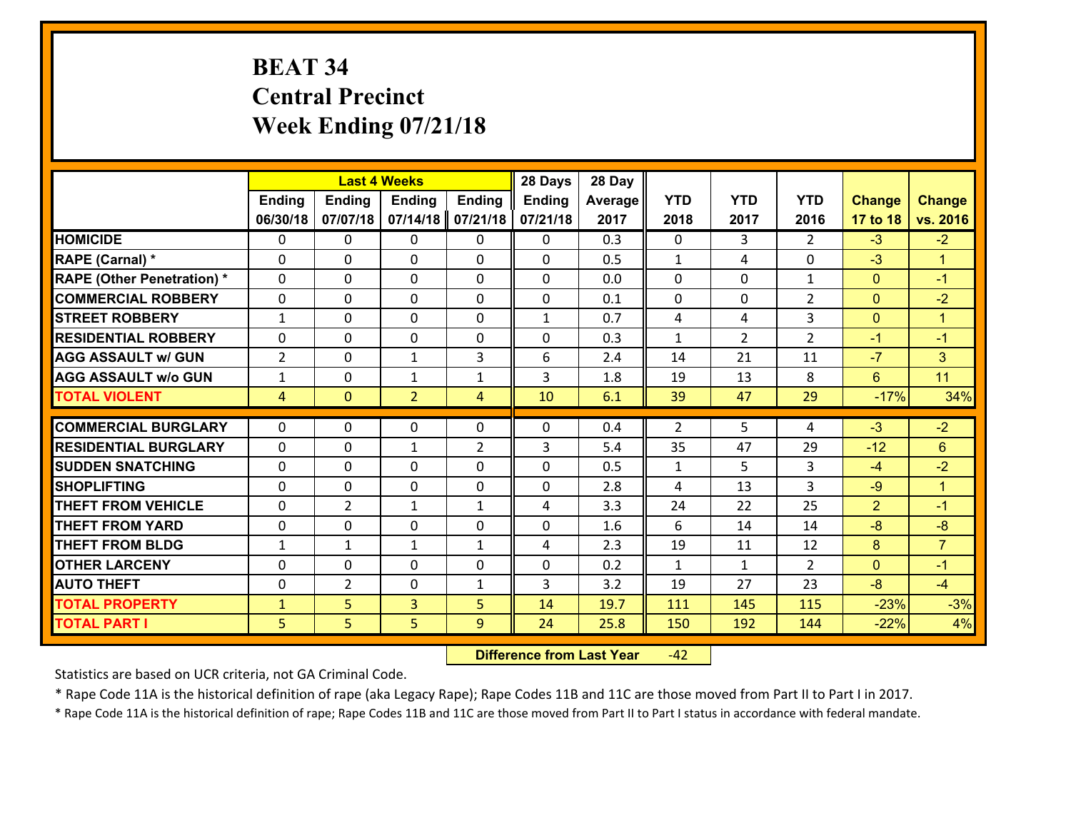# BEAT 34
## Central Precinct
## Week Ending 07/21/18

| | Last 4 Weeks | | | | 28 Days | 28 Day | | | | | |
|---|---|---|---|---|---|---|---|---|---|---|---|
| | Ending 06/30/18 | Ending 07/07/18 | Ending 07/14/18 | Ending 07/21/18 | Ending 07/21/18 | Average 2017 | YTD 2018 | YTD 2017 | YTD 2016 | Change 17 to 18 | Change vs. 2016 |
| **HOMICIDE** | 0 | 0 | 0 | 0 | 0 | 0.3 | 0 | 3 | 2 | -3 | -2 |
| **RAPE (Carnal) *** | 0 | 0 | 0 | 0 | 0 | 0.5 | 1 | 4 | 0 | -3 | 1 |
| **RAPE (Other Penetration) *** | 0 | 0 | 0 | 0 | 0 | 0.0 | 0 | 0 | 1 | 0 | -1 |
| **COMMERCIAL ROBBERY** | 0 | 0 | 0 | 0 | 0 | 0.1 | 0 | 0 | 2 | 0 | -2 |
| **STREET ROBBERY** | 1 | 0 | 0 | 0 | 1 | 0.7 | 4 | 4 | 3 | 0 | 1 |
| **RESIDENTIAL ROBBERY** | 0 | 0 | 0 | 0 | 0 | 0.3 | 1 | 2 | 2 | -1 | -1 |
| **AGG ASSAULT w/ GUN** | 2 | 0 | 1 | 3 | 6 | 2.4 | 14 | 21 | 11 | -7 | 3 |
| **AGG ASSAULT w/o GUN** | 1 | 0 | 1 | 1 | 3 | 1.8 | 19 | 13 | 8 | 6 | 11 |
| **TOTAL VIOLENT** | 4 | 0 | 2 | 4 | 10 | 6.1 | 39 | 47 | 29 | -17% | 34% |
| **COMMERCIAL BURGLARY** | 0 | 0 | 0 | 0 | 0 | 0.4 | 2 | 5 | 4 | -3 | -2 |
| **RESIDENTIAL BURGLARY** | 0 | 0 | 1 | 2 | 3 | 5.4 | 35 | 47 | 29 | -12 | 6 |
| **SUDDEN SNATCHING** | 0 | 0 | 0 | 0 | 0 | 0.5 | 1 | 5 | 3 | -4 | -2 |
| **SHOPLIFTING** | 0 | 0 | 0 | 0 | 0 | 2.8 | 4 | 13 | 3 | -9 | 1 |
| **THEFT FROM VEHICLE** | 0 | 2 | 1 | 1 | 4 | 3.3 | 24 | 22 | 25 | 2 | -1 |
| **THEFT FROM YARD** | 0 | 0 | 0 | 0 | 0 | 1.6 | 6 | 14 | 14 | -8 | -8 |
| **THEFT FROM BLDG** | 1 | 1 | 1 | 1 | 4 | 2.3 | 19 | 11 | 12 | 8 | 7 |
| **OTHER LARCENY** | 0 | 0 | 0 | 0 | 0 | 0.2 | 1 | 1 | 2 | 0 | -1 |
| **AUTO THEFT** | 0 | 2 | 0 | 1 | 3 | 3.2 | 19 | 27 | 23 | -8 | -4 |
| **TOTAL PROPERTY** | 1 | 5 | 3 | 5 | 14 | 19.7 | 111 | 145 | 115 | -23% | -3% |
| **TOTAL PART I** | 5 | 5 | 5 | 9 | 24 | 25.8 | 150 | 192 | 144 | -22% | 4% |

**Difference from Last Year** -42

Statistics are based on UCR criteria, not GA Criminal Code.

* Rape Code 11A is the historical definition of rape (aka Legacy Rape); Rape Codes 11B and 11C are those moved from Part II to Part I in 2017.

* Rape Code 11A is the historical definition of rape; Rape Codes 11B and 11C are those moved from Part II to Part I status in accordance with federal mandate.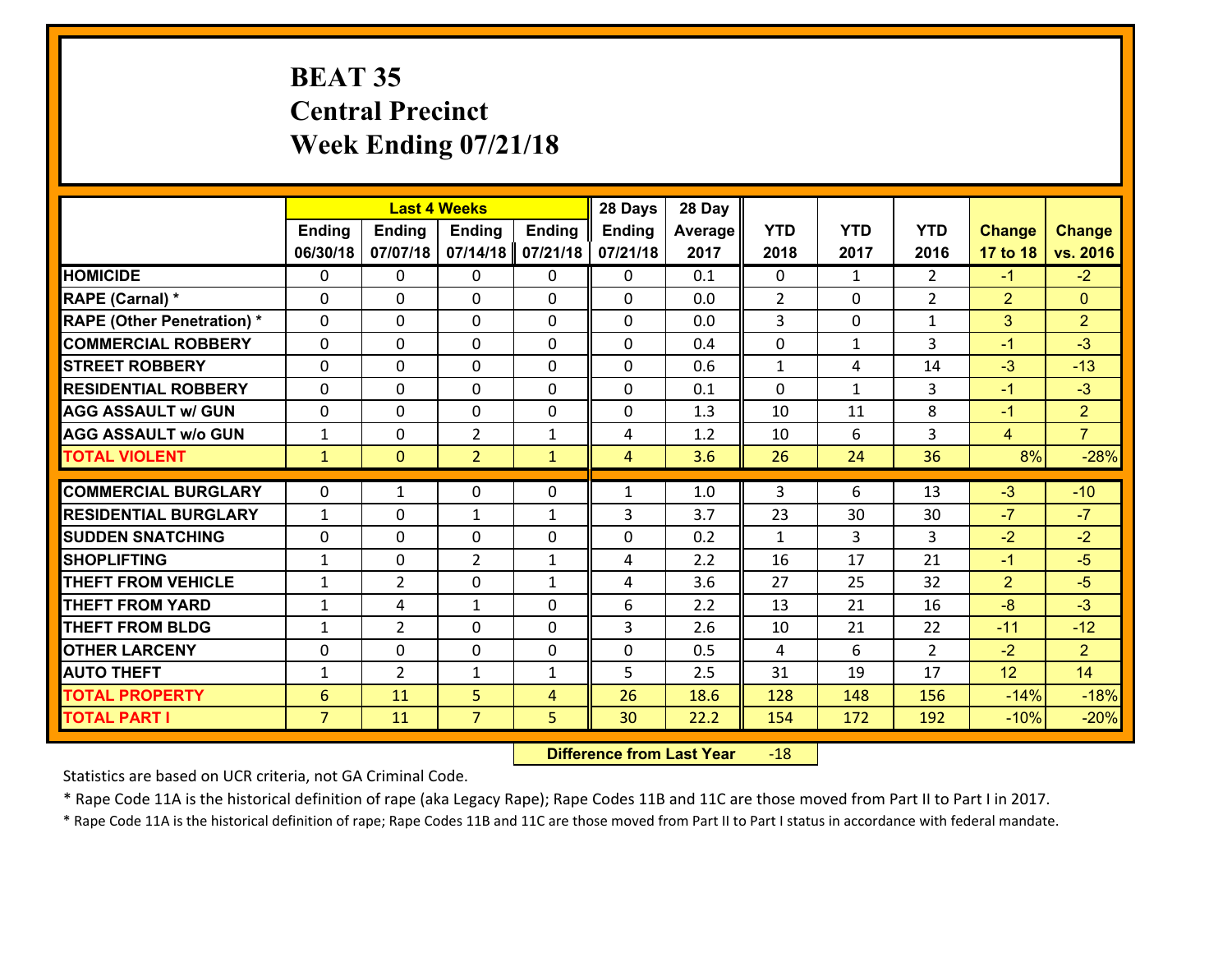# BEAT 35
## Central Precinct
## Week Ending 07/21/18

| | Last 4 Weeks | | | | 28 Days | 28 Day | | | | | |
|---|---|---|---|---|---|---|---|---|---|---|---|
| | Ending 06/30/18 | Ending 07/07/18 | Ending 07/14/18 | Ending 07/21/18 | Ending 07/21/18 | Average 2017 | YTD 2018 | YTD 2017 | YTD 2016 | Change 17 to 18 | Change vs. 2016 |
| HOMICIDE | 0 | 0 | 0 | 0 | 0 | 0.1 | 0 | 1 | 2 | -1 | -2 |
| RAPE (Carnal) * | 0 | 0 | 0 | 0 | 0 | 0.0 | 2 | 0 | 2 | 2 | 0 |
| RAPE (Other Penetration) * | 0 | 0 | 0 | 0 | 0 | 0.0 | 3 | 0 | 1 | 3 | 2 |
| COMMERCIAL ROBBERY | 0 | 0 | 0 | 0 | 0 | 0.4 | 0 | 1 | 3 | -1 | -3 |
| STREET ROBBERY | 0 | 0 | 0 | 0 | 0 | 0.6 | 1 | 4 | 14 | -3 | -13 |
| RESIDENTIAL ROBBERY | 0 | 0 | 0 | 0 | 0 | 0.1 | 0 | 1 | 3 | -1 | -3 |
| AGG ASSAULT w/ GUN | 0 | 0 | 0 | 0 | 0 | 1.3 | 10 | 11 | 8 | -1 | 2 |
| AGG ASSAULT w/o GUN | 1 | 0 | 2 | 1 | 4 | 1.2 | 10 | 6 | 3 | 4 | 7 |
| TOTAL VIOLENT | 1 | 0 | 2 | 1 | 4 | 3.6 | 26 | 24 | 36 | 8% | -28% |
| COMMERCIAL BURGLARY | 0 | 1 | 0 | 0 | 1 | 1.0 | 3 | 6 | 13 | -3 | -10 |
| RESIDENTIAL BURGLARY | 1 | 0 | 1 | 1 | 3 | 3.7 | 23 | 30 | 30 | -7 | -7 |
| SUDDEN SNATCHING | 0 | 0 | 0 | 0 | 0 | 0.2 | 1 | 3 | 3 | -2 | -2 |
| SHOPLIFTING | 1 | 0 | 2 | 1 | 4 | 2.2 | 16 | 17 | 21 | -1 | -5 |
| THEFT FROM VEHICLE | 1 | 2 | 0 | 1 | 4 | 3.6 | 27 | 25 | 32 | 2 | -5 |
| THEFT FROM YARD | 1 | 4 | 1 | 0 | 6 | 2.2 | 13 | 21 | 16 | -8 | -3 |
| THEFT FROM BLDG | 1 | 2 | 0 | 0 | 3 | 2.6 | 10 | 21 | 22 | -11 | -12 |
| OTHER LARCENY | 0 | 0 | 0 | 0 | 0 | 0.5 | 4 | 6 | 2 | -2 | 2 |
| AUTO THEFT | 1 | 2 | 1 | 1 | 5 | 2.5 | 31 | 19 | 17 | 12 | 14 |
| TOTAL PROPERTY | 6 | 11 | 5 | 4 | 26 | 18.6 | 128 | 148 | 156 | -14% | -18% |
| TOTAL PART I | 7 | 11 | 7 | 5 | 30 | 22.2 | 154 | 172 | 192 | -10% | -20% |

**Difference from Last Year** -18

Statistics are based on UCR criteria, not GA Criminal Code.

* Rape Code 11A is the historical definition of rape (aka Legacy Rape); Rape Codes 11B and 11C are those moved from Part II to Part I in 2017.

* Rape Code 11A is the historical definition of rape; Rape Codes 11B and 11C are those moved from Part II to Part I status in accordance with federal mandate.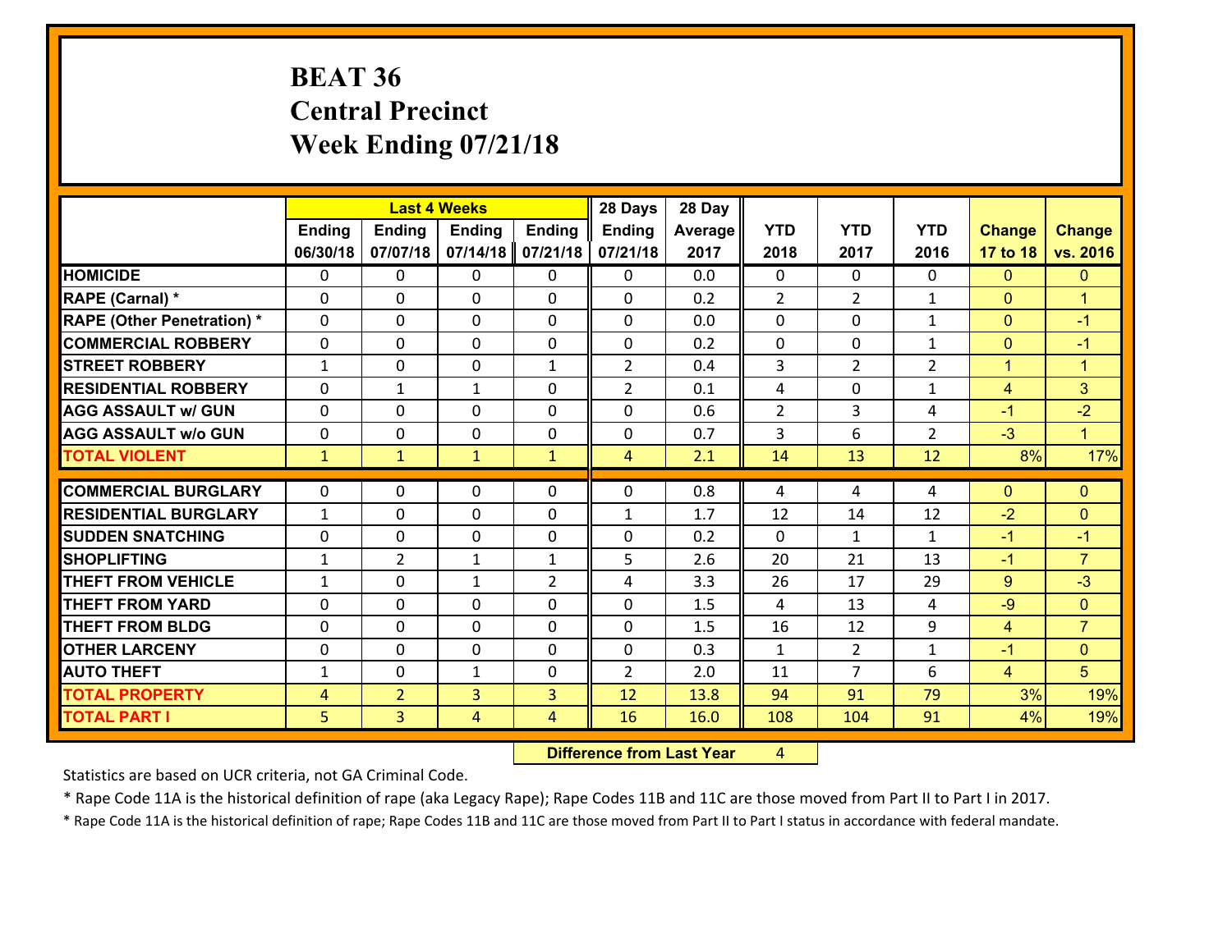# BEAT 36
# Central Precinct
# Week Ending 07/21/18

| | Last 4 Weeks | | | | 28 Days | 28 Day | | | | | |
|---|---|---|---|---|---|---|---|---|---|---|---|
| | Ending 06/30/18 | Ending 07/07/18 | Ending 07/14/18 | Ending 07/21/18 | Ending 07/21/18 | Average 2017 | YTD 2018 | YTD 2017 | YTD 2016 | Change 17 to 18 | Change vs. 2016 |
| HOMICIDE | 0 | 0 | 0 | 0 | 0 | 0.0 | 0 | 0 | 0 | 0 | 0 |
| RAPE (Carnal) * | 0 | 0 | 0 | 0 | 0 | 0.2 | 2 | 2 | 1 | 0 | 1 |
| RAPE (Other Penetration) * | 0 | 0 | 0 | 0 | 0 | 0.0 | 0 | 0 | 1 | 0 | -1 |
| COMMERCIAL ROBBERY | 0 | 0 | 0 | 0 | 0 | 0.2 | 0 | 0 | 1 | 0 | -1 |
| STREET ROBBERY | 1 | 0 | 0 | 1 | 2 | 0.4 | 3 | 2 | 2 | 1 | 1 |
| RESIDENTIAL ROBBERY | 0 | 1 | 1 | 0 | 2 | 0.1 | 4 | 0 | 1 | 4 | 3 |
| AGG ASSAULT w/ GUN | 0 | 0 | 0 | 0 | 0 | 0.6 | 2 | 3 | 4 | -1 | -2 |
| AGG ASSAULT w/o GUN | 0 | 0 | 0 | 0 | 0 | 0.7 | 3 | 6 | 2 | -3 | 1 |
| TOTAL VIOLENT | 1 | 1 | 1 | 1 | 4 | 2.1 | 14 | 13 | 12 | 8% | 17% |
| COMMERCIAL BURGLARY | 0 | 0 | 0 | 0 | 0 | 0.8 | 4 | 4 | 4 | 0 | 0 |
| RESIDENTIAL BURGLARY | 1 | 0 | 0 | 0 | 1 | 1.7 | 12 | 14 | 12 | -2 | 0 |
| SUDDEN SNATCHING | 0 | 0 | 0 | 0 | 0 | 0.2 | 0 | 1 | 1 | -1 | -1 |
| SHOPLIFTING | 1 | 2 | 1 | 1 | 5 | 2.6 | 20 | 21 | 13 | -1 | 7 |
| THEFT FROM VEHICLE | 1 | 0 | 1 | 2 | 4 | 3.3 | 26 | 17 | 29 | 9 | -3 |
| THEFT FROM YARD | 0 | 0 | 0 | 0 | 0 | 1.5 | 4 | 13 | 4 | -9 | 0 |
| THEFT FROM BLDG | 0 | 0 | 0 | 0 | 0 | 1.5 | 16 | 12 | 9 | 4 | 7 |
| OTHER LARCENY | 0 | 0 | 0 | 0 | 0 | 0.3 | 1 | 2 | 1 | -1 | 0 |
| AUTO THEFT | 1 | 0 | 1 | 0 | 2 | 2.0 | 11 | 7 | 6 | 4 | 5 |
| TOTAL PROPERTY | 4 | 2 | 3 | 3 | 12 | 13.8 | 94 | 91 | 79 | 3% | 19% |
| TOTAL PART I | 5 | 3 | 4 | 4 | 16 | 16.0 | 108 | 104 | 91 | 4% | 19% |

**Difference from Last Year** 4

Statistics are based on UCR criteria, not GA Criminal Code.

* Rape Code 11A is the historical definition of rape (aka Legacy Rape); Rape Codes 11B and 11C are those moved from Part II to Part I in 2017.

* Rape Code 11A is the historical definition of rape; Rape Codes 11B and 11C are those moved from Part II to Part I status in accordance with federal mandate.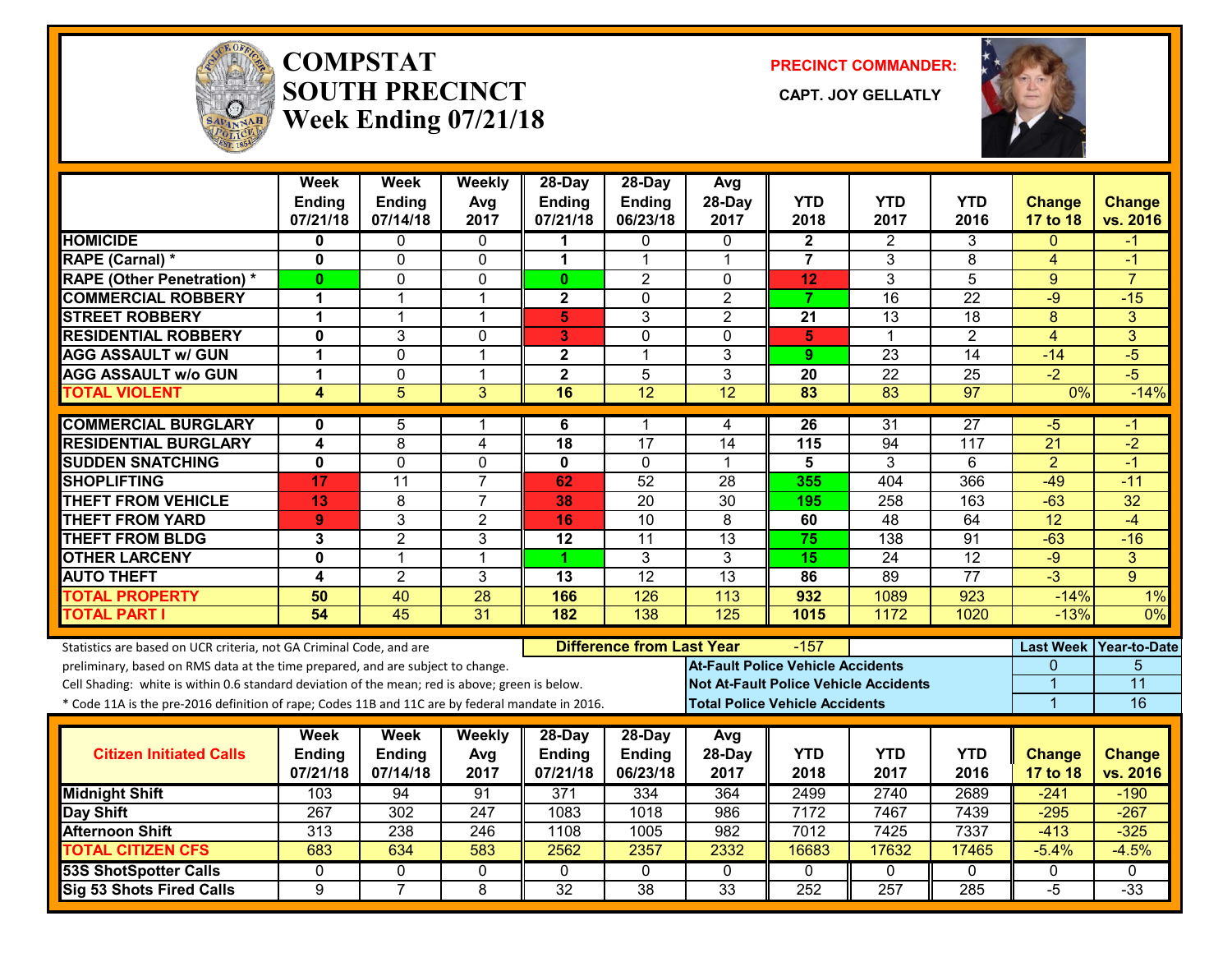# COMPSTAT SOUTH PRECINCT

## Week Ending 07/21/18

**PRECINCT COMMANDER:**

**CAPT. JOY GELLATLY**

| | Week Ending 07/21/18 | Week Ending 07/14/18 | Weekly Avg 2017 | 28-Day Ending 07/21/18 | 28-Day Ending 06/23/18 | Avg 28-Day 2017 | YTD 2018 | YTD 2017 | YTD 2016 | Change 17 to 18 | Change vs. 2016 |
|---|---|---|---|---|---|---|---|---|---|---|---|
| HOMICIDE | 0 | 0 | 0 | 1 | 0 | 0 | 2 | 2 | 3 | 0 | -1 |
| RAPE (Carnal) * | 0 | 0 | 0 | 1 | 1 | 1 | 7 | 3 | 8 | 4 | -1 |
| RAPE (Other Penetration) * | 0 | 0 | 0 | 0 | 2 | 0 | 12 | 3 | 5 | 9 | 7 |
| COMMERCIAL ROBBERY | 1 | 1 | 1 | 2 | 0 | 2 | 7 | 16 | 22 | -9 | -15 |
| STREET ROBBERY | 1 | 1 | 1 | 5 | 3 | 2 | 21 | 13 | 18 | 8 | 3 |
| RESIDENTIAL ROBBERY | 0 | 3 | 0 | 3 | 0 | 0 | 5 | 1 | 2 | 4 | 3 |
| AGG ASSAULT w/ GUN | 1 | 0 | 1 | 2 | 1 | 3 | 9 | 23 | 14 | -14 | -5 |
| AGG ASSAULT w/o GUN | 1 | 0 | 1 | 2 | 5 | 3 | 20 | 22 | 25 | -2 | -5 |
| TOTAL VIOLENT | 4 | 5 | 3 | 16 | 12 | 12 | 83 | 83 | 97 | 0% | -14% |
| COMMERCIAL BURGLARY | 0 | 5 | 1 | 6 | 1 | 4 | 26 | 31 | 27 | -5 | -1 |
| RESIDENTIAL BURGLARY | 4 | 8 | 4 | 18 | 17 | 14 | 115 | 94 | 117 | 21 | -2 |
| SUDDEN SNATCHING | 0 | 0 | 0 | 0 | 0 | 1 | 5 | 3 | 6 | 2 | -1 |
| SHOPLIFTING | 17 | 11 | 7 | 62 | 52 | 28 | 355 | 404 | 366 | -49 | -11 |
| THEFT FROM VEHICLE | 13 | 8 | 7 | 38 | 20 | 30 | 195 | 258 | 163 | -63 | 32 |
| THEFT FROM YARD | 9 | 3 | 2 | 16 | 10 | 8 | 60 | 48 | 64 | 12 | -4 |
| THEFT FROM BLDG | 3 | 2 | 3 | 12 | 11 | 13 | 75 | 138 | 91 | -63 | -16 |
| OTHER LARCENY | 0 | 1 | 1 | 1 | 3 | 3 | 15 | 24 | 12 | -9 | 3 |
| AUTO THEFT | 4 | 2 | 3 | 13 | 12 | 13 | 86 | 89 | 77 | -3 | 9 |
| TOTAL PROPERTY | 50 | 40 | 28 | 166 | 126 | 113 | 932 | 1089 | 923 | -14% | 1% |
| TOTAL PART I | 54 | 45 | 31 | 182 | 138 | 125 | 1015 | 1172 | 1020 | -13% | 0% |

Statistics are based on UCR criteria, not GA Criminal Code, and are preliminary, based on RMS data at the time prepared, and are subject to change.

Cell Shading: white is within 0.6 standard deviation of the mean; red is above; green is below.

* Code 11A is the pre-2016 definition of rape; Codes 11B and 11C are by federal mandate in 2016.

**Difference from Last Year:** -157

| | Last Week | Year-to-Date |
|---|---|---|
| At-Fault Police Vehicle Accidents | 0 | 5 |
| Not At-Fault Police Vehicle Accidents | 1 | 11 |
| Total Police Vehicle Accidents | 1 | 16 |

| Citizen Initiated Calls | Week Ending 07/21/18 | Week Ending 07/14/18 | Weekly Avg 2017 | 28-Day Ending 07/21/18 | 28-Day Ending 06/23/18 | Avg 28-Day 2017 | YTD 2018 | YTD 2017 | YTD 2016 | Change 17 to 18 | Change vs. 2016 |
|---|---|---|---|---|---|---|---|---|---|---|---|
| Midnight Shift | 103 | 94 | 91 | 371 | 334 | 364 | 2499 | 2740 | 2689 | -241 | -190 |
| Day Shift | 267 | 302 | 247 | 1083 | 1018 | 986 | 7172 | 7467 | 7439 | -295 | -267 |
| Afternoon Shift | 313 | 238 | 246 | 1108 | 1005 | 982 | 7012 | 7425 | 7337 | -413 | -325 |
| TOTAL CITIZEN CFS | 683 | 634 | 583 | 2562 | 2357 | 2332 | 16683 | 17632 | 17465 | -5.4% | -4.5% |
| 53S ShotSpotter Calls | 0 | 0 | 0 | 0 | 0 | 0 | 0 | 0 | 0 | 0 | 0 |
| Sig 53 Shots Fired Calls | 9 | 7 | 8 | 32 | 38 | 33 | 252 | 257 | 285 | -5 | -33 |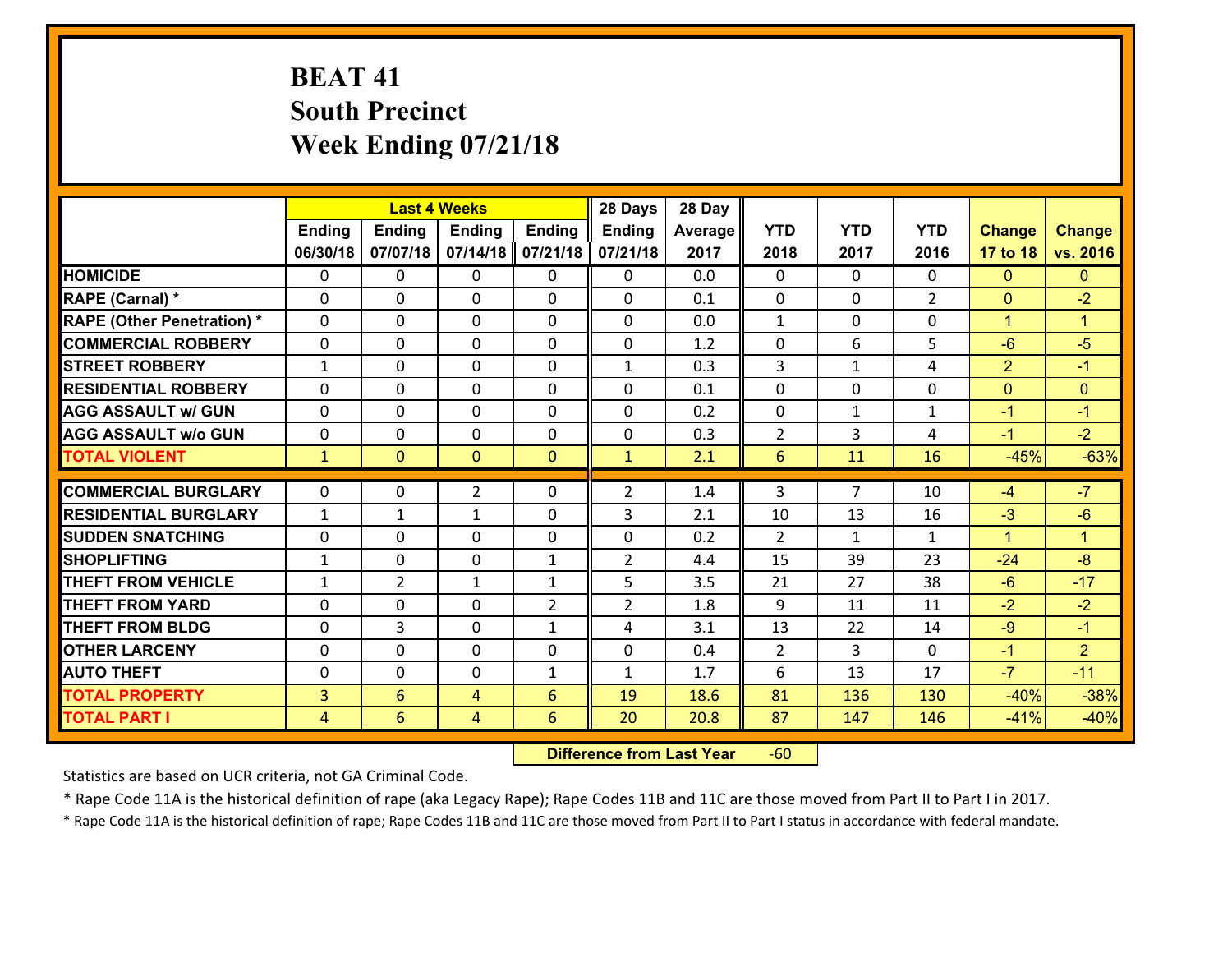# BEAT 41
## South Precinct
## Week Ending 07/21/18

| | Last 4 Weeks | | | | 28 Days | 28 Day | | | | | |
|---|---|---|---|---|---|---|---|---|---|---|---|
| | Ending 06/30/18 | Ending 07/07/18 | Ending 07/14/18 | Ending 07/21/18 | Ending 07/21/18 | Average 2017 | YTD 2018 | YTD 2017 | YTD 2016 | Change 17 to 18 | Change vs. 2016 |
| HOMICIDE | 0 | 0 | 0 | 0 | 0 | 0.0 | 0 | 0 | 0 | 0 | 0 |
| RAPE (Carnal) * | 0 | 0 | 0 | 0 | 0 | 0.1 | 0 | 0 | 2 | 0 | -2 |
| RAPE (Other Penetration) * | 0 | 0 | 0 | 0 | 0 | 0.0 | 1 | 0 | 0 | 1 | 1 |
| COMMERCIAL ROBBERY | 0 | 0 | 0 | 0 | 0 | 1.2 | 0 | 6 | 5 | -6 | -5 |
| STREET ROBBERY | 1 | 0 | 0 | 0 | 1 | 0.3 | 3 | 1 | 4 | 2 | -1 |
| RESIDENTIAL ROBBERY | 0 | 0 | 0 | 0 | 0 | 0.1 | 0 | 0 | 0 | 0 | 0 |
| AGG ASSAULT w/ GUN | 0 | 0 | 0 | 0 | 0 | 0.2 | 0 | 1 | 1 | -1 | -1 |
| AGG ASSAULT w/o GUN | 0 | 0 | 0 | 0 | 0 | 0.3 | 2 | 3 | 4 | -1 | -2 |
| TOTAL VIOLENT | 1 | 0 | 0 | 0 | 1 | 2.1 | 6 | 11 | 16 | -45% | -63% |
| COMMERCIAL BURGLARY | 0 | 0 | 2 | 0 | 2 | 1.4 | 3 | 7 | 10 | -4 | -7 |
| RESIDENTIAL BURGLARY | 1 | 1 | 1 | 0 | 3 | 2.1 | 10 | 13 | 16 | -3 | -6 |
| SUDDEN SNATCHING | 0 | 0 | 0 | 0 | 0 | 0.2 | 2 | 1 | 1 | 1 | 1 |
| SHOPLIFTING | 1 | 0 | 0 | 1 | 2 | 4.4 | 15 | 39 | 23 | -24 | -8 |
| THEFT FROM VEHICLE | 1 | 2 | 1 | 1 | 5 | 3.5 | 21 | 27 | 38 | -6 | -17 |
| THEFT FROM YARD | 0 | 0 | 0 | 2 | 2 | 1.8 | 9 | 11 | 11 | -2 | -2 |
| THEFT FROM BLDG | 0 | 3 | 0 | 1 | 4 | 3.1 | 13 | 22 | 14 | -9 | -1 |
| OTHER LARCENY | 0 | 0 | 0 | 0 | 0 | 0.4 | 2 | 3 | 0 | -1 | 2 |
| AUTO THEFT | 0 | 0 | 0 | 1 | 1 | 1.7 | 6 | 13 | 17 | -7 | -11 |
| TOTAL PROPERTY | 3 | 6 | 4 | 6 | 19 | 18.6 | 81 | 136 | 130 | -40% | -38% |
| TOTAL PART I | 4 | 6 | 4 | 6 | 20 | 20.8 | 87 | 147 | 146 | -41% | -40% |

**Difference from Last Year** -60

Statistics are based on UCR criteria, not GA Criminal Code.

* Rape Code 11A is the historical definition of rape (aka Legacy Rape); Rape Codes 11B and 11C are those moved from Part II to Part I in 2017.

* Rape Code 11A is the historical definition of rape; Rape Codes 11B and 11C are those moved from Part II to Part I status in accordance with federal mandate.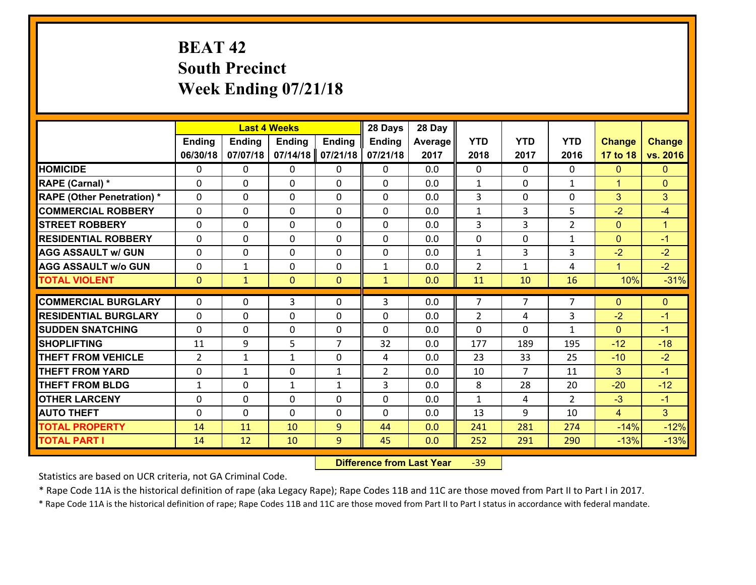# BEAT 42
## South Precinct
## Week Ending 07/21/18

| | Last 4 Weeks | | | | 28 Days | 28 Day | | | | | |
|---|---|---|---|---|---|---|---|---|---|---|---|
| | Ending 06/30/18 | Ending 07/07/18 | Ending 07/14/18 | Ending 07/21/18 | Ending 07/21/18 | Average 2017 | YTD 2018 | YTD 2017 | YTD 2016 | Change 17 to 18 | Change vs. 2016 |
| HOMICIDE | 0 | 0 | 0 | 0 | 0 | 0.0 | 0 | 0 | 0 | 0 | 0 |
| RAPE (Carnal) * | 0 | 0 | 0 | 0 | 0 | 0.0 | 1 | 0 | 1 | 1 | 0 |
| RAPE (Other Penetration) * | 0 | 0 | 0 | 0 | 0 | 0.0 | 3 | 0 | 0 | 3 | 3 |
| COMMERCIAL ROBBERY | 0 | 0 | 0 | 0 | 0 | 0.0 | 1 | 3 | 5 | -2 | -4 |
| STREET ROBBERY | 0 | 0 | 0 | 0 | 0 | 0.0 | 3 | 3 | 2 | 0 | 1 |
| RESIDENTIAL ROBBERY | 0 | 0 | 0 | 0 | 0 | 0.0 | 0 | 0 | 1 | 0 | -1 |
| AGG ASSAULT w/ GUN | 0 | 0 | 0 | 0 | 0 | 0.0 | 1 | 3 | 3 | -2 | -2 |
| AGG ASSAULT w/o GUN | 0 | 1 | 0 | 0 | 1 | 0.0 | 2 | 1 | 4 | 1 | -2 |
| TOTAL VIOLENT | 0 | 1 | 0 | 0 | 1 | 0.0 | 11 | 10 | 16 | 10% | -31% |
| COMMERCIAL BURGLARY | 0 | 0 | 3 | 0 | 3 | 0.0 | 7 | 7 | 7 | 0 | 0 |
| RESIDENTIAL BURGLARY | 0 | 0 | 0 | 0 | 0 | 0.0 | 2 | 4 | 3 | -2 | -1 |
| SUDDEN SNATCHING | 0 | 0 | 0 | 0 | 0 | 0.0 | 0 | 0 | 1 | 0 | -1 |
| SHOPLIFTING | 11 | 9 | 5 | 7 | 32 | 0.0 | 177 | 189 | 195 | -12 | -18 |
| THEFT FROM VEHICLE | 2 | 1 | 1 | 0 | 4 | 0.0 | 23 | 33 | 25 | -10 | -2 |
| THEFT FROM YARD | 0 | 1 | 0 | 1 | 2 | 0.0 | 10 | 7 | 11 | 3 | -1 |
| THEFT FROM BLDG | 1 | 0 | 1 | 1 | 3 | 0.0 | 8 | 28 | 20 | -20 | -12 |
| OTHER LARCENY | 0 | 0 | 0 | 0 | 0 | 0.0 | 1 | 4 | 2 | -3 | -1 |
| AUTO THEFT | 0 | 0 | 0 | 0 | 0 | 0.0 | 13 | 9 | 10 | 4 | 3 |
| TOTAL PROPERTY | 14 | 11 | 10 | 9 | 44 | 0.0 | 241 | 281 | 274 | -14% | -12% |
| TOTAL PART I | 14 | 12 | 10 | 9 | 45 | 0.0 | 252 | 291 | 290 | -13% | -13% |

**Difference from Last Year** -39

Statistics are based on UCR criteria, not GA Criminal Code.

* Rape Code 11A is the historical definition of rape (aka Legacy Rape); Rape Codes 11B and 11C are those moved from Part II to Part I in 2017.

* Rape Code 11A is the historical definition of rape; Rape Codes 11B and 11C are those moved from Part II to Part I status in accordance with federal mandate.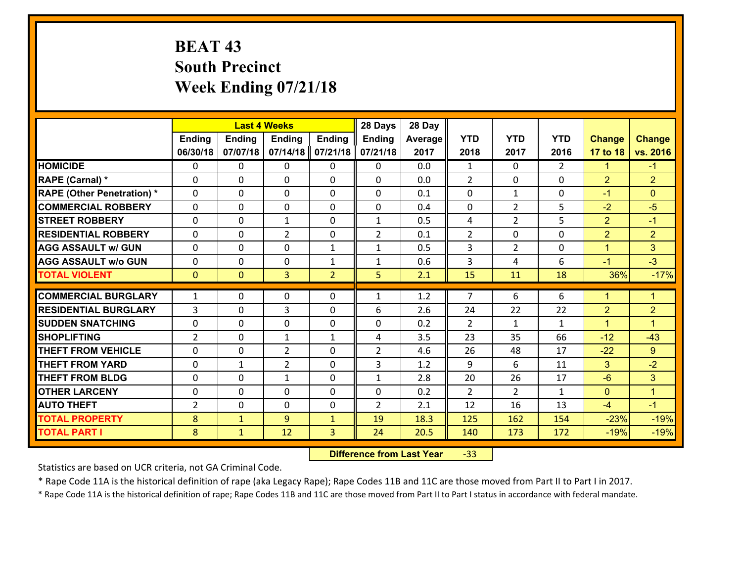# BEAT 43
## South Precinct
## Week Ending 07/21/18

| | Last 4 Weeks | | | | 28 Days | 28 Day | | | | | |
|---|---|---|---|---|---|---|---|---|---|---|---|
| | Ending 06/30/18 | Ending 07/07/18 | Ending 07/14/18 | Ending 07/21/18 | Ending 07/21/18 | Average 2017 | YTD 2018 | YTD 2017 | YTD 2016 | Change 17 to 18 | Change vs. 2016 |
| HOMICIDE | 0 | 0 | 0 | 0 | 0 | 0.0 | 1 | 0 | 2 | 1 | -1 |
| RAPE (Carnal) * | 0 | 0 | 0 | 0 | 0 | 0.0 | 2 | 0 | 0 | 2 | 2 |
| RAPE (Other Penetration) * | 0 | 0 | 0 | 0 | 0 | 0.1 | 0 | 1 | 0 | -1 | 0 |
| COMMERCIAL ROBBERY | 0 | 0 | 0 | 0 | 0 | 0.4 | 0 | 2 | 5 | -2 | -5 |
| STREET ROBBERY | 0 | 0 | 1 | 0 | 1 | 0.5 | 4 | 2 | 5 | 2 | -1 |
| RESIDENTIAL ROBBERY | 0 | 0 | 2 | 0 | 2 | 0.1 | 2 | 0 | 0 | 2 | 2 |
| AGG ASSAULT w/ GUN | 0 | 0 | 0 | 1 | 1 | 0.5 | 3 | 2 | 0 | 1 | 3 |
| AGG ASSAULT w/o GUN | 0 | 0 | 0 | 1 | 1 | 0.6 | 3 | 4 | 6 | -1 | -3 |
| TOTAL VIOLENT | 0 | 0 | 3 | 2 | 5 | 2.1 | 15 | 11 | 18 | 36% | -17% |
| COMMERCIAL BURGLARY | 1 | 0 | 0 | 0 | 1 | 1.2 | 7 | 6 | 6 | 1 | 1 |
| RESIDENTIAL BURGLARY | 3 | 0 | 3 | 0 | 6 | 2.6 | 24 | 22 | 22 | 2 | 2 |
| SUDDEN SNATCHING | 0 | 0 | 0 | 0 | 0 | 0.2 | 2 | 1 | 1 | 1 | 1 |
| SHOPLIFTING | 2 | 0 | 1 | 1 | 4 | 3.5 | 23 | 35 | 66 | -12 | -43 |
| THEFT FROM VEHICLE | 0 | 0 | 2 | 0 | 2 | 4.6 | 26 | 48 | 17 | -22 | 9 |
| THEFT FROM YARD | 0 | 1 | 2 | 0 | 3 | 1.2 | 9 | 6 | 11 | 3 | -2 |
| THEFT FROM BLDG | 0 | 0 | 1 | 0 | 1 | 2.8 | 20 | 26 | 17 | -6 | 3 |
| OTHER LARCENY | 0 | 0 | 0 | 0 | 0 | 0.2 | 2 | 2 | 1 | 0 | 1 |
| AUTO THEFT | 2 | 0 | 0 | 0 | 2 | 2.1 | 12 | 16 | 13 | -4 | -1 |
| TOTAL PROPERTY | 8 | 1 | 9 | 1 | 19 | 18.3 | 125 | 162 | 154 | -23% | -19% |
| TOTAL PART I | 8 | 1 | 12 | 3 | 24 | 20.5 | 140 | 173 | 172 | -19% | -19% |

**Difference from Last Year** -33

Statistics are based on UCR criteria, not GA Criminal Code.

* Rape Code 11A is the historical definition of rape (aka Legacy Rape); Rape Codes 11B and 11C are those moved from Part II to Part I in 2017.

* Rape Code 11A is the historical definition of rape; Rape Codes 11B and 11C are those moved from Part II to Part I status in accordance with federal mandate.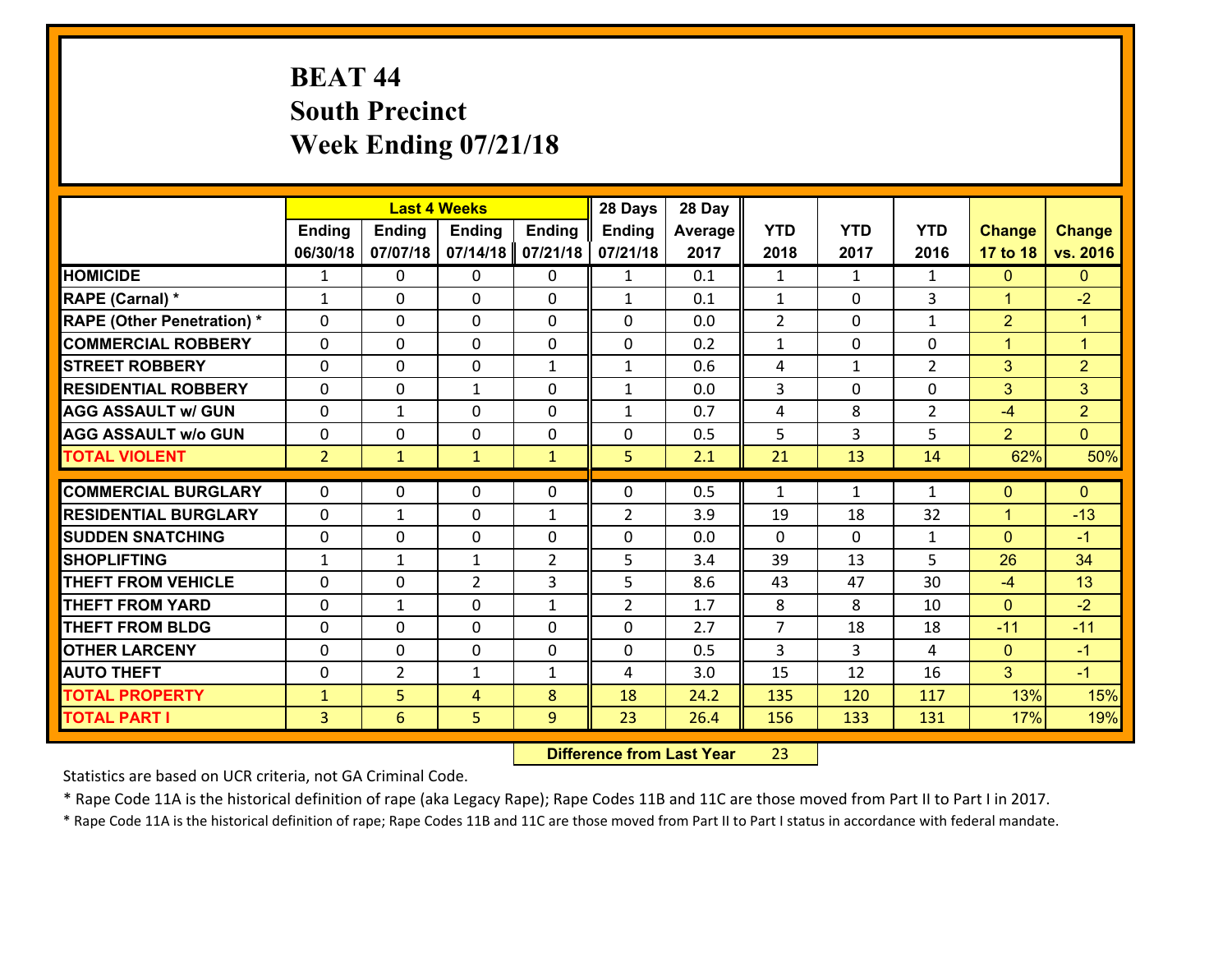# BEAT 44
## South Precinct
## Week Ending 07/21/18

| | Last 4 Weeks | | | | 28 Days | 28 Day | | | | | |
|---|---|---|---|---|---|---|---|---|---|---|---|
| | Ending 06/30/18 | Ending 07/07/18 | Ending 07/14/18 | Ending 07/21/18 | Ending 07/21/18 | Average 2017 | YTD 2018 | YTD 2017 | YTD 2016 | Change 17 to 18 | Change vs. 2016 |
| **HOMICIDE** | 1 | 0 | 0 | 0 | 1 | 0.1 | 1 | 1 | 1 | 0 | 0 |
| **RAPE (Carnal) *** | 1 | 0 | 0 | 0 | 1 | 0.1 | 1 | 0 | 3 | 1 | -2 |
| **RAPE (Other Penetration) *** | 0 | 0 | 0 | 0 | 0 | 0.0 | 2 | 0 | 1 | 2 | 1 |
| **COMMERCIAL ROBBERY** | 0 | 0 | 0 | 0 | 0 | 0.2 | 1 | 0 | 0 | 1 | 1 |
| **STREET ROBBERY** | 0 | 0 | 0 | 1 | 1 | 0.6 | 4 | 1 | 2 | 3 | 2 |
| **RESIDENTIAL ROBBERY** | 0 | 0 | 1 | 0 | 1 | 0.0 | 3 | 0 | 0 | 3 | 3 |
| **AGG ASSAULT w/ GUN** | 0 | 1 | 0 | 0 | 1 | 0.7 | 4 | 8 | 2 | -4 | 2 |
| **AGG ASSAULT w/o GUN** | 0 | 0 | 0 | 0 | 0 | 0.5 | 5 | 3 | 5 | 2 | 0 |
| **TOTAL VIOLENT** | 2 | 1 | 1 | 1 | 5 | 2.1 | 21 | 13 | 14 | 62% | 50% |
| **COMMERCIAL BURGLARY** | 0 | 0 | 0 | 0 | 0 | 0.5 | 1 | 1 | 1 | 0 | 0 |
| **RESIDENTIAL BURGLARY** | 0 | 1 | 0 | 1 | 2 | 3.9 | 19 | 18 | 32 | 1 | -13 |
| **SUDDEN SNATCHING** | 0 | 0 | 0 | 0 | 0 | 0.0 | 0 | 0 | 1 | 0 | -1 |
| **SHOPLIFTING** | 1 | 1 | 1 | 2 | 5 | 3.4 | 39 | 13 | 5 | 26 | 34 |
| **THEFT FROM VEHICLE** | 0 | 0 | 2 | 3 | 5 | 8.6 | 43 | 47 | 30 | -4 | 13 |
| **THEFT FROM YARD** | 0 | 1 | 0 | 1 | 2 | 1.7 | 8 | 8 | 10 | 0 | -2 |
| **THEFT FROM BLDG** | 0 | 0 | 0 | 0 | 0 | 2.7 | 7 | 18 | 18 | -11 | -11 |
| **OTHER LARCENY** | 0 | 0 | 0 | 0 | 0 | 0.5 | 3 | 3 | 4 | 0 | -1 |
| **AUTO THEFT** | 0 | 2 | 1 | 1 | 4 | 3.0 | 15 | 12 | 16 | 3 | -1 |
| **TOTAL PROPERTY** | 1 | 5 | 4 | 8 | 18 | 24.2 | 135 | 120 | 117 | 13% | 15% |
| **TOTAL PART I** | 3 | 6 | 5 | 9 | 23 | 26.4 | 156 | 133 | 131 | 17% | 19% |

**Difference from Last Year** 23

Statistics are based on UCR criteria, not GA Criminal Code.

* Rape Code 11A is the historical definition of rape (aka Legacy Rape); Rape Codes 11B and 11C are those moved from Part II to Part I in 2017.

* Rape Code 11A is the historical definition of rape; Rape Codes 11B and 11C are those moved from Part II to Part I status in accordance with federal mandate.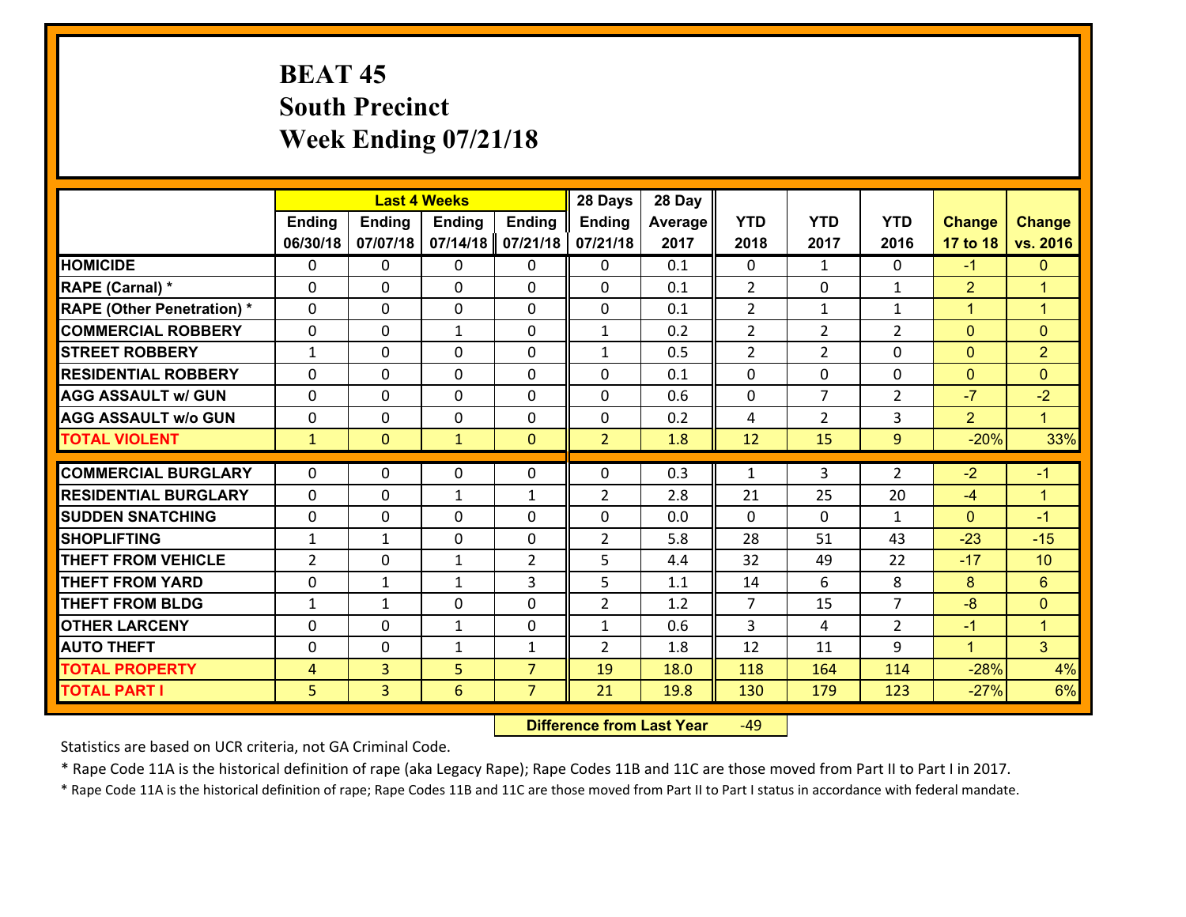# BEAT 45
## South Precinct
## Week Ending 07/21/18

| | Last 4 Weeks | | | | 28 Days | 28 Day | | | | | |
|---|---|---|---|---|---|---|---|---|---|---|---|
| | Ending 06/30/18 | Ending 07/07/18 | Ending 07/14/18 | Ending 07/21/18 | Ending 07/21/18 | Average 2017 | YTD 2018 | YTD 2017 | YTD 2016 | Change 17 to 18 | Change vs. 2016 |
| HOMICIDE | 0 | 0 | 0 | 0 | 0 | 0.1 | 0 | 1 | 0 | -1 | 0 |
| RAPE (Carnal) * | 0 | 0 | 0 | 0 | 0 | 0.1 | 2 | 0 | 1 | 2 | 1 |
| RAPE (Other Penetration) * | 0 | 0 | 0 | 0 | 0 | 0.1 | 2 | 1 | 1 | 1 | 1 |
| COMMERCIAL ROBBERY | 0 | 0 | 1 | 0 | 1 | 0.2 | 2 | 2 | 2 | 0 | 0 |
| STREET ROBBERY | 1 | 0 | 0 | 0 | 1 | 0.5 | 2 | 2 | 0 | 0 | 2 |
| RESIDENTIAL ROBBERY | 0 | 0 | 0 | 0 | 0 | 0.1 | 0 | 0 | 0 | 0 | 0 |
| AGG ASSAULT w/ GUN | 0 | 0 | 0 | 0 | 0 | 0.6 | 0 | 7 | 2 | -7 | -2 |
| AGG ASSAULT w/o GUN | 0 | 0 | 0 | 0 | 0 | 0.2 | 4 | 2 | 3 | 2 | 1 |
| TOTAL VIOLENT | 1 | 0 | 1 | 0 | 2 | 1.8 | 12 | 15 | 9 | -20% | 33% |
| COMMERCIAL BURGLARY | 0 | 0 | 0 | 0 | 0 | 0.3 | 1 | 3 | 2 | -2 | -1 |
| RESIDENTIAL BURGLARY | 0 | 0 | 1 | 1 | 2 | 2.8 | 21 | 25 | 20 | -4 | 1 |
| SUDDEN SNATCHING | 0 | 0 | 0 | 0 | 0 | 0.0 | 0 | 0 | 1 | 0 | -1 |
| SHOPLIFTING | 1 | 1 | 0 | 0 | 2 | 5.8 | 28 | 51 | 43 | -23 | -15 |
| THEFT FROM VEHICLE | 2 | 0 | 1 | 2 | 5 | 4.4 | 32 | 49 | 22 | -17 | 10 |
| THEFT FROM YARD | 0 | 1 | 1 | 3 | 5 | 1.1 | 14 | 6 | 8 | 8 | 6 |
| THEFT FROM BLDG | 1 | 1 | 0 | 0 | 2 | 1.2 | 7 | 15 | 7 | -8 | 0 |
| OTHER LARCENY | 0 | 0 | 1 | 0 | 1 | 0.6 | 3 | 4 | 2 | -1 | 1 |
| AUTO THEFT | 0 | 0 | 1 | 1 | 2 | 1.8 | 12 | 11 | 9 | 1 | 3 |
| TOTAL PROPERTY | 4 | 3 | 5 | 7 | 19 | 18.0 | 118 | 164 | 114 | -28% | 4% |
| TOTAL PART I | 5 | 3 | 6 | 7 | 21 | 19.8 | 130 | 179 | 123 | -27% | 6% |

**Difference from Last Year** -49

Statistics are based on UCR criteria, not GA Criminal Code.

* Rape Code 11A is the historical definition of rape (aka Legacy Rape); Rape Codes 11B and 11C are those moved from Part II to Part I in 2017.

* Rape Code 11A is the historical definition of rape; Rape Codes 11B and 11C are those moved from Part II to Part I status in accordance with federal mandate.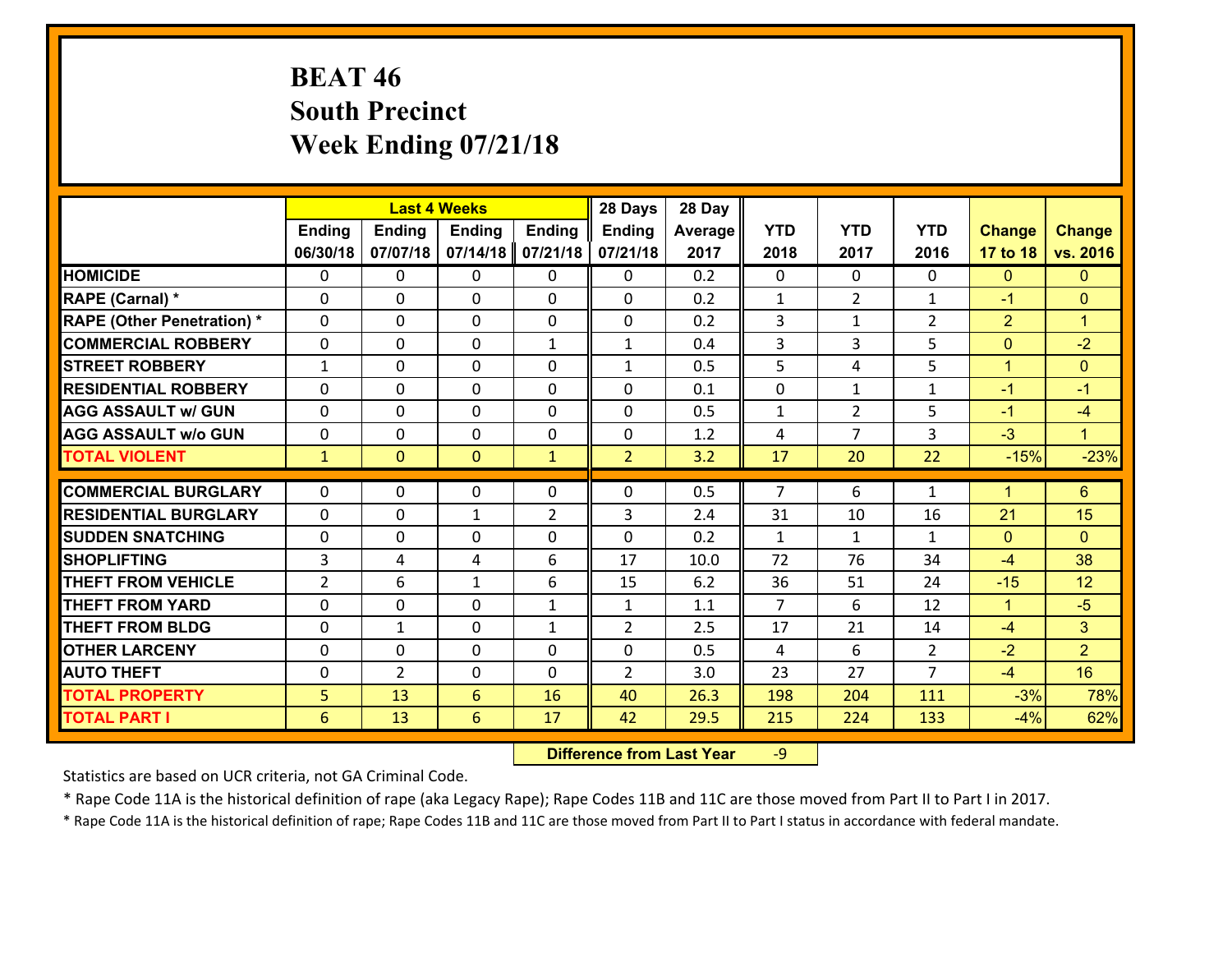# BEAT 46
## South Precinct
## Week Ending 07/21/18

| | Last 4 Weeks | | | | 28 Days | 28 Day | | | | | |
|---|---|---|---|---|---|---|---|---|---|---|---|
| | Ending 06/30/18 | Ending 07/07/18 | Ending 07/14/18 | Ending 07/21/18 | Ending 07/21/18 | Average 2017 | YTD 2018 | YTD 2017 | YTD 2016 | Change 17 to 18 | Change vs. 2016 |
| HOMICIDE | 0 | 0 | 0 | 0 | 0 | 0.2 | 0 | 0 | 0 | 0 | 0 |
| RAPE (Carnal) * | 0 | 0 | 0 | 0 | 0 | 0.2 | 1 | 2 | 1 | -1 | 0 |
| RAPE (Other Penetration) * | 0 | 0 | 0 | 0 | 0 | 0.2 | 3 | 1 | 2 | 2 | 1 |
| COMMERCIAL ROBBERY | 0 | 0 | 0 | 1 | 1 | 0.4 | 3 | 3 | 5 | 0 | -2 |
| STREET ROBBERY | 1 | 0 | 0 | 0 | 1 | 0.5 | 5 | 4 | 5 | 1 | 0 |
| RESIDENTIAL ROBBERY | 0 | 0 | 0 | 0 | 0 | 0.1 | 0 | 1 | 1 | -1 | -1 |
| AGG ASSAULT w/ GUN | 0 | 0 | 0 | 0 | 0 | 0.5 | 1 | 2 | 5 | -1 | -4 |
| AGG ASSAULT w/o GUN | 0 | 0 | 0 | 0 | 0 | 1.2 | 4 | 7 | 3 | -3 | 1 |
| TOTAL VIOLENT | 1 | 0 | 0 | 1 | 2 | 3.2 | 17 | 20 | 22 | -15% | -23% |
| COMMERCIAL BURGLARY | 0 | 0 | 0 | 0 | 0 | 0.5 | 7 | 6 | 1 | 1 | 6 |
| RESIDENTIAL BURGLARY | 0 | 0 | 1 | 2 | 3 | 2.4 | 31 | 10 | 16 | 21 | 15 |
| SUDDEN SNATCHING | 0 | 0 | 0 | 0 | 0 | 0.2 | 1 | 1 | 1 | 0 | 0 |
| SHOPLIFTING | 3 | 4 | 4 | 6 | 17 | 10.0 | 72 | 76 | 34 | -4 | 38 |
| THEFT FROM VEHICLE | 2 | 6 | 1 | 6 | 15 | 6.2 | 36 | 51 | 24 | -15 | 12 |
| THEFT FROM YARD | 0 | 0 | 0 | 1 | 1 | 1.1 | 7 | 6 | 12 | 1 | -5 |
| THEFT FROM BLDG | 0 | 1 | 0 | 1 | 2 | 2.5 | 17 | 21 | 14 | -4 | 3 |
| OTHER LARCENY | 0 | 0 | 0 | 0 | 0 | 0.5 | 4 | 6 | 2 | -2 | 2 |
| AUTO THEFT | 0 | 2 | 0 | 0 | 2 | 3.0 | 23 | 27 | 7 | -4 | 16 |
| TOTAL PROPERTY | 5 | 13 | 6 | 16 | 40 | 26.3 | 198 | 204 | 111 | -3% | 78% |
| TOTAL PART I | 6 | 13 | 6 | 17 | 42 | 29.5 | 215 | 224 | 133 | -4% | 62% |

**Difference from Last Year** -9

Statistics are based on UCR criteria, not GA Criminal Code.

* Rape Code 11A is the historical definition of rape (aka Legacy Rape); Rape Codes 11B and 11C are those moved from Part II to Part I in 2017.

* Rape Code 11A is the historical definition of rape; Rape Codes 11B and 11C are those moved from Part II to Part I status in accordance with federal mandate.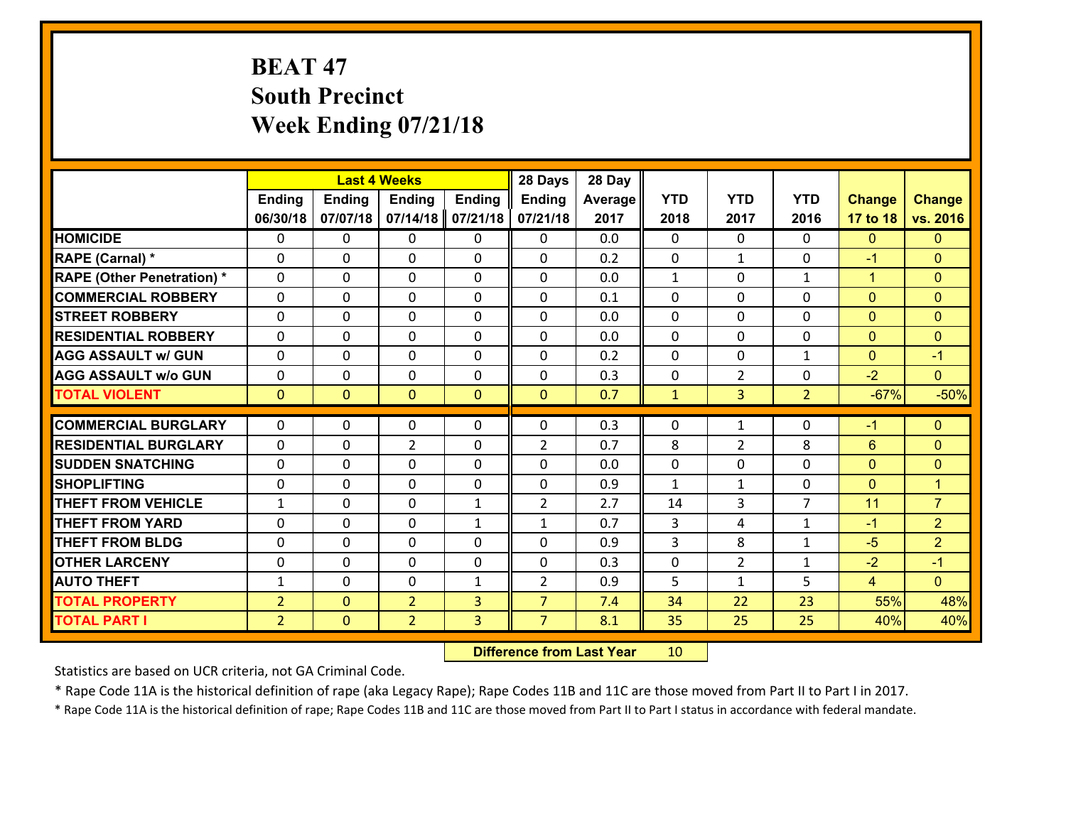# BEAT 47
## South Precinct
## Week Ending 07/21/18

| | Last 4 Weeks | | | | 28 Days | 28 Day | | | | | |
|---|---|---|---|---|---|---|---|---|---|---|---|
| | Ending 06/30/18 | Ending 07/07/18 | Ending 07/14/18 | Ending 07/21/18 | Ending 07/21/18 | Average 2017 | YTD 2018 | YTD 2017 | YTD 2016 | Change 17 to 18 | Change vs. 2016 |
| HOMICIDE | 0 | 0 | 0 | 0 | 0 | 0.0 | 0 | 0 | 0 | 0 | 0 |
| RAPE (Carnal) * | 0 | 0 | 0 | 0 | 0 | 0.2 | 0 | 1 | 0 | -1 | 0 |
| RAPE (Other Penetration) * | 0 | 0 | 0 | 0 | 0 | 0.0 | 1 | 0 | 1 | 1 | 0 |
| COMMERCIAL ROBBERY | 0 | 0 | 0 | 0 | 0 | 0.1 | 0 | 0 | 0 | 0 | 0 |
| STREET ROBBERY | 0 | 0 | 0 | 0 | 0 | 0.0 | 0 | 0 | 0 | 0 | 0 |
| RESIDENTIAL ROBBERY | 0 | 0 | 0 | 0 | 0 | 0.0 | 0 | 0 | 0 | 0 | 0 |
| AGG ASSAULT w/ GUN | 0 | 0 | 0 | 0 | 0 | 0.2 | 0 | 0 | 1 | 0 | -1 |
| AGG ASSAULT w/o GUN | 0 | 0 | 0 | 0 | 0 | 0.3 | 0 | 2 | 0 | -2 | 0 |
| TOTAL VIOLENT | 0 | 0 | 0 | 0 | 0 | 0.7 | 1 | 3 | 2 | -67% | -50% |
| COMMERCIAL BURGLARY | 0 | 0 | 0 | 0 | 0 | 0.3 | 0 | 1 | 0 | -1 | 0 |
| RESIDENTIAL BURGLARY | 0 | 0 | 2 | 0 | 2 | 0.7 | 8 | 2 | 8 | 6 | 0 |
| SUDDEN SNATCHING | 0 | 0 | 0 | 0 | 0 | 0.0 | 0 | 0 | 0 | 0 | 0 |
| SHOPLIFTING | 0 | 0 | 0 | 0 | 0 | 0.9 | 1 | 1 | 0 | 0 | 1 |
| THEFT FROM VEHICLE | 1 | 0 | 0 | 1 | 2 | 2.7 | 14 | 3 | 7 | 11 | 7 |
| THEFT FROM YARD | 0 | 0 | 0 | 1 | 1 | 0.7 | 3 | 4 | 1 | -1 | 2 |
| THEFT FROM BLDG | 0 | 0 | 0 | 0 | 0 | 0.9 | 3 | 8 | 1 | -5 | 2 |
| OTHER LARCENY | 0 | 0 | 0 | 0 | 0 | 0.3 | 0 | 2 | 1 | -2 | -1 |
| AUTO THEFT | 1 | 0 | 0 | 1 | 2 | 0.9 | 5 | 1 | 5 | 4 | 0 |
| TOTAL PROPERTY | 2 | 0 | 2 | 3 | 7 | 7.4 | 34 | 22 | 23 | 55% | 48% |
| TOTAL PART I | 2 | 0 | 2 | 3 | 7 | 8.1 | 35 | 25 | 25 | 40% | 40% |

**Difference from Last Year** 10

Statistics are based on UCR criteria, not GA Criminal Code.

* Rape Code 11A is the historical definition of rape (aka Legacy Rape); Rape Codes 11B and 11C are those moved from Part II to Part I in 2017.

* Rape Code 11A is the historical definition of rape; Rape Codes 11B and 11C are those moved from Part II to Part I status in accordance with federal mandate.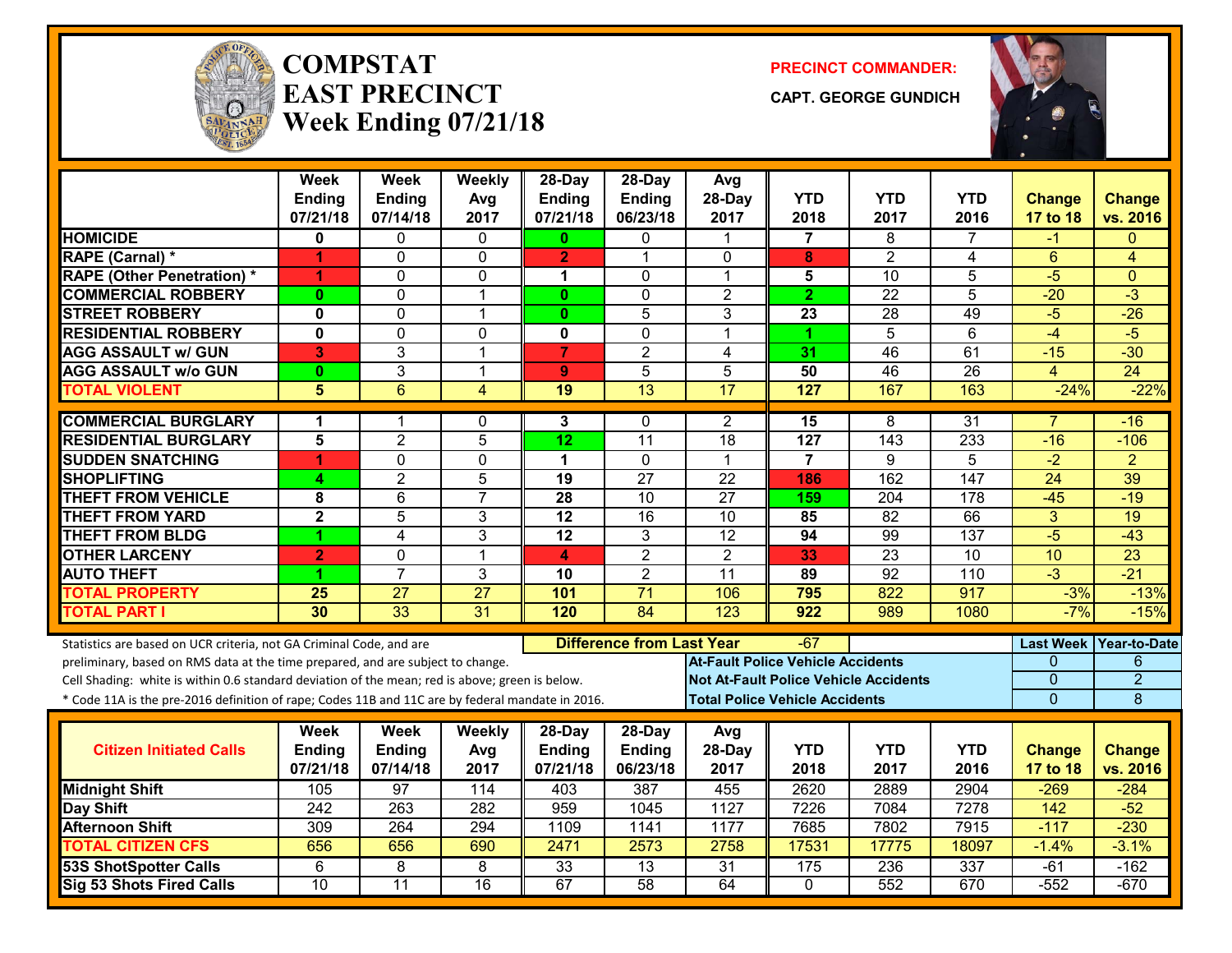# COMPSTAT
# EAST PRECINCT
## Week Ending 07/21/18

**PRECINCT COMMANDER:**

**CAPT. GEORGE GUNDICH**

| | Week Ending 07/21/18 | Week Ending 07/14/18 | Weekly Avg 2017 | 28-Day Ending 07/21/18 | 28-Day Ending 06/23/18 | Avg 28-Day 2017 | YTD 2018 | YTD 2017 | YTD 2016 | Change 17 to 18 | Change vs. 2016 |
|---|---|---|---|---|---|---|---|---|---|---|---|
| HOMICIDE | 0 | 0 | 0 | 0 | 0 | 1 | 7 | 8 | 7 | -1 | 0 |
| RAPE (Carnal) * | 1 | 0 | 0 | 2 | 1 | 0 | 8 | 2 | 4 | 6 | 4 |
| RAPE (Other Penetration) * | 1 | 0 | 0 | 1 | 0 | 1 | 5 | 10 | 5 | -5 | 0 |
| COMMERCIAL ROBBERY | 0 | 0 | 1 | 0 | 0 | 2 | 2 | 22 | 5 | -20 | -3 |
| STREET ROBBERY | 0 | 0 | 1 | 0 | 5 | 3 | 23 | 28 | 49 | -5 | -26 |
| RESIDENTIAL ROBBERY | 0 | 0 | 0 | 0 | 0 | 1 | 1 | 5 | 6 | -4 | -5 |
| AGG ASSAULT w/ GUN | 3 | 3 | 1 | 7 | 2 | 4 | 31 | 46 | 61 | -15 | -30 |
| AGG ASSAULT w/o GUN | 0 | 3 | 1 | 9 | 5 | 5 | 50 | 46 | 26 | 4 | 24 |
| TOTAL VIOLENT | 5 | 6 | 4 | 19 | 13 | 17 | 127 | 167 | 163 | -24% | -22% |
| COMMERCIAL BURGLARY | 1 | 1 | 0 | 3 | 0 | 2 | 15 | 8 | 31 | 7 | -16 |
| RESIDENTIAL BURGLARY | 5 | 2 | 5 | 12 | 11 | 18 | 127 | 143 | 233 | -16 | -106 |
| SUDDEN SNATCHING | 1 | 0 | 0 | 1 | 0 | 1 | 7 | 9 | 5 | -2 | 2 |
| SHOPLIFTING | 4 | 2 | 5 | 19 | 27 | 22 | 186 | 162 | 147 | 24 | 39 |
| THEFT FROM VEHICLE | 8 | 6 | 7 | 28 | 10 | 27 | 159 | 204 | 178 | -45 | -19 |
| THEFT FROM YARD | 2 | 5 | 3 | 12 | 16 | 10 | 85 | 82 | 66 | 3 | 19 |
| THEFT FROM BLDG | 1 | 4 | 3 | 12 | 3 | 12 | 94 | 99 | 137 | -5 | -43 |
| OTHER LARCENY | 2 | 0 | 1 | 4 | 2 | 2 | 33 | 23 | 10 | 10 | 23 |
| AUTO THEFT | 1 | 7 | 3 | 10 | 2 | 11 | 89 | 92 | 110 | -3 | -21 |
| TOTAL PROPERTY | 25 | 27 | 27 | 101 | 71 | 106 | 795 | 822 | 917 | -3% | -13% |
| TOTAL PART I | 30 | 33 | 31 | 120 | 84 | 123 | 922 | 989 | 1080 | -7% | -15% |

Statistics are based on UCR criteria, not GA Criminal Code, and are preliminary, based on RMS data at the time prepared, and are subject to change.
Cell Shading: white is within 0.6 standard deviation of the mean; red is above; green is below.
* Code 11A is the pre-2016 definition of rape; Codes 11B and 11C are by federal mandate in 2016.

**Difference from Last Year:** -67

| | Last Week | Year-to-Date |
|---|---|---|
| At-Fault Police Vehicle Accidents | 0 | 6 |
| Not At-Fault Police Vehicle Accidents | 0 | 2 |
| Total Police Vehicle Accidents | 0 | 8 |

| Citizen Initiated Calls | Week Ending 07/21/18 | Week Ending 07/14/18 | Weekly Avg 2017 | 28-Day Ending 07/21/18 | 28-Day Ending 06/23/18 | Avg 28-Day 2017 | YTD 2018 | YTD 2017 | YTD 2016 | Change 17 to 18 | Change vs. 2016 |
|---|---|---|---|---|---|---|---|---|---|---|---|
| Midnight Shift | 105 | 97 | 114 | 403 | 387 | 455 | 2620 | 2889 | 2904 | -269 | -284 |
| Day Shift | 242 | 263 | 282 | 959 | 1045 | 1127 | 7226 | 7084 | 7278 | 142 | -52 |
| Afternoon Shift | 309 | 264 | 294 | 1109 | 1141 | 1177 | 7685 | 7802 | 7915 | -117 | -230 |
| TOTAL CITIZEN CFS | 656 | 656 | 690 | 2471 | 2573 | 2758 | 17531 | 17775 | 18097 | -1.4% | -3.1% |
| 53S ShotSpotter Calls | 6 | 8 | 8 | 33 | 13 | 31 | 175 | 236 | 337 | -61 | -162 |
| Sig 53 Shots Fired Calls | 10 | 11 | 16 | 67 | 58 | 64 | 0 | 552 | 670 | -552 | -670 |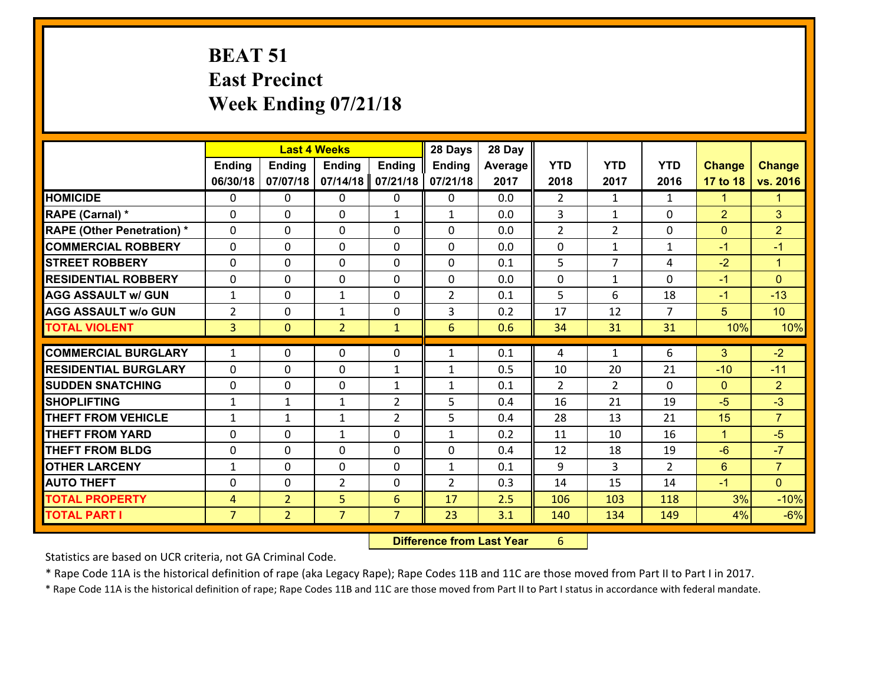# BEAT 51
## East Precinct
## Week Ending 07/21/18

| | Last 4 Weeks | | | | 28 Days | 28 Day | | | | | |
|---|---|---|---|---|---|---|---|---|---|---|---|
| | Ending 06/30/18 | Ending 07/07/18 | Ending 07/14/18 | Ending 07/21/18 | Ending 07/21/18 | Average 2017 | YTD 2018 | YTD 2017 | YTD 2016 | Change 17 to 18 | Change vs. 2016 |
| **HOMICIDE** | 0 | 0 | 0 | 0 | 0 | 0.0 | 2 | 1 | 1 | 1 | 1 |
| **RAPE (Carnal) *** | 0 | 0 | 0 | 1 | 1 | 0.0 | 3 | 1 | 0 | 2 | 3 |
| **RAPE (Other Penetration) *** | 0 | 0 | 0 | 0 | 0 | 0.0 | 2 | 2 | 0 | 0 | 2 |
| **COMMERCIAL ROBBERY** | 0 | 0 | 0 | 0 | 0 | 0.0 | 0 | 1 | 1 | -1 | -1 |
| **STREET ROBBERY** | 0 | 0 | 0 | 0 | 0 | 0.1 | 5 | 7 | 4 | -2 | 1 |
| **RESIDENTIAL ROBBERY** | 0 | 0 | 0 | 0 | 0 | 0.0 | 0 | 1 | 0 | -1 | 0 |
| **AGG ASSAULT w/ GUN** | 1 | 0 | 1 | 0 | 2 | 0.1 | 5 | 6 | 18 | -1 | -13 |
| **AGG ASSAULT w/o GUN** | 2 | 0 | 1 | 0 | 3 | 0.2 | 17 | 12 | 7 | 5 | 10 |
| **TOTAL VIOLENT** | 3 | 0 | 2 | 1 | 6 | 0.6 | 34 | 31 | 31 | 10% | 10% |
| **COMMERCIAL BURGLARY** | 1 | 0 | 0 | 0 | 1 | 0.1 | 4 | 1 | 6 | 3 | -2 |
| **RESIDENTIAL BURGLARY** | 0 | 0 | 0 | 1 | 1 | 0.5 | 10 | 20 | 21 | -10 | -11 |
| **SUDDEN SNATCHING** | 0 | 0 | 0 | 1 | 1 | 0.1 | 2 | 2 | 0 | 0 | 2 |
| **SHOPLIFTING** | 1 | 1 | 1 | 2 | 5 | 0.4 | 16 | 21 | 19 | -5 | -3 |
| **THEFT FROM VEHICLE** | 1 | 1 | 1 | 2 | 5 | 0.4 | 28 | 13 | 21 | 15 | 7 |
| **THEFT FROM YARD** | 0 | 0 | 1 | 0 | 1 | 0.2 | 11 | 10 | 16 | 1 | -5 |
| **THEFT FROM BLDG** | 0 | 0 | 0 | 0 | 0 | 0.4 | 12 | 18 | 19 | -6 | -7 |
| **OTHER LARCENY** | 1 | 0 | 0 | 0 | 1 | 0.1 | 9 | 3 | 2 | 6 | 7 |
| **AUTO THEFT** | 0 | 0 | 2 | 0 | 2 | 0.3 | 14 | 15 | 14 | -1 | 0 |
| **TOTAL PROPERTY** | 4 | 2 | 5 | 6 | 17 | 2.5 | 106 | 103 | 118 | 3% | -10% |
| **TOTAL PART I** | 7 | 2 | 7 | 7 | 23 | 3.1 | 140 | 134 | 149 | 4% | -6% |

**Difference from Last Year** 6

Statistics are based on UCR criteria, not GA Criminal Code.

* Rape Code 11A is the historical definition of rape (aka Legacy Rape); Rape Codes 11B and 11C are those moved from Part II to Part I in 2017.

* Rape Code 11A is the historical definition of rape; Rape Codes 11B and 11C are those moved from Part II to Part I status in accordance with federal mandate.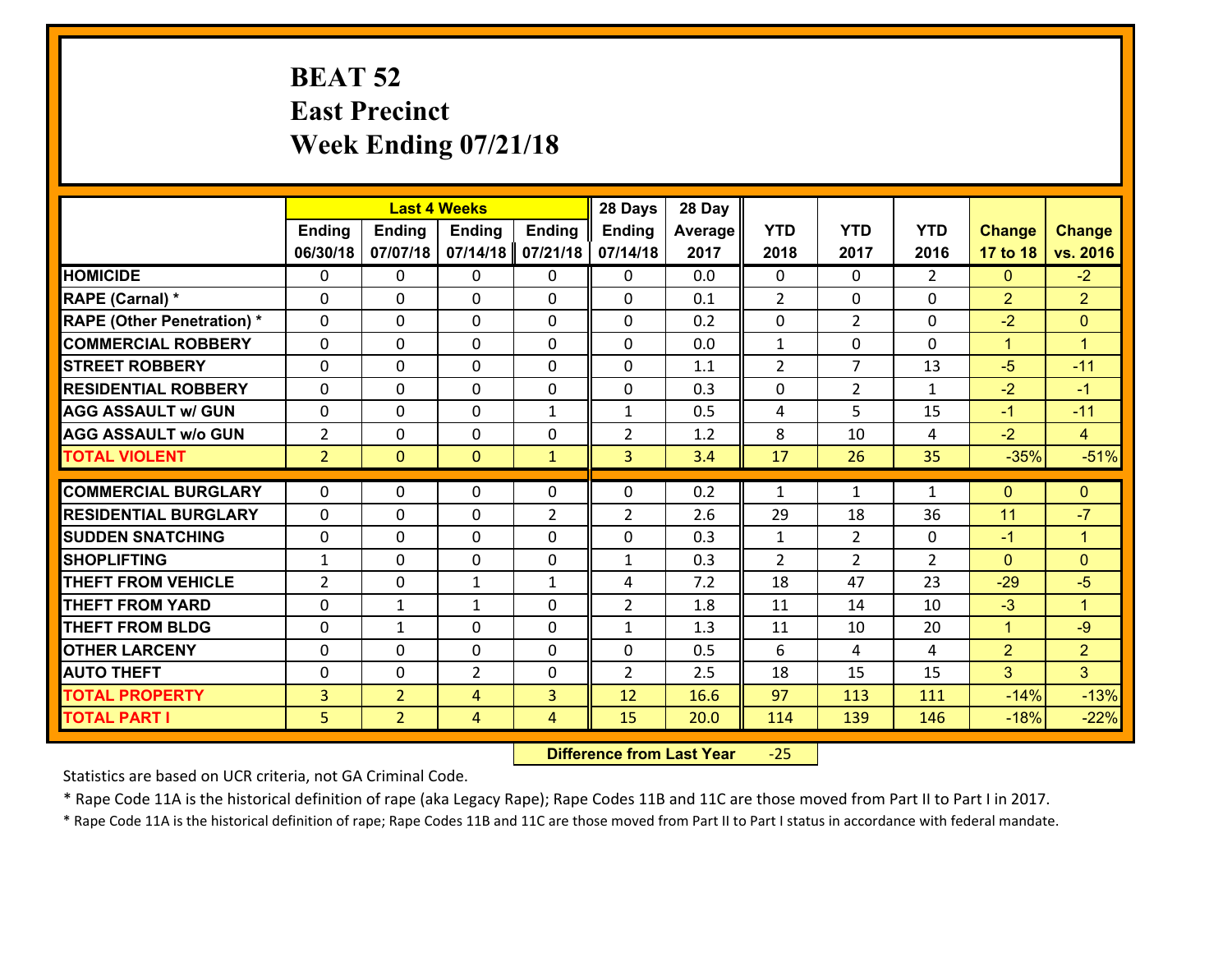# BEAT 52
## East Precinct
## Week Ending 07/21/18

| | Last 4 Weeks | | | | 28 Days | 28 Day | | | | | |
|---|---|---|---|---|---|---|---|---|---|---|---|
| | Ending 06/30/18 | Ending 07/07/18 | Ending 07/14/18 | Ending 07/21/18 | Ending 07/14/18 | Average 2017 | YTD 2018 | YTD 2017 | YTD 2016 | Change 17 to 18 | Change vs. 2016 |
| HOMICIDE | 0 | 0 | 0 | 0 | 0 | 0.0 | 0 | 0 | 2 | 0 | -2 |
| RAPE (Carnal) * | 0 | 0 | 0 | 0 | 0 | 0.1 | 2 | 0 | 0 | 2 | 2 |
| RAPE (Other Penetration) * | 0 | 0 | 0 | 0 | 0 | 0.2 | 0 | 2 | 0 | -2 | 0 |
| COMMERCIAL ROBBERY | 0 | 0 | 0 | 0 | 0 | 0.0 | 1 | 0 | 0 | 1 | 1 |
| STREET ROBBERY | 0 | 0 | 0 | 0 | 0 | 1.1 | 2 | 7 | 13 | -5 | -11 |
| RESIDENTIAL ROBBERY | 0 | 0 | 0 | 0 | 0 | 0.3 | 0 | 2 | 1 | -2 | -1 |
| AGG ASSAULT w/ GUN | 0 | 0 | 0 | 1 | 1 | 0.5 | 4 | 5 | 15 | -1 | -11 |
| AGG ASSAULT w/o GUN | 2 | 0 | 0 | 0 | 2 | 1.2 | 8 | 10 | 4 | -2 | 4 |
| TOTAL VIOLENT | 2 | 0 | 0 | 1 | 3 | 3.4 | 17 | 26 | 35 | -35% | -51% |
| COMMERCIAL BURGLARY | 0 | 0 | 0 | 0 | 0 | 0.2 | 1 | 1 | 1 | 0 | 0 |
| RESIDENTIAL BURGLARY | 0 | 0 | 0 | 2 | 2 | 2.6 | 29 | 18 | 36 | 11 | -7 |
| SUDDEN SNATCHING | 0 | 0 | 0 | 0 | 0 | 0.3 | 1 | 2 | 0 | -1 | 1 |
| SHOPLIFTING | 1 | 0 | 0 | 0 | 1 | 0.3 | 2 | 2 | 2 | 0 | 0 |
| THEFT FROM VEHICLE | 2 | 0 | 1 | 1 | 4 | 7.2 | 18 | 47 | 23 | -29 | -5 |
| THEFT FROM YARD | 0 | 1 | 1 | 0 | 2 | 1.8 | 11 | 14 | 10 | -3 | 1 |
| THEFT FROM BLDG | 0 | 1 | 0 | 0 | 1 | 1.3 | 11 | 10 | 20 | 1 | -9 |
| OTHER LARCENY | 0 | 0 | 0 | 0 | 0 | 0.5 | 6 | 4 | 4 | 2 | 2 |
| AUTO THEFT | 0 | 0 | 2 | 0 | 2 | 2.5 | 18 | 15 | 15 | 3 | 3 |
| TOTAL PROPERTY | 3 | 2 | 4 | 3 | 12 | 16.6 | 97 | 113 | 111 | -14% | -13% |
| TOTAL PART I | 5 | 2 | 4 | 4 | 15 | 20.0 | 114 | 139 | 146 | -18% | -22% |

**Difference from Last Year** -25

Statistics are based on UCR criteria, not GA Criminal Code.

* Rape Code 11A is the historical definition of rape (aka Legacy Rape); Rape Codes 11B and 11C are those moved from Part II to Part I in 2017.

* Rape Code 11A is the historical definition of rape; Rape Codes 11B and 11C are those moved from Part II to Part I status in accordance with federal mandate.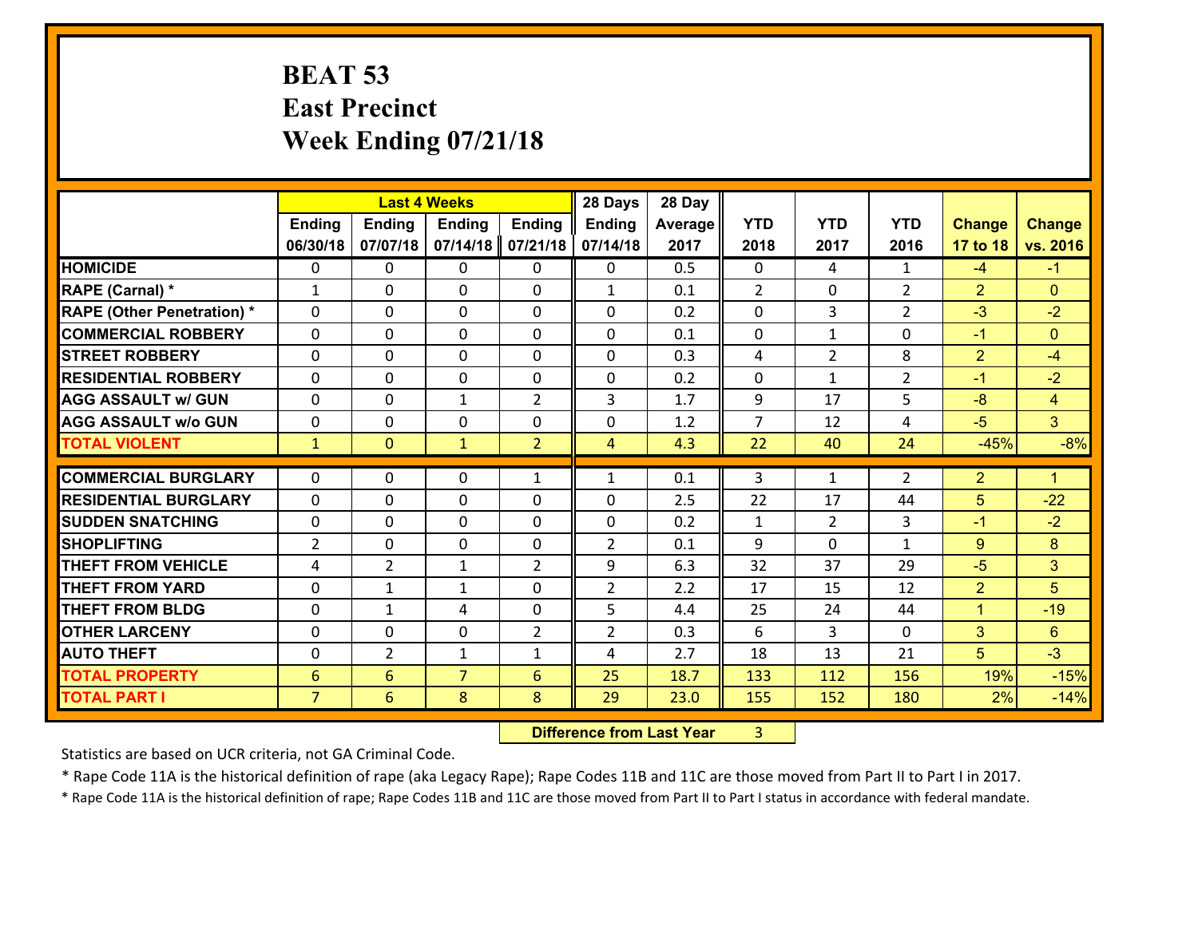# BEAT 53
# East Precinct
# Week Ending 07/21/18

| | Last 4 Weeks | | | | 28 Days | 28 Day | | | | | |
|---|---|---|---|---|---|---|---|---|---|---|---|
| | Ending 06/30/18 | Ending 07/07/18 | Ending 07/14/18 | Ending 07/21/18 | Ending 07/14/18 | Average 2017 | YTD 2018 | YTD 2017 | YTD 2016 | Change 17 to 18 | Change vs. 2016 |
| **HOMICIDE** | 0 | 0 | 0 | 0 | 0 | 0.5 | 0 | 4 | 1 | -4 | -1 |
| **RAPE (Carnal) *** | 1 | 0 | 0 | 0 | 1 | 0.1 | 2 | 0 | 2 | 2 | 0 |
| **RAPE (Other Penetration) *** | 0 | 0 | 0 | 0 | 0 | 0.2 | 0 | 3 | 2 | -3 | -2 |
| **COMMERCIAL ROBBERY** | 0 | 0 | 0 | 0 | 0 | 0.1 | 0 | 1 | 0 | -1 | 0 |
| **STREET ROBBERY** | 0 | 0 | 0 | 0 | 0 | 0.3 | 4 | 2 | 8 | 2 | -4 |
| **RESIDENTIAL ROBBERY** | 0 | 0 | 0 | 0 | 0 | 0.2 | 0 | 1 | 2 | -1 | -2 |
| **AGG ASSAULT w/ GUN** | 0 | 0 | 1 | 2 | 3 | 1.7 | 9 | 17 | 5 | -8 | 4 |
| **AGG ASSAULT w/o GUN** | 0 | 0 | 0 | 0 | 0 | 1.2 | 7 | 12 | 4 | -5 | 3 |
| **TOTAL VIOLENT** | 1 | 0 | 1 | 2 | 4 | 4.3 | 22 | 40 | 24 | -45% | -8% |
| **COMMERCIAL BURGLARY** | 0 | 0 | 0 | 1 | 1 | 0.1 | 3 | 1 | 2 | 2 | 1 |
| **RESIDENTIAL BURGLARY** | 0 | 0 | 0 | 0 | 0 | 2.5 | 22 | 17 | 44 | 5 | -22 |
| **SUDDEN SNATCHING** | 0 | 0 | 0 | 0 | 0 | 0.2 | 1 | 2 | 3 | -1 | -2 |
| **SHOPLIFTING** | 2 | 0 | 0 | 0 | 2 | 0.1 | 9 | 0 | 1 | 9 | 8 |
| **THEFT FROM VEHICLE** | 4 | 2 | 1 | 2 | 9 | 6.3 | 32 | 37 | 29 | -5 | 3 |
| **THEFT FROM YARD** | 0 | 1 | 1 | 0 | 2 | 2.2 | 17 | 15 | 12 | 2 | 5 |
| **THEFT FROM BLDG** | 0 | 1 | 4 | 0 | 5 | 4.4 | 25 | 24 | 44 | 1 | -19 |
| **OTHER LARCENY** | 0 | 0 | 0 | 2 | 2 | 0.3 | 6 | 3 | 0 | 3 | 6 |
| **AUTO THEFT** | 0 | 2 | 1 | 1 | 4 | 2.7 | 18 | 13 | 21 | 5 | -3 |
| **TOTAL PROPERTY** | 6 | 6 | 7 | 6 | 25 | 18.7 | 133 | 112 | 156 | 19% | -15% |
| **TOTAL PART I** | 7 | 6 | 8 | 8 | 29 | 23.0 | 155 | 152 | 180 | 2% | -14% |

**Difference from Last Year** 3

Statistics are based on UCR criteria, not GA Criminal Code.

* Rape Code 11A is the historical definition of rape (aka Legacy Rape); Rape Codes 11B and 11C are those moved from Part II to Part I in 2017.

* Rape Code 11A is the historical definition of rape; Rape Codes 11B and 11C are those moved from Part II to Part I status in accordance with federal mandate.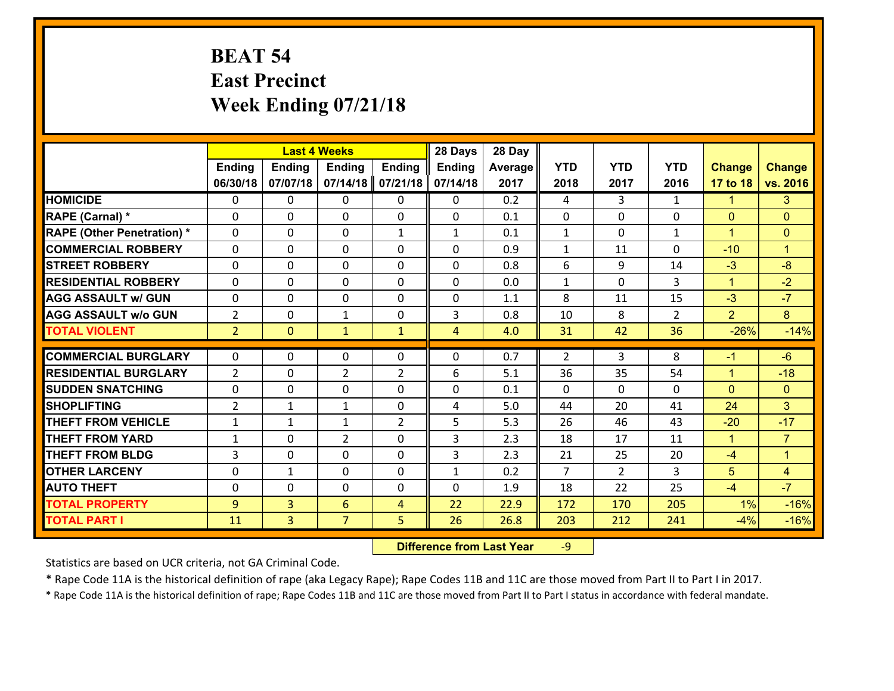# BEAT 54
# East Precinct
# Week Ending 07/21/18

| | Last 4 Weeks | | | | 28 Days | 28 Day | | | | | |
|---|---|---|---|---|---|---|---|---|---|---|---|
| | Ending 06/30/18 | Ending 07/07/18 | Ending 07/14/18 | Ending 07/21/18 | Ending 07/14/18 | Average 2017 | YTD 2018 | YTD 2017 | YTD 2016 | Change 17 to 18 | Change vs. 2016 |
| **HOMICIDE** | 0 | 0 | 0 | 0 | 0 | 0.2 | 4 | 3 | 1 | 1 | 3 |
| **RAPE (Carnal) *** | 0 | 0 | 0 | 0 | 0 | 0.1 | 0 | 0 | 0 | 0 | 0 |
| **RAPE (Other Penetration) *** | 0 | 0 | 0 | 1 | 1 | 0.1 | 1 | 0 | 1 | 1 | 0 |
| **COMMERCIAL ROBBERY** | 0 | 0 | 0 | 0 | 0 | 0.9 | 1 | 11 | 0 | -10 | 1 |
| **STREET ROBBERY** | 0 | 0 | 0 | 0 | 0 | 0.8 | 6 | 9 | 14 | -3 | -8 |
| **RESIDENTIAL ROBBERY** | 0 | 0 | 0 | 0 | 0 | 0.0 | 1 | 0 | 3 | 1 | -2 |
| **AGG ASSAULT w/ GUN** | 0 | 0 | 0 | 0 | 0 | 1.1 | 8 | 11 | 15 | -3 | -7 |
| **AGG ASSAULT w/o GUN** | 2 | 0 | 1 | 0 | 3 | 0.8 | 10 | 8 | 2 | 2 | 8 |
| **TOTAL VIOLENT** | 2 | 0 | 1 | 1 | 4 | 4.0 | 31 | 42 | 36 | -26% | -14% |
| **COMMERCIAL BURGLARY** | 0 | 0 | 0 | 0 | 0 | 0.7 | 2 | 3 | 8 | -1 | -6 |
| **RESIDENTIAL BURGLARY** | 2 | 0 | 2 | 2 | 6 | 5.1 | 36 | 35 | 54 | 1 | -18 |
| **SUDDEN SNATCHING** | 0 | 0 | 0 | 0 | 0 | 0.1 | 0 | 0 | 0 | 0 | 0 |
| **SHOPLIFTING** | 2 | 1 | 1 | 0 | 4 | 5.0 | 44 | 20 | 41 | 24 | 3 |
| **THEFT FROM VEHICLE** | 1 | 1 | 1 | 2 | 5 | 5.3 | 26 | 46 | 43 | -20 | -17 |
| **THEFT FROM YARD** | 1 | 0 | 2 | 0 | 3 | 2.3 | 18 | 17 | 11 | 1 | 7 |
| **THEFT FROM BLDG** | 3 | 0 | 0 | 0 | 3 | 2.3 | 21 | 25 | 20 | -4 | 1 |
| **OTHER LARCENY** | 0 | 1 | 0 | 0 | 1 | 0.2 | 7 | 2 | 3 | 5 | 4 |
| **AUTO THEFT** | 0 | 0 | 0 | 0 | 0 | 1.9 | 18 | 22 | 25 | -4 | -7 |
| **TOTAL PROPERTY** | 9 | 3 | 6 | 4 | 22 | 22.9 | 172 | 170 | 205 | 1% | -16% |
| **TOTAL PART I** | 11 | 3 | 7 | 5 | 26 | 26.8 | 203 | 212 | 241 | -4% | -16% |

**Difference from Last Year** -9

Statistics are based on UCR criteria, not GA Criminal Code.

* Rape Code 11A is the historical definition of rape (aka Legacy Rape); Rape Codes 11B and 11C are those moved from Part II to Part I in 2017.

* Rape Code 11A is the historical definition of rape; Rape Codes 11B and 11C are those moved from Part II to Part I status in accordance with federal mandate.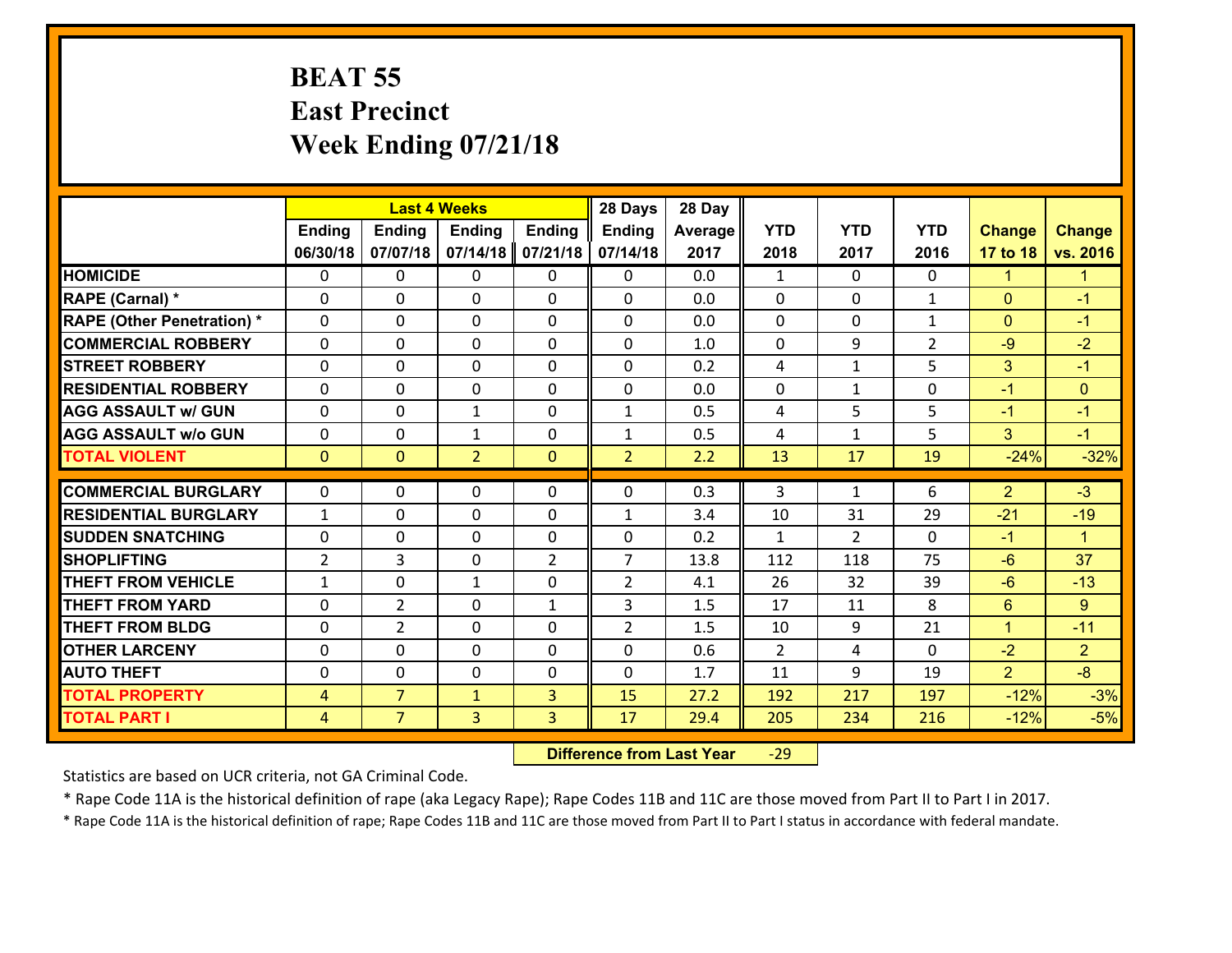# BEAT 55
# East Precinct
# Week Ending 07/21/18

| | Last 4 Weeks | | | | 28 Days | 28 Day | | | | | |
|---|---|---|---|---|---|---|---|---|---|---|---|
| | Ending 06/30/18 | Ending 07/07/18 | Ending 07/14/18 | Ending 07/21/18 | Ending 07/14/18 | Average 2017 | YTD 2018 | YTD 2017 | YTD 2016 | Change 17 to 18 | Change vs. 2016 |
| **HOMICIDE** | 0 | 0 | 0 | 0 | 0 | 0.0 | 1 | 0 | 0 | 1 | 1 |
| **RAPE (Carnal) *** | 0 | 0 | 0 | 0 | 0 | 0.0 | 0 | 0 | 1 | 0 | -1 |
| **RAPE (Other Penetration) *** | 0 | 0 | 0 | 0 | 0 | 0.0 | 0 | 0 | 1 | 0 | -1 |
| **COMMERCIAL ROBBERY** | 0 | 0 | 0 | 0 | 0 | 1.0 | 0 | 9 | 2 | -9 | -2 |
| **STREET ROBBERY** | 0 | 0 | 0 | 0 | 0 | 0.2 | 4 | 1 | 5 | 3 | -1 |
| **RESIDENTIAL ROBBERY** | 0 | 0 | 0 | 0 | 0 | 0.0 | 0 | 1 | 0 | -1 | 0 |
| **AGG ASSAULT w/ GUN** | 0 | 0 | 1 | 0 | 1 | 0.5 | 4 | 5 | 5 | -1 | -1 |
| **AGG ASSAULT w/o GUN** | 0 | 0 | 1 | 0 | 1 | 0.5 | 4 | 1 | 5 | 3 | -1 |
| **TOTAL VIOLENT** | 0 | 0 | 2 | 0 | 2 | 2.2 | 13 | 17 | 19 | -24% | -32% |
| **COMMERCIAL BURGLARY** | 0 | 0 | 0 | 0 | 0 | 0.3 | 3 | 1 | 6 | 2 | -3 |
| **RESIDENTIAL BURGLARY** | 1 | 0 | 0 | 0 | 1 | 3.4 | 10 | 31 | 29 | -21 | -19 |
| **SUDDEN SNATCHING** | 0 | 0 | 0 | 0 | 0 | 0.2 | 1 | 2 | 0 | -1 | 1 |
| **SHOPLIFTING** | 2 | 3 | 0 | 2 | 7 | 13.8 | 112 | 118 | 75 | -6 | 37 |
| **THEFT FROM VEHICLE** | 1 | 0 | 1 | 0 | 2 | 4.1 | 26 | 32 | 39 | -6 | -13 |
| **THEFT FROM YARD** | 0 | 2 | 0 | 1 | 3 | 1.5 | 17 | 11 | 8 | 6 | 9 |
| **THEFT FROM BLDG** | 0 | 2 | 0 | 0 | 2 | 1.5 | 10 | 9 | 21 | 1 | -11 |
| **OTHER LARCENY** | 0 | 0 | 0 | 0 | 0 | 0.6 | 2 | 4 | 0 | -2 | 2 |
| **AUTO THEFT** | 0 | 0 | 0 | 0 | 0 | 1.7 | 11 | 9 | 19 | 2 | -8 |
| **TOTAL PROPERTY** | 4 | 7 | 1 | 3 | 15 | 27.2 | 192 | 217 | 197 | -12% | -3% |
| **TOTAL PART I** | 4 | 7 | 3 | 3 | 17 | 29.4 | 205 | 234 | 216 | -12% | -5% |

**Difference from Last Year** -29

Statistics are based on UCR criteria, not GA Criminal Code.

* Rape Code 11A is the historical definition of rape (aka Legacy Rape); Rape Codes 11B and 11C are those moved from Part II to Part I in 2017.

* Rape Code 11A is the historical definition of rape; Rape Codes 11B and 11C are those moved from Part II to Part I status in accordance with federal mandate.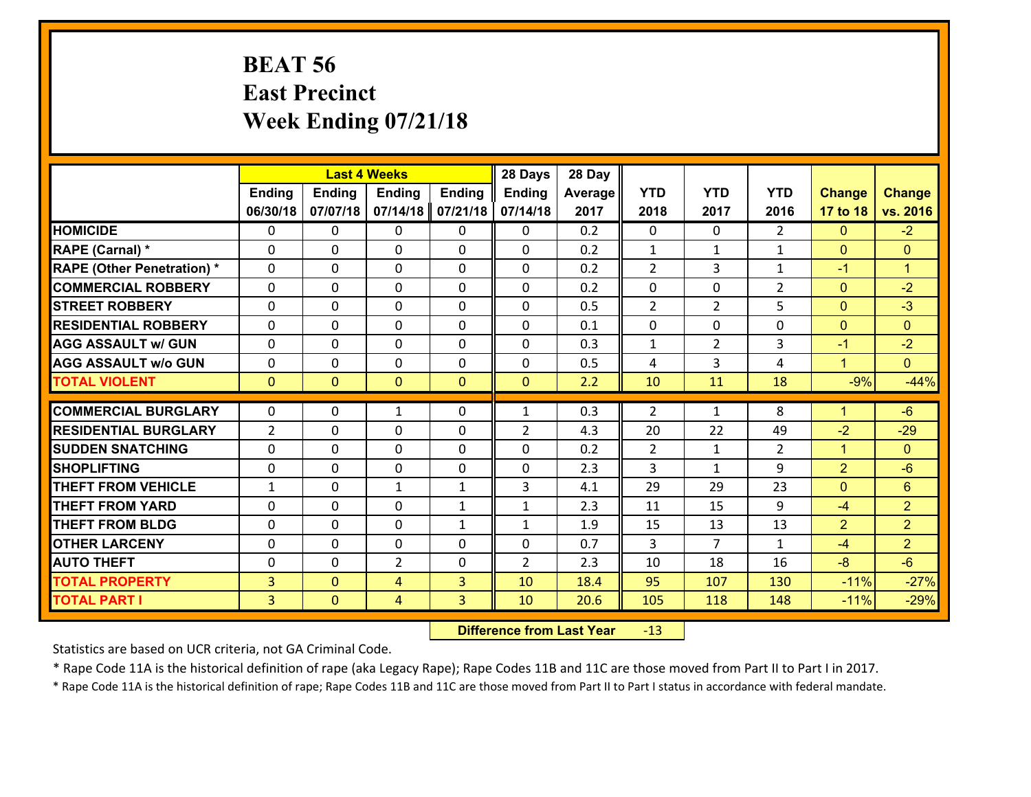# BEAT 56
## East Precinct
## Week Ending 07/21/18

| | Last 4 Weeks | | | | 28 Days | 28 Day | | | | | |
|---|---|---|---|---|---|---|---|---|---|---|---|
| | Ending 06/30/18 | Ending 07/07/18 | Ending 07/14/18 | Ending 07/21/18 | Ending 07/14/18 | Average 2017 | YTD 2018 | YTD 2017 | YTD 2016 | Change 17 to 18 | Change vs. 2016 |
| **HOMICIDE** | 0 | 0 | 0 | 0 | 0 | 0.2 | 0 | 0 | 2 | 0 | -2 |
| **RAPE (Carnal) *** | 0 | 0 | 0 | 0 | 0 | 0.2 | 1 | 1 | 1 | 0 | 0 |
| **RAPE (Other Penetration) *** | 0 | 0 | 0 | 0 | 0 | 0.2 | 2 | 3 | 1 | -1 | 1 |
| **COMMERCIAL ROBBERY** | 0 | 0 | 0 | 0 | 0 | 0.2 | 0 | 0 | 2 | 0 | -2 |
| **STREET ROBBERY** | 0 | 0 | 0 | 0 | 0 | 0.5 | 2 | 2 | 5 | 0 | -3 |
| **RESIDENTIAL ROBBERY** | 0 | 0 | 0 | 0 | 0 | 0.1 | 0 | 0 | 0 | 0 | 0 |
| **AGG ASSAULT w/ GUN** | 0 | 0 | 0 | 0 | 0 | 0.3 | 1 | 2 | 3 | -1 | -2 |
| **AGG ASSAULT w/o GUN** | 0 | 0 | 0 | 0 | 0 | 0.5 | 4 | 3 | 4 | 1 | 0 |
| **TOTAL VIOLENT** | 0 | 0 | 0 | 0 | 0 | 2.2 | 10 | 11 | 18 | -9% | -44% |
| **COMMERCIAL BURGLARY** | 0 | 0 | 1 | 0 | 1 | 0.3 | 2 | 1 | 8 | 1 | -6 |
| **RESIDENTIAL BURGLARY** | 2 | 0 | 0 | 0 | 2 | 4.3 | 20 | 22 | 49 | -2 | -29 |
| **SUDDEN SNATCHING** | 0 | 0 | 0 | 0 | 0 | 0.2 | 2 | 1 | 2 | 1 | 0 |
| **SHOPLIFTING** | 0 | 0 | 0 | 0 | 0 | 2.3 | 3 | 1 | 9 | 2 | -6 |
| **THEFT FROM VEHICLE** | 1 | 0 | 1 | 1 | 3 | 4.1 | 29 | 29 | 23 | 0 | 6 |
| **THEFT FROM YARD** | 0 | 0 | 0 | 1 | 1 | 2.3 | 11 | 15 | 9 | -4 | 2 |
| **THEFT FROM BLDG** | 0 | 0 | 0 | 1 | 1 | 1.9 | 15 | 13 | 13 | 2 | 2 |
| **OTHER LARCENY** | 0 | 0 | 0 | 0 | 0 | 0.7 | 3 | 7 | 1 | -4 | 2 |
| **AUTO THEFT** | 0 | 0 | 2 | 0 | 2 | 2.3 | 10 | 18 | 16 | -8 | -6 |
| **TOTAL PROPERTY** | 3 | 0 | 4 | 3 | 10 | 18.4 | 95 | 107 | 130 | -11% | -27% |
| **TOTAL PART I** | 3 | 0 | 4 | 3 | 10 | 20.6 | 105 | 118 | 148 | -11% | -29% |

**Difference from Last Year** -13

Statistics are based on UCR criteria, not GA Criminal Code.

* Rape Code 11A is the historical definition of rape (aka Legacy Rape); Rape Codes 11B and 11C are those moved from Part II to Part I in 2017.

* Rape Code 11A is the historical definition of rape; Rape Codes 11B and 11C are those moved from Part II to Part I status in accordance with federal mandate.